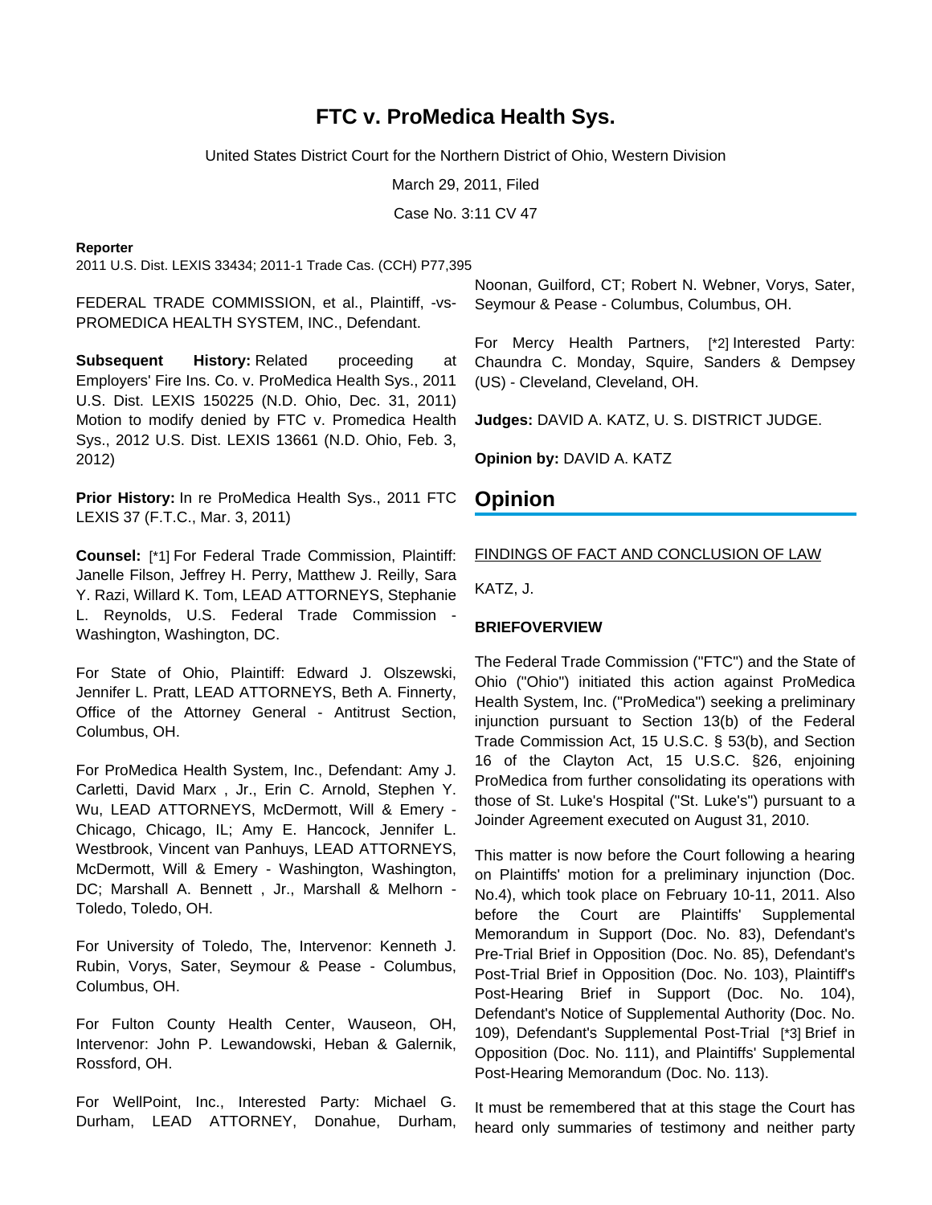# FTC v. ProMedica Health Sys.

United States District Court for the Northern District of Ohio, Western Division

March 29, 2011, Filed

Case No. 3:11 CV 47

**Reporter**

2011 U.S. Dist. LEXIS 33434; 2011-1 Trade Cas. (CCH) P77,395

FEDERAL TRADE COMMISSION, et al., Plaintiff, -vs- PROMEDICA HEALTH SYSTEM, INC., Defendant.

**Subsequent History:** Related proceeding at Employers' Fire Ins. Co. v. ProMedica Health Sys., 2011 U.S. Dist. LEXIS 150225 (N.D. Ohio, Dec. 31, 2011) Motion to modify denied by FTC v. Promedica Health Sys., 2012 U.S. Dist. LEXIS 13661 (N.D. Ohio, Feb. 3, 2012)

**Prior History:** In re ProMedica Health Sys., 2011 FTC LEXIS 37 (F.T.C., Mar. 3, 2011)

**Counsel:** [*1] For Federal Trade Commission, Plaintiff: Janelle Filson, Jeffrey H. Perry, Matthew J. Reilly, Sara Y. Razi, Willard K. Tom, LEAD ATTORNEYS, Stephanie L. Reynolds, U.S. Federal Trade Commission - Washington, Washington, DC.

For State of Ohio, Plaintiff: Edward J. Olszewski, Jennifer L. Pratt, LEAD ATTORNEYS, Beth A. Finnerty, Office of the Attorney General - Antitrust Section, Columbus, OH.

For ProMedica Health System, Inc., Defendant: Amy J. Carletti, David Marx , Jr., Erin C. Arnold, Stephen Y. Wu, LEAD ATTORNEYS, McDermott, Will & Emery - Chicago, Chicago, IL; Amy E. Hancock, Jennifer L. Westbrook, Vincent van Panhuys, LEAD ATTORNEYS, McDermott, Will & Emery - Washington, Washington, DC; Marshall A. Bennett , Jr., Marshall & Melhorn - Toledo, Toledo, OH.

For University of Toledo, The, Intervenor: Kenneth J. Rubin, Vorys, Sater, Seymour & Pease - Columbus, Columbus, OH.

For Fulton County Health Center, Wauseon, OH, Intervenor: John P. Lewandowski, Heban & Galernik, Rossford, OH.

For WellPoint, Inc., Interested Party: Michael G. Durham, LEAD ATTORNEY, Donahue, Durham, Noonan, Guilford, CT; Robert N. Webner, Vorys, Sater, Seymour & Pease - Columbus, Columbus, OH.

For Mercy Health Partners, [*2] Interested Party: Chaundra C. Monday, Squire, Sanders & Dempsey (US) - Cleveland, Cleveland, OH.

**Judges:** DAVID A. KATZ, U. S. DISTRICT JUDGE.

**Opinion by:** DAVID A. KATZ

## Opinion

FINDINGS OF FACT AND CONCLUSION OF LAW

KATZ, J.

**BRIEFOVERVIEW**

The Federal Trade Commission ("FTC") and the State of Ohio ("Ohio") initiated this action against ProMedica Health System, Inc. ("ProMedica") seeking a preliminary injunction pursuant to Section 13(b) of the Federal Trade Commission Act, 15 U.S.C. § 53(b), and Section 16 of the Clayton Act, 15 U.S.C. §26, enjoining ProMedica from further consolidating its operations with those of St. Luke's Hospital ("St. Luke's") pursuant to a Joinder Agreement executed on August 31, 2010.

This matter is now before the Court following a hearing on Plaintiffs' motion for a preliminary injunction (Doc. No.4), which took place on February 10-11, 2011. Also before the Court are Plaintiffs' Supplemental Memorandum in Support (Doc. No. 83), Defendant's Pre-Trial Brief in Opposition (Doc. No. 85), Defendant's Post-Trial Brief in Opposition (Doc. No. 103), Plaintiff's Post-Hearing Brief in Support (Doc. No. 104), Defendant's Notice of Supplemental Authority (Doc. No. 109), Defendant's Supplemental Post-Trial [*3] Brief in Opposition (Doc. No. 111), and Plaintiffs' Supplemental Post-Hearing Memorandum (Doc. No. 113).

It must be remembered that at this stage the Court has heard only summaries of testimony and neither party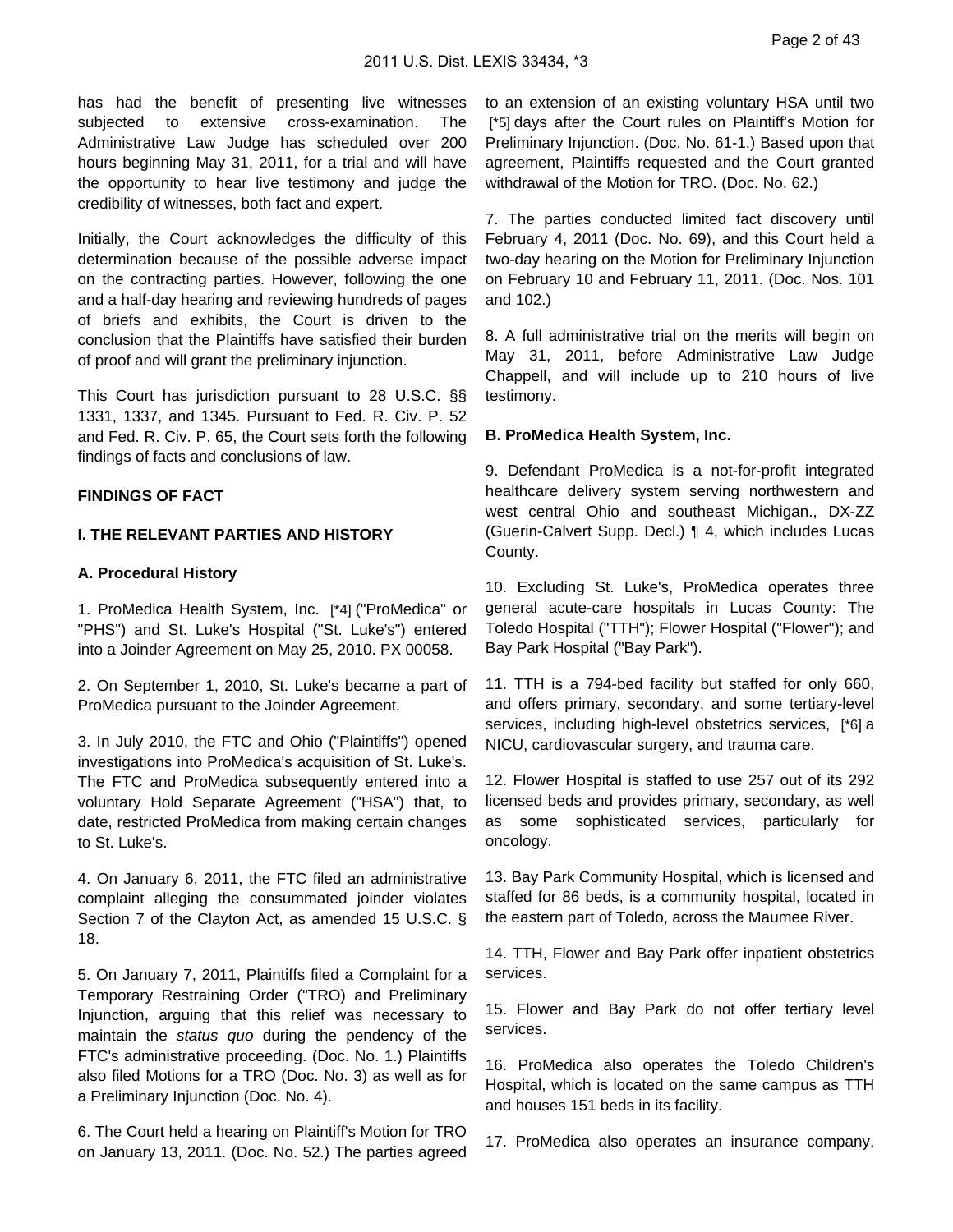has had the benefit of presenting live witnesses subjected to extensive cross-examination. The Administrative Law Judge has scheduled over 200 hours beginning May 31, 2011, for a trial and will have the opportunity to hear live testimony and judge the credibility of witnesses, both fact and expert.

Initially, the Court acknowledges the difficulty of this determination because of the possible adverse impact on the contracting parties. However, following the one and a half-day hearing and reviewing hundreds of pages of briefs and exhibits, the Court is driven to the conclusion that the Plaintiffs have satisfied their burden of proof and will grant the preliminary injunction.

This Court has jurisdiction pursuant to 28 U.S.C. §§ 1331, 1337, and 1345. Pursuant to Fed. R. Civ. P. 52 and Fed. R. Civ. P. 65, the Court sets forth the following findings of facts and conclusions of law.

**FINDINGS OF FACT**

**I. THE RELEVANT PARTIES AND HISTORY**

**A. Procedural History**

1. ProMedica Health System, Inc. [*4] ("ProMedica" or "PHS") and St. Luke's Hospital ("St. Luke's") entered into a Joinder Agreement on May 25, 2010. PX 00058.

2. On September 1, 2010, St. Luke's became a part of ProMedica pursuant to the Joinder Agreement.

3. In July 2010, the FTC and Ohio ("Plaintiffs") opened investigations into ProMedica's acquisition of St. Luke's. The FTC and ProMedica subsequently entered into a voluntary Hold Separate Agreement ("HSA") that, to date, restricted ProMedica from making certain changes to St. Luke's.

4. On January 6, 2011, the FTC filed an administrative complaint alleging the consummated joinder violates Section 7 of the Clayton Act, as amended 15 U.S.C. § 18.

5. On January 7, 2011, Plaintiffs filed a Complaint for a Temporary Restraining Order ("TRO") and Preliminary Injunction, arguing that this relief was necessary to maintain the *status quo* during the pendency of the FTC's administrative proceeding. (Doc. No. 1.) Plaintiffs also filed Motions for a TRO (Doc. No. 3) as well as for a Preliminary Injunction (Doc. No. 4).

6. The Court held a hearing on Plaintiff's Motion for TRO on January 13, 2011. (Doc. No. 52.) The parties agreed to an extension of an existing voluntary HSA until two [*5] days after the Court rules on Plaintiff's Motion for Preliminary Injunction. (Doc. No. 61-1.) Based upon that agreement, Plaintiffs requested and the Court granted withdrawal of the Motion for TRO. (Doc. No. 62.)

7. The parties conducted limited fact discovery until February 4, 2011 (Doc. No. 69), and this Court held a two-day hearing on the Motion for Preliminary Injunction on February 10 and February 11, 2011. (Doc. Nos. 101 and 102.)

8. A full administrative trial on the merits will begin on May 31, 2011, before Administrative Law Judge Chappell, and will include up to 210 hours of live testimony.

**B. ProMedica Health System, Inc.**

9. Defendant ProMedica is a not-for-profit integrated healthcare delivery system serving northwestern and west central Ohio and southeast Michigan., DX-ZZ (Guerin-Calvert Supp. Decl.) ¶ 4, which includes Lucas County.

10. Excluding St. Luke's, ProMedica operates three general acute-care hospitals in Lucas County: The Toledo Hospital ("TTH"); Flower Hospital ("Flower"); and Bay Park Hospital ("Bay Park").

11. TTH is a 794-bed facility but staffed for only 660, and offers primary, secondary, and some tertiary-level services, including high-level obstetrics services, [*6] a NICU, cardiovascular surgery, and trauma care.

12. Flower Hospital is staffed to use 257 out of its 292 licensed beds and provides primary, secondary, as well as some sophisticated services, particularly for oncology.

13. Bay Park Community Hospital, which is licensed and staffed for 86 beds, is a community hospital, located in the eastern part of Toledo, across the Maumee River.

14. TTH, Flower and Bay Park offer inpatient obstetrics services.

15. Flower and Bay Park do not offer tertiary level services.

16. ProMedica also operates the Toledo Children's Hospital, which is located on the same campus as TTH and houses 151 beds in its facility.

17. ProMedica also operates an insurance company,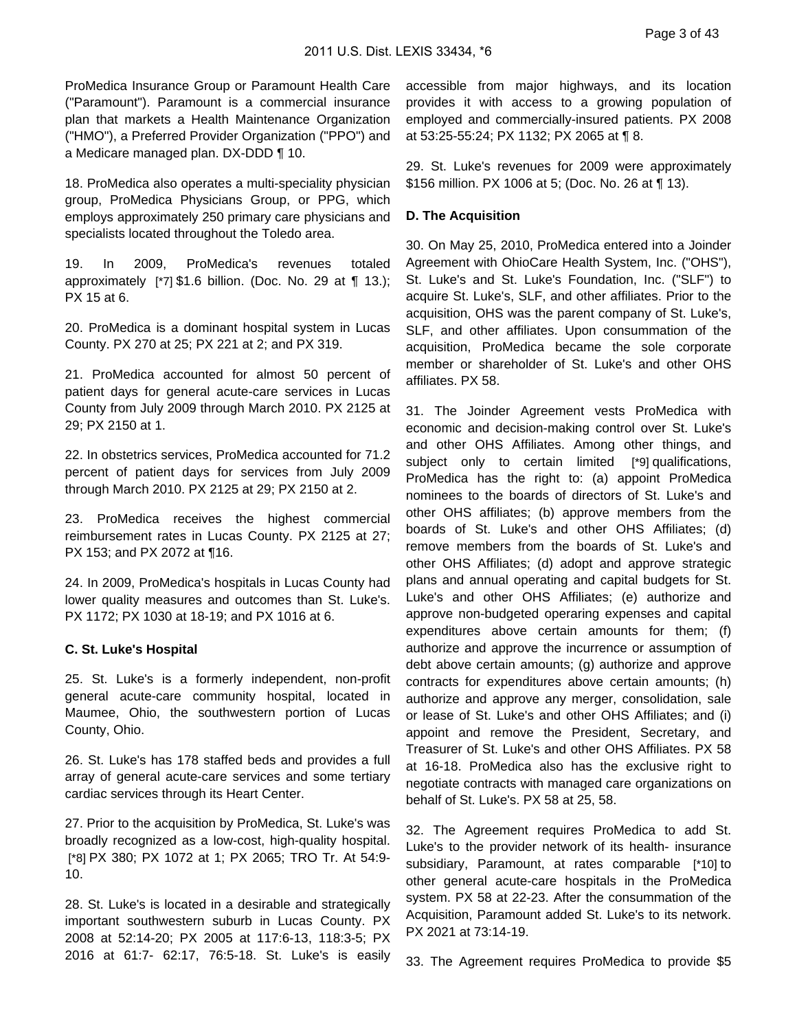ProMedica Insurance Group or Paramount Health Care ("Paramount"). Paramount is a commercial insurance plan that markets a Health Maintenance Organization ("HMO"), a Preferred Provider Organization ("PPO") and a Medicare managed plan. DX-DDD ¶ 10.

18. ProMedica also operates a multi-speciality physician group, ProMedica Physicians Group, or PPG, which employs approximately 250 primary care physicians and specialists located throughout the Toledo area.

19. In 2009, ProMedica's revenues totaled approximately [*7] $1.6 billion. (Doc. No. 29 at ¶ 13.); PX 15 at 6.

20. ProMedica is a dominant hospital system in Lucas County. PX 270 at 25; PX 221 at 2; and PX 319.

21. ProMedica accounted for almost 50 percent of patient days for general acute-care services in Lucas County from July 2009 through March 2010. PX 2125 at 29; PX 2150 at 1.

22. In obstetrics services, ProMedica accounted for 71.2 percent of patient days for services from July 2009 through March 2010. PX 2125 at 29; PX 2150 at 2.

23. ProMedica receives the highest commercial reimbursement rates in Lucas County. PX 2125 at 27; PX 153; and PX 2072 at ¶16.

24. In 2009, ProMedica's hospitals in Lucas County had lower quality measures and outcomes than St. Luke's. PX 1172; PX 1030 at 18-19; and PX 1016 at 6.

**C. St. Luke's Hospital**

25. St. Luke's is a formerly independent, non-profit general acute-care community hospital, located in Maumee, Ohio, the southwestern portion of Lucas County, Ohio.

26. St. Luke's has 178 staffed beds and provides a full array of general acute-care services and some tertiary cardiac services through its Heart Center.

27. Prior to the acquisition by ProMedica, St. Luke's was broadly recognized as a low-cost, high-quality hospital. [*8] PX 380; PX 1072 at 1; PX 2065; TRO Tr. At 54:9-10.

28. St. Luke's is located in a desirable and strategically important southwestern suburb in Lucas County. PX 2008 at 52:14-20; PX 2005 at 117:6-13, 118:3-5; PX 2016 at 61:7- 62:17, 76:5-18. St. Luke's is easily accessible from major highways, and its location provides it with access to a growing population of employed and commercially-insured patients. PX 2008 at 53:25-55:24; PX 1132; PX 2065 at ¶ 8.

29. St. Luke's revenues for 2009 were approximately $156 million. PX 1006 at 5; (Doc. No. 26 at ¶ 13).

**D. The Acquisition**

30. On May 25, 2010, ProMedica entered into a Joinder Agreement with OhioCare Health System, Inc. ("OHS"), St. Luke's and St. Luke's Foundation, Inc. ("SLF") to acquire St. Luke's, SLF, and other affiliates. Prior to the acquisition, OHS was the parent company of St. Luke's, SLF, and other affiliates. Upon consummation of the acquisition, ProMedica became the sole corporate member or shareholder of St. Luke's and other OHS affiliates. PX 58.

31. The Joinder Agreement vests ProMedica with economic and decision-making control over St. Luke's and other OHS Affiliates. Among other things, and subject only to certain limited [*9] qualifications, ProMedica has the right to: (a) appoint ProMedica nominees to the boards of directors of St. Luke's and other OHS affiliates; (b) approve members from the boards of St. Luke's and other OHS Affiliates; (d) remove members from the boards of St. Luke's and other OHS Affiliates; (d) adopt and approve strategic plans and annual operating and capital budgets for St. Luke's and other OHS Affiliates; (e) authorize and approve non-budgeted opeраring expenses and capital expenditures above certain amounts for them; (f) authorize and approve the incurrence or assumption of debt above certain amounts; (g) authorize and approve contracts for expenditures above certain amounts; (h) authorize and approve any merger, consolidation, sale or lease of St. Luke's and other OHS Affiliates; and (i) appoint and remove the President, Secretary, and Treasurer of St. Luke's and other OHS Affiliates. PX 58 at 16-18. ProMedica also has the exclusive right to negotiate contracts with managed care organizations on behalf of St. Luke's. PX 58 at 25, 58.

32. The Agreement requires ProMedica to add St. Luke's to the provider network of its health- insurance subsidiary, Paramount, at rates comparable [*10] to other general acute-care hospitals in the ProMedica system. PX 58 at 22-23. After the consummation of the Acquisition, Paramount added St. Luke's to its network. PX 2021 at 73:14-19.

33. The Agreement requires ProMedica to provide $5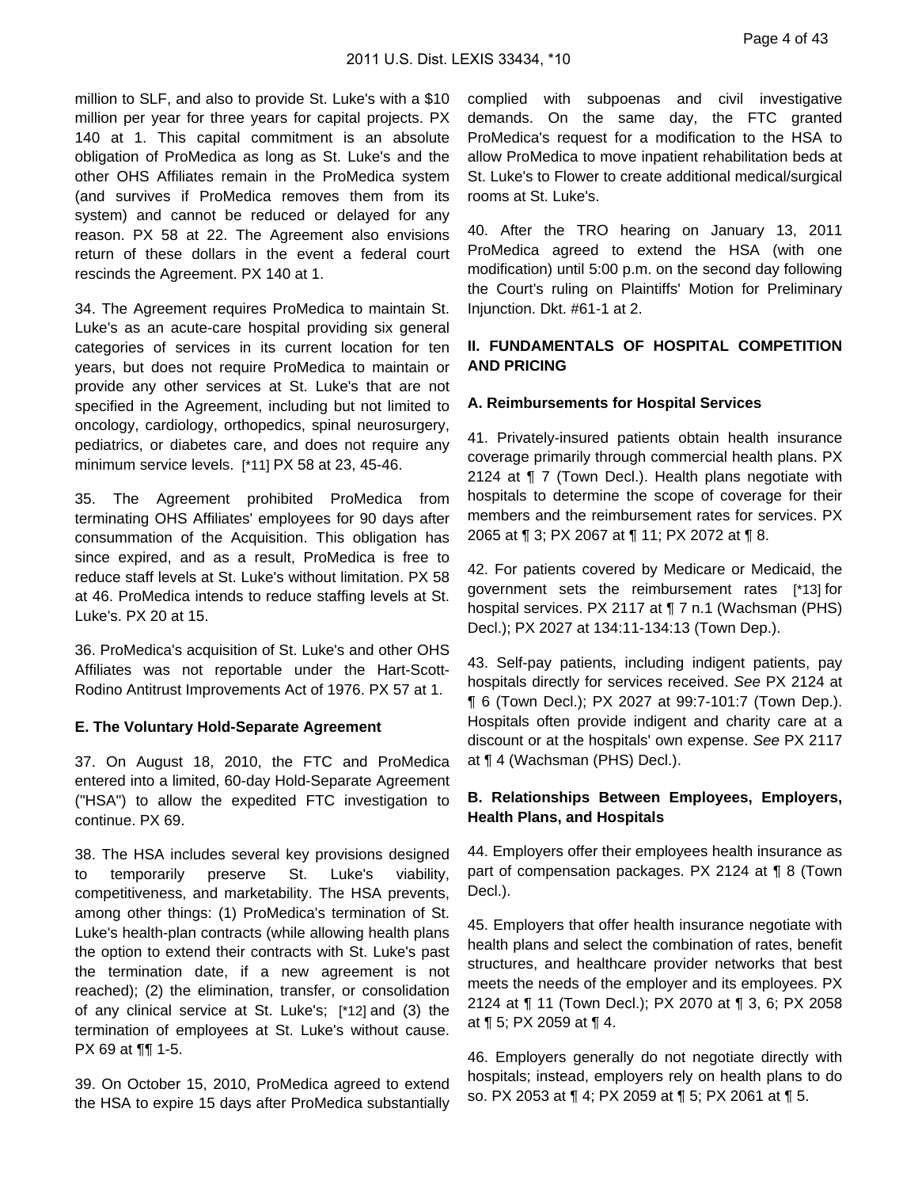million to SLF, and also to provide St. Luke's with a $10 million per year for three years for capital projects. PX 140 at 1. This capital commitment is an absolute obligation of ProMedica as long as St. Luke's and the other OHS Affiliates remain in the ProMedica system (and survives if ProMedica removes them from its system) and cannot be reduced or delayed for any reason. PX 58 at 22. The Agreement also envisions return of these dollars in the event a federal court rescinds the Agreement. PX 140 at 1.

34. The Agreement requires ProMedica to maintain St. Luke's as an acute-care hospital providing six general categories of services in its current location for ten years, but does not require ProMedica to maintain or provide any other services at St. Luke's that are not specified in the Agreement, including but not limited to oncology, cardiology, orthopedics, spinal neurosurgery, pediatrics, or diabetes care, and does not require any minimum service levels. [*11] PX 58 at 23, 45-46.

35. The Agreement prohibited ProMedica from terminating OHS Affiliates' employees for 90 days after consummation of the Acquisition. This obligation has since expired, and as a result, ProMedica is free to reduce staff levels at St. Luke's without limitation. PX 58 at 46. ProMedica intends to reduce staffing levels at St. Luke's. PX 20 at 15.

36. ProMedica's acquisition of St. Luke's and other OHS Affiliates was not reportable under the Hart-Scott-Rodino Antitrust Improvements Act of 1976. PX 57 at 1.

**E. The Voluntary Hold-Separate Agreement**

37. On August 18, 2010, the FTC and ProMedica entered into a limited, 60-day Hold-Separate Agreement ("HSA") to allow the expedited FTC investigation to continue. PX 69.

38. The HSA includes several key provisions designed to temporarily preserve St. Luke's viability, competitiveness, and marketability. The HSA prevents, among other things: (1) ProMedica's termination of St. Luke's health-plan contracts (while allowing health plans the option to extend their contracts with St. Luke's past the termination date, if a new agreement is not reached); (2) the elimination, transfer, or consolidation of any clinical service at St. Luke's; [*12] and (3) the termination of employees at St. Luke's without cause. PX 69 at ¶¶ 1-5.

39. On October 15, 2010, ProMedica agreed to extend the HSA to expire 15 days after ProMedica substantially complied with subpoenas and civil investigative demands. On the same day, the FTC granted ProMedica's request for a modification to the HSA to allow ProMedica to move inpatient rehabilitation beds at St. Luke's to Flower to create additional medical/surgical rooms at St. Luke's.

40. After the TRO hearing on January 13, 2011 ProMedica agreed to extend the HSA (with one modification) until 5:00 p.m. on the second day following the Court's ruling on Plaintiffs' Motion for Preliminary Injunction. Dkt. #61-1 at 2.

## II. FUNDAMENTALS OF HOSPITAL COMPETITION AND PRICING

**A. Reimbursements for Hospital Services**

41. Privately-insured patients obtain health insurance coverage primarily through commercial health plans. PX 2124 at ¶ 7 (Town Decl.). Health plans negotiate with hospitals to determine the scope of coverage for their members and the reimbursement rates for services. PX 2065 at ¶ 3; PX 2067 at ¶ 11; PX 2072 at ¶ 8.

42. For patients covered by Medicare or Medicaid, the government sets the reimbursement rates [*13] for hospital services. PX 2117 at ¶ 7 n.1 (Wachsman (PHS) Decl.); PX 2027 at 134:11-134:13 (Town Dep.).

43. Self-pay patients, including indigent patients, pay hospitals directly for services received. *See* PX 2124 at ¶ 6 (Town Decl.); PX 2027 at 99:7-101:7 (Town Dep.). Hospitals often provide indigent and charity care at a discount or at the hospitals' own expense. *See* PX 2117 at ¶ 4 (Wachsman (PHS) Decl.).

**B. Relationships Between Employees, Employers, Health Plans, and Hospitals**

44. Employers offer their employees health insurance as part of compensation packages. PX 2124 at ¶ 8 (Town Decl.).

45. Employers that offer health insurance negotiate with health plans and select the combination of rates, benefit structures, and healthcare provider networks that best meets the needs of the employer and its employees. PX 2124 at ¶ 11 (Town Decl.); PX 2070 at ¶ 3, 6; PX 2058 at ¶ 5; PX 2059 at ¶ 4.

46. Employers generally do not negotiate directly with hospitals; instead, employers rely on health plans to do so. PX 2053 at ¶ 4; PX 2059 at ¶ 5; PX 2061 at ¶ 5.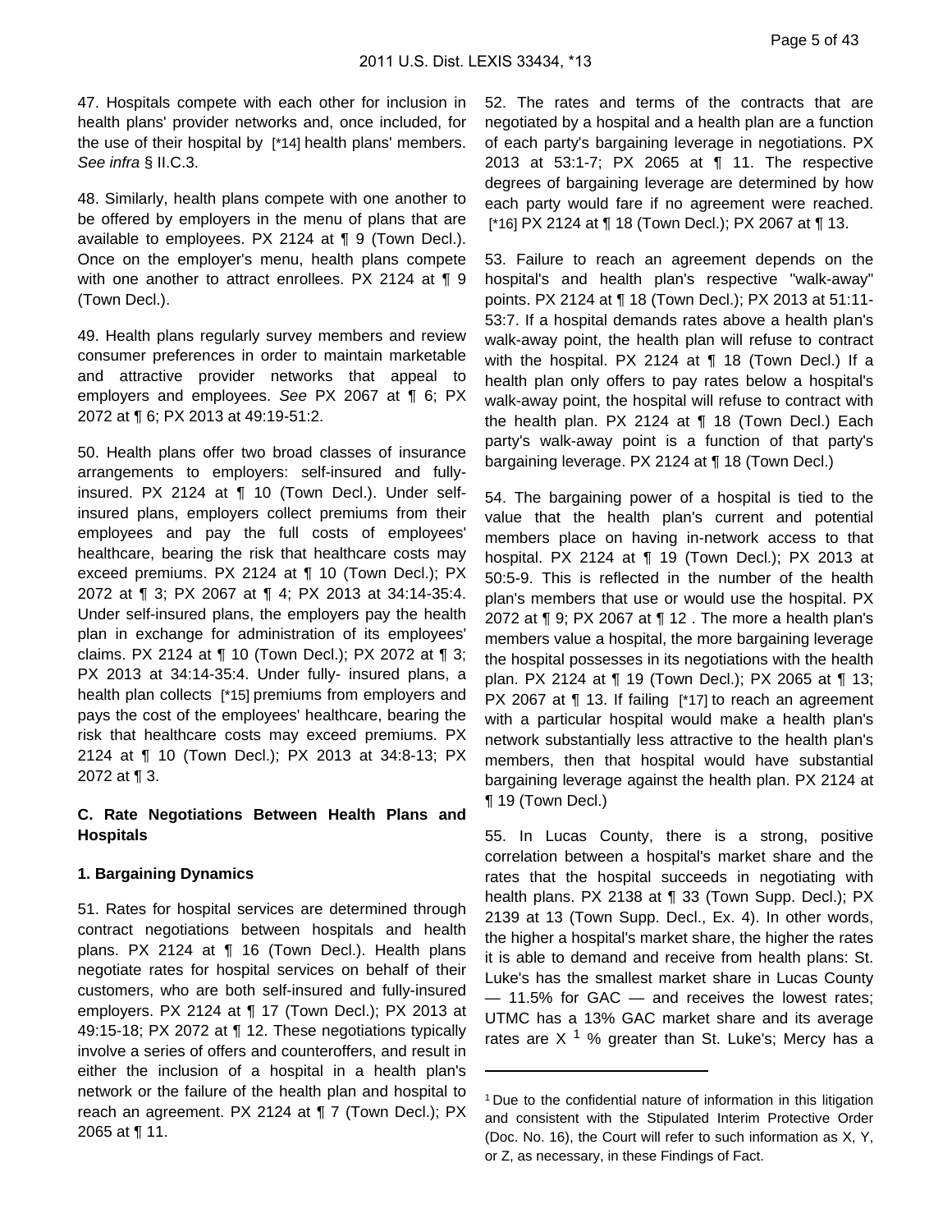47. Hospitals compete with each other for inclusion in health plans' provider networks and, once included, for the use of their hospital by [*14] health plans' members. *See infra* § II.C.3.

48. Similarly, health plans compete with one another to be offered by employers in the menu of plans that are available to employees. PX 2124 at ¶ 9 (Town Decl.). Once on the employer's menu, health plans compete with one another to attract enrollees. PX 2124 at ¶ 9 (Town Decl.).

49. Health plans regularly survey members and review consumer preferences in order to maintain marketable and attractive provider networks that appeal to employers and employees. *See* PX 2067 at ¶ 6; PX 2072 at ¶ 6; PX 2013 at 49:19-51:2.

50. Health plans offer two broad classes of insurance arrangements to employers: self-insured and fully-insured. PX 2124 at ¶ 10 (Town Decl.). Under self-insured plans, employers collect premiums from their employees and pay the full costs of employees' healthcare, bearing the risk that healthcare costs may exceed premiums. PX 2124 at ¶ 10 (Town Decl.); PX 2072 at ¶ 3; PX 2067 at ¶ 4; PX 2013 at 34:14-35:4. Under self-insured plans, the employers pay the health plan in exchange for administration of its employees' claims. PX 2124 at ¶ 10 (Town Decl.); PX 2072 at ¶ 3; PX 2013 at 34:14-35:4. Under fully- insured plans, a health plan collects [*15] premiums from employers and pays the cost of the employees' healthcare, bearing the risk that healthcare costs may exceed premiums. PX 2124 at ¶ 10 (Town Decl.); PX 2013 at 34:8-13; PX 2072 at ¶ 3.

### C. Rate Negotiations Between Health Plans and Hospitals

#### 1. Bargaining Dynamics

51. Rates for hospital services are determined through contract negotiations between hospitals and health plans. PX 2124 at ¶ 16 (Town Decl.). Health plans negotiate rates for hospital services on behalf of their customers, who are both self-insured and fully-insured employers. PX 2124 at ¶ 17 (Town Decl.); PX 2013 at 49:15-18; PX 2072 at ¶ 12. These negotiations typically involve a series of offers and counteroffers, and result in either the inclusion of a hospital in a health plan's network or the failure of the health plan and hospital to reach an agreement. PX 2124 at ¶ 7 (Town Decl.); PX 2065 at ¶ 11.

52. The rates and terms of the contracts that are negotiated by a hospital and a health plan are a function of each party's bargaining leverage in negotiations. PX 2013 at 53:1-7; PX 2065 at ¶ 11. The respective degrees of bargaining leverage are determined by how each party would fare if no agreement were reached. [*16] PX 2124 at ¶ 18 (Town Decl.); PX 2067 at ¶ 13.

53. Failure to reach an agreement depends on the hospital's and health plan's respective "walk-away" points. PX 2124 at ¶ 18 (Town Decl.); PX 2013 at 51:11-53:7. If a hospital demands rates above a health plan's walk-away point, the health plan will refuse to contract with the hospital. PX 2124 at ¶ 18 (Town Decl.) If a health plan only offers to pay rates below a hospital's walk-away point, the hospital will refuse to contract with the health plan. PX 2124 at ¶ 18 (Town Decl.) Each party's walk-away point is a function of that party's bargaining leverage. PX 2124 at ¶ 18 (Town Decl.)

54. The bargaining power of a hospital is tied to the value that the health plan's current and potential members place on having in-network access to that hospital. PX 2124 at ¶ 19 (Town Decl.); PX 2013 at 50:5-9. This is reflected in the number of the health plan's members that use or would use the hospital. PX 2072 at ¶ 9; PX 2067 at ¶ 12 . The more a health plan's members value a hospital, the more bargaining leverage the hospital possesses in its negotiations with the health plan. PX 2124 at ¶ 19 (Town Decl.); PX 2065 at ¶ 13; PX 2067 at ¶ 13. If failing [*17] to reach an agreement with a particular hospital would make a health plan's network substantially less attractive to the health plan's members, then that hospital would have substantial bargaining leverage against the health plan. PX 2124 at ¶ 19 (Town Decl.)

55. In Lucas County, there is a strong, positive correlation between a hospital's market share and the rates that the hospital succeeds in negotiating with health plans. PX 2138 at ¶ 33 (Town Supp. Decl.); PX 2139 at 13 (Town Supp. Decl., Ex. 4). In other words, the higher a hospital's market share, the higher the rates it is able to demand and receive from health plans: St. Luke's has the smallest market share in Lucas County — 11.5% for GAC — and receives the lowest rates; UTMC has a 13% GAC market share and its average rates are X [1] % greater than St. Luke's; Mercy has a

[1] Due to the confidential nature of information in this litigation and consistent with the Stipulated Interim Protective Order (Doc. No. 16), the Court will refer to such information as X, Y, or Z, as necessary, in these Findings of Fact.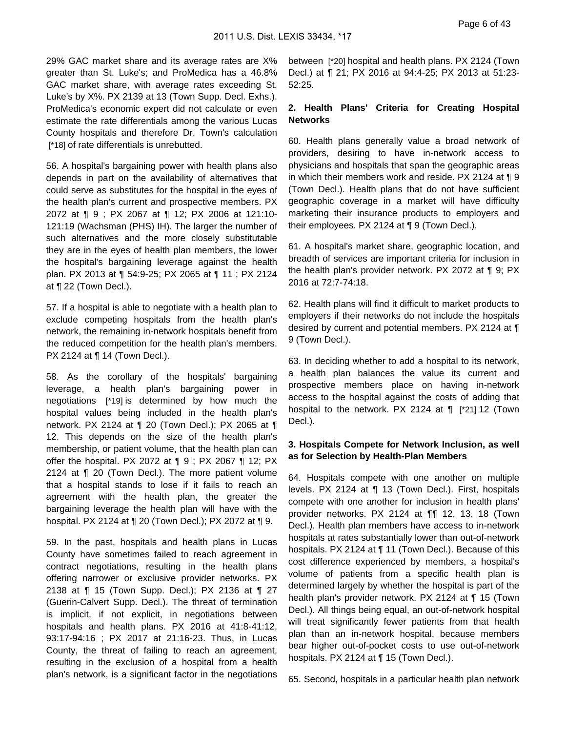29% GAC market share and its average rates are X% greater than St. Luke's; and ProMedica has a 46.8% GAC market share, with average rates exceeding St. Luke's by X%. PX 2139 at 13 (Town Supp. Decl. Exhs.). ProMedica's economic expert did not calculate or even estimate the rate differentials among the various Lucas County hospitals and therefore Dr. Town's calculation [*18] of rate differentials is unrebutted.

56. A hospital's bargaining power with health plans also depends in part on the availability of alternatives that could serve as substitutes for the hospital in the eyes of the health plan's current and prospective members. PX 2072 at ¶ 9 ; PX 2067 at ¶ 12; PX 2006 at 121:10-121:19 (Wachsman (PHS) IH). The larger the number of such alternatives and the more closely substitutable they are in the eyes of health plan members, the lower the hospital's bargaining leverage against the health plan. PX 2013 at ¶ 54:9-25; PX 2065 at ¶ 11 ; PX 2124 at ¶ 22 (Town Decl.).

57. If a hospital is able to negotiate with a health plan to exclude competing hospitals from the health plan's network, the remaining in-network hospitals benefit from the reduced competition for the health plan's members. PX 2124 at ¶ 14 (Town Decl.).

58. As the corollary of the hospitals' bargaining leverage, a health plan's bargaining power in negotiations [*19] is determined by how much the hospital values being included in the health plan's network. PX 2124 at ¶ 20 (Town Decl.); PX 2065 at ¶ 12. This depends on the size of the health plan's membership, or patient volume, that the health plan can offer the hospital. PX 2072 at ¶ 9 ; PX 2067 ¶ 12; PX 2124 at ¶ 20 (Town Decl.). The more patient volume that a hospital stands to lose if it fails to reach an agreement with the health plan, the greater the bargaining leverage the health plan will have with the hospital. PX 2124 at ¶ 20 (Town Decl.); PX 2072 at ¶ 9.

59. In the past, hospitals and health plans in Lucas County have sometimes failed to reach agreement in contract negotiations, resulting in the health plans offering narrower or exclusive provider networks. PX 2138 at ¶ 15 (Town Supp. Decl.); PX 2136 at ¶ 27 (Guerin-Calvert Supp. Decl.). The threat of termination is implicit, if not explicit, in negotiations between hospitals and health plans. PX 2016 at 41:8-41:12, 93:17-94:16 ; PX 2017 at 21:16-23. Thus, in Lucas County, the threat of failing to reach an agreement, resulting in the exclusion of a hospital from a health plan's network, is a significant factor in the negotiations between [*20] hospital and health plans. PX 2124 (Town Decl.) at ¶ 21; PX 2016 at 94:4-25; PX 2013 at 51:23-52:25.

**2. Health Plans' Criteria for Creating Hospital Networks**

60. Health plans generally value a broad network of providers, desiring to have in-network access to physicians and hospitals that span the geographic areas in which their members work and reside. PX 2124 at ¶ 9 (Town Decl.). Health plans that do not have sufficient geographic coverage in a market will have difficulty marketing their insurance products to employers and their employees. PX 2124 at ¶ 9 (Town Decl.).

61. A hospital's market share, geographic location, and breadth of services are important criteria for inclusion in the health plan's provider network. PX 2072 at ¶ 9; PX 2016 at 72:7-74:18.

62. Health plans will find it difficult to market products to employers if their networks do not include the hospitals desired by current and potential members. PX 2124 at ¶ 9 (Town Decl.).

63. In deciding whether to add a hospital to its network, a health plan balances the value its current and prospective members place on having in-network access to the hospital against the costs of adding that hospital to the network. PX 2124 at ¶ [*21] 12 (Town Decl.).

**3. Hospitals Compete for Network Inclusion, as well as for Selection by Health-Plan Members**

64. Hospitals compete with one another on multiple levels. PX 2124 at ¶ 13 (Town Decl.). First, hospitals compete with one another for inclusion in health plans' provider networks. PX 2124 at ¶¶ 12, 13, 18 (Town Decl.). Health plan members have access to in-network hospitals at rates substantially lower than out-of-network hospitals. PX 2124 at ¶ 11 (Town Decl.). Because of this cost difference experienced by members, a hospital's volume of patients from a specific health plan is determined largely by whether the hospital is part of the health plan's provider network. PX 2124 at ¶ 15 (Town Decl.). All things being equal, an out-of-network hospital will treat significantly fewer patients from that health plan than an in-network hospital, because members bear higher out-of-pocket costs to use out-of-network hospitals. PX 2124 at ¶ 15 (Town Decl.).

65. Second, hospitals in a particular health plan network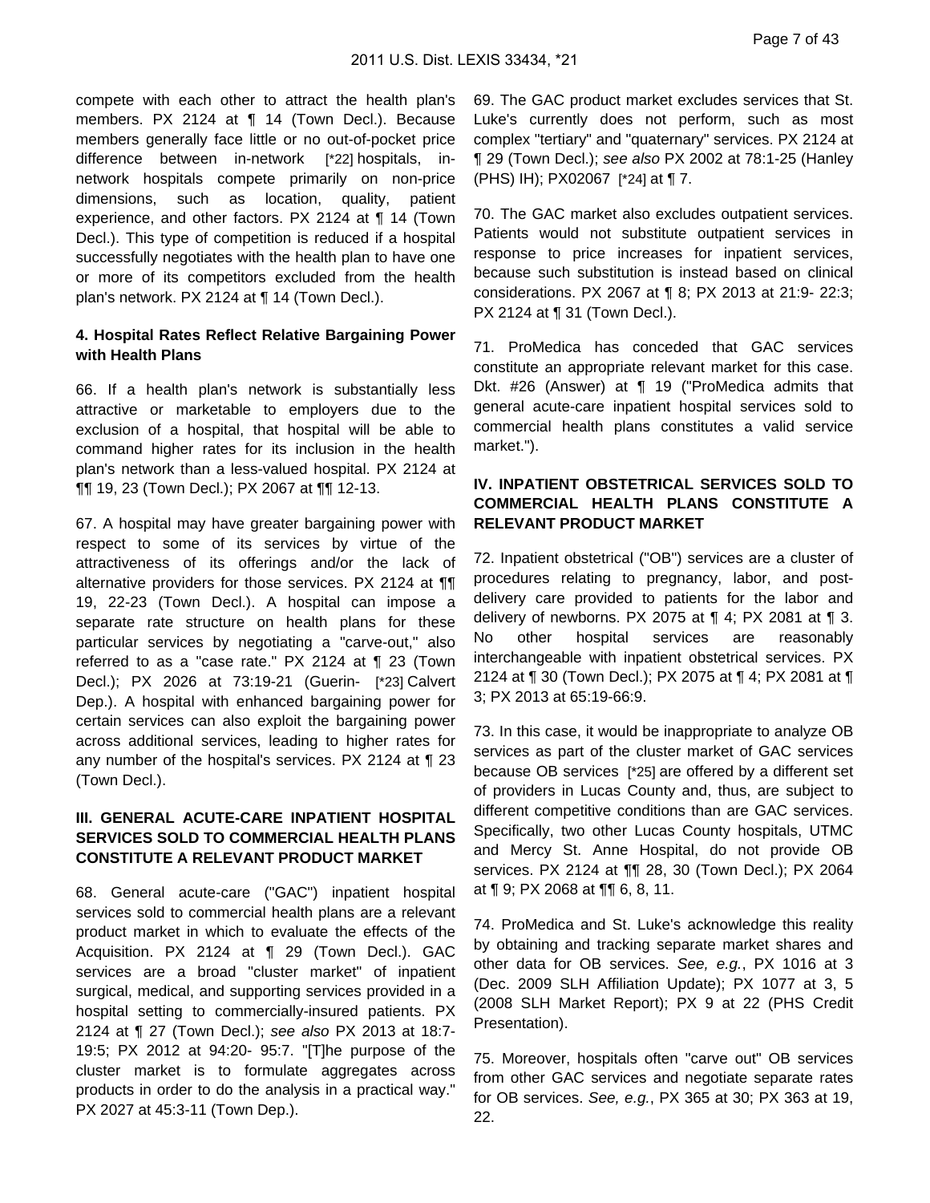compete with each other to attract the health plan's members. PX 2124 at ¶ 14 (Town Decl.). Because members generally face little or no out-of-pocket price difference between in-network [*22] hospitals, in-network hospitals compete primarily on non-price dimensions, such as location, quality, patient experience, and other factors. PX 2124 at ¶ 14 (Town Decl.). This type of competition is reduced if a hospital successfully negotiates with the health plan to have one or more of its competitors excluded from the health plan's network. PX 2124 at ¶ 14 (Town Decl.).

#### 4. Hospital Rates Reflect Relative Bargaining Power with Health Plans

66. If a health plan's network is substantially less attractive or marketable to employers due to the exclusion of a hospital, that hospital will be able to command higher rates for its inclusion in the health plan's network than a less-valued hospital. PX 2124 at ¶¶ 19, 23 (Town Decl.); PX 2067 at ¶¶ 12-13.

67. A hospital may have greater bargaining power with respect to some of its services by virtue of the attractiveness of its offerings and/or the lack of alternative providers for those services. PX 2124 at ¶¶ 19, 22-23 (Town Decl.). A hospital can impose a separate rate structure on health plans for these particular services by negotiating a "carve-out," also referred to as a "case rate." PX 2124 at ¶ 23 (Town Decl.); PX 2026 at 73:19-21 (Guerin- [*23] Calvert Dep.). A hospital with enhanced bargaining power for certain services can also exploit the bargaining power across additional services, leading to higher rates for any number of the hospital's services. PX 2124 at ¶ 23 (Town Decl.).

### III. GENERAL ACUTE-CARE INPATIENT HOSPITAL SERVICES SOLD TO COMMERCIAL HEALTH PLANS CONSTITUTE A RELEVANT PRODUCT MARKET

68. General acute-care ("GAC") inpatient hospital services sold to commercial health plans are a relevant product market in which to evaluate the effects of the Acquisition. PX 2124 at ¶ 29 (Town Decl.). GAC services are a broad "cluster market" of inpatient surgical, medical, and supporting services provided in a hospital setting to commercially-insured patients. PX 2124 at ¶ 27 (Town Decl.); *see also* PX 2013 at 18:7-19:5; PX 2012 at 94:20- 95:7. "[T]he purpose of the cluster market is to formulate aggregates across products in order to do the analysis in a practical way." PX 2027 at 45:3-11 (Town Dep.).

69. The GAC product market excludes services that St. Luke's currently does not perform, such as most complex "tertiary" and "quaternary" services. PX 2124 at ¶ 29 (Town Decl.); *see also* PX 2002 at 78:1-25 (Hanley (PHS) IH); PX02067 [*24] at ¶ 7.

70. The GAC market also excludes outpatient services. Patients would not substitute outpatient services in response to price increases for inpatient services, because such substitution is instead based on clinical considerations. PX 2067 at ¶ 8; PX 2013 at 21:9- 22:3; PX 2124 at ¶ 31 (Town Decl.).

71. ProMedica has conceded that GAC services constitute an appropriate relevant market for this case. Dkt. #26 (Answer) at ¶ 19 ("ProMedica admits that general acute-care inpatient hospital services sold to commercial health plans constitutes a valid service market.").

### IV. INPATIENT OBSTETRICAL SERVICES SOLD TO COMMERCIAL HEALTH PLANS CONSTITUTE A RELEVANT PRODUCT MARKET

72. Inpatient obstetrical ("OB") services are a cluster of procedures relating to pregnancy, labor, and post-delivery care provided to patients for the labor and delivery of newborns. PX 2075 at ¶ 4; PX 2081 at ¶ 3. No other hospital services are reasonably interchangeable with inpatient obstetrical services. PX 2124 at ¶ 30 (Town Decl.); PX 2075 at ¶ 4; PX 2081 at ¶ 3; PX 2013 at 65:19-66:9.

73. In this case, it would be inappropriate to analyze OB services as part of the cluster market of GAC services because OB services [*25] are offered by a different set of providers in Lucas County and, thus, are subject to different competitive conditions than are GAC services. Specifically, two other Lucas County hospitals, UTMC and Mercy St. Anne Hospital, do not provide OB services. PX 2124 at ¶¶ 28, 30 (Town Decl.); PX 2064 at ¶ 9; PX 2068 at ¶¶ 6, 8, 11.

74. ProMedica and St. Luke's acknowledge this reality by obtaining and tracking separate market shares and other data for OB services. *See, e.g.*, PX 1016 at 3 (Dec. 2009 SLH Affiliation Update); PX 1077 at 3, 5 (2008 SLH Market Report); PX 9 at 22 (PHS Credit Presentation).

75. Moreover, hospitals often "carve out" OB services from other GAC services and negotiate separate rates for OB services. *See, e.g.*, PX 365 at 30; PX 363 at 19, 22.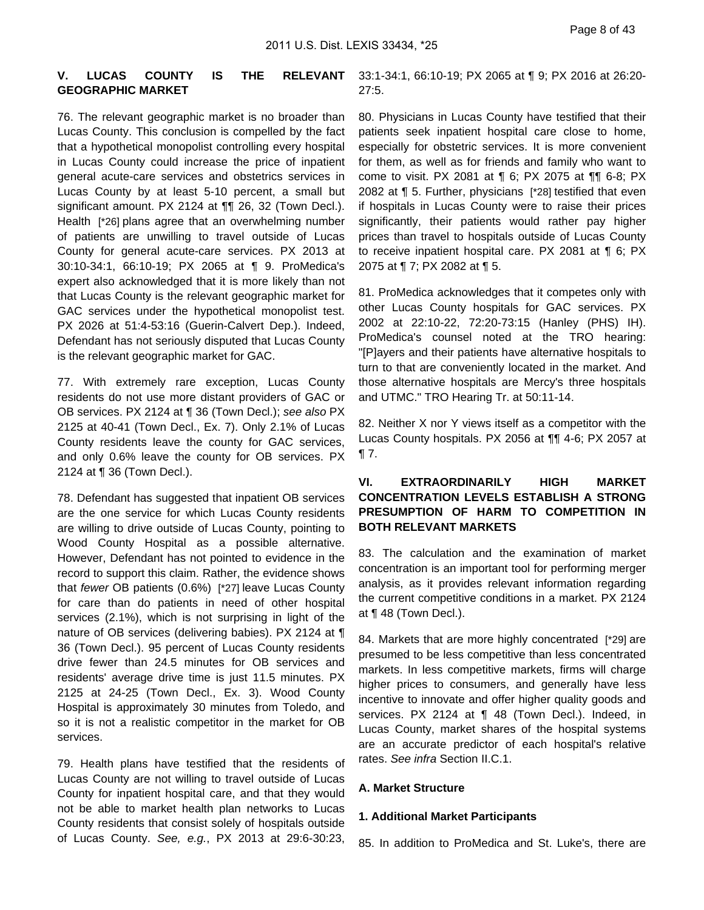## V. LUCAS COUNTY IS THE RELEVANT GEOGRAPHIC MARKET

76. The relevant geographic market is no broader than Lucas County. This conclusion is compelled by the fact that a hypothetical monopolist controlling every hospital in Lucas County could increase the price of inpatient general acute-care services and obstetrics services in Lucas County by at least 5-10 percent, a small but significant amount. PX 2124 at ¶¶ 26, 32 (Town Decl.). Health [*26] plans agree that an overwhelming number of patients are unwilling to travel outside of Lucas County for general acute-care services. PX 2013 at 30:10-34:1, 66:10-19; PX 2065 at ¶ 9. ProMedica's expert also acknowledged that it is more likely than not that Lucas County is the relevant geographic market for GAC services under the hypothetical monopolist test. PX 2026 at 51:4-53:16 (Guerin-Calvert Dep.). Indeed, Defendant has not seriously disputed that Lucas County is the relevant geographic market for GAC.

77. With extremely rare exception, Lucas County residents do not use more distant providers of GAC or OB services. PX 2124 at ¶ 36 (Town Decl.); *see also* PX 2125 at 40-41 (Town Decl., Ex. 7). Only 2.1% of Lucas County residents leave the county for GAC services, and only 0.6% leave the county for OB services. PX 2124 at ¶ 36 (Town Decl.).

78. Defendant has suggested that inpatient OB services are the one service for which Lucas County residents are willing to drive outside of Lucas County, pointing to Wood County Hospital as a possible alternative. However, Defendant has not pointed to evidence in the record to support this claim. Rather, the evidence shows that *fewer* OB patients (0.6%) [*27] leave Lucas County for care than do patients in need of other hospital services (2.1%), which is not surprising in light of the nature of OB services (delivering babies). PX 2124 at ¶ 36 (Town Decl.). 95 percent of Lucas County residents drive fewer than 24.5 minutes for OB services and residents' average drive time is just 11.5 minutes. PX 2125 at 24-25 (Town Decl., Ex. 3). Wood County Hospital is approximately 30 minutes from Toledo, and so it is not a realistic competitor in the market for OB services.

79. Health plans have testified that the residents of Lucas County are not willing to travel outside of Lucas County for inpatient hospital care, and that they would not be able to market health plan networks to Lucas County residents that consist solely of hospitals outside of Lucas County. *See, e.g.*, PX 2013 at 29:6-30:23, 33:1-34:1, 66:10-19; PX 2065 at ¶ 9; PX 2016 at 26:20-27:5.

80. Physicians in Lucas County have testified that their patients seek inpatient hospital care close to home, especially for obstetric services. It is more convenient for them, as well as for friends and family who want to come to visit. PX 2081 at ¶ 6; PX 2075 at ¶¶ 6-8; PX 2082 at ¶ 5. Further, physicians [*28] testified that even if hospitals in Lucas County were to raise their prices significantly, their patients would rather pay higher prices than travel to hospitals outside of Lucas County to receive inpatient hospital care. PX 2081 at ¶ 6; PX 2075 at ¶ 7; PX 2082 at ¶ 5.

81. ProMedica acknowledges that it competes only with other Lucas County hospitals for GAC services. PX 2002 at 22:10-22, 72:20-73:15 (Hanley (PHS) IH). ProMedica's counsel noted at the TRO hearing: "[P]ayers and their patients have alternative hospitals to turn to that are conveniently located in the market. And those alternative hospitals are Mercy's three hospitals and UTMC." TRO Hearing Tr. at 50:11-14.

82. Neither X nor Y views itself as a competitor with the Lucas County hospitals. PX 2056 at ¶¶ 4-6; PX 2057 at ¶ 7.

## VI. EXTRAORDINARILY HIGH MARKET CONCENTRATION LEVELS ESTABLISH A STRONG PRESUMPTION OF HARM TO COMPETITION IN BOTH RELEVANT MARKETS

83. The calculation and the examination of market concentration is an important tool for performing merger analysis, as it provides relevant information regarding the current competitive conditions in a market. PX 2124 at ¶ 48 (Town Decl.).

84. Markets that are more highly concentrated [*29] are presumed to be less competitive than less concentrated markets. In less competitive markets, firms will charge higher prices to consumers, and generally have less incentive to innovate and offer higher quality goods and services. PX 2124 at ¶ 48 (Town Decl.). Indeed, in Lucas County, market shares of the hospital systems are an accurate predictor of each hospital's relative rates. *See infra* Section II.C.1.

### A. Market Structure

#### 1. Additional Market Participants

85. In addition to ProMedica and St. Luke's, there are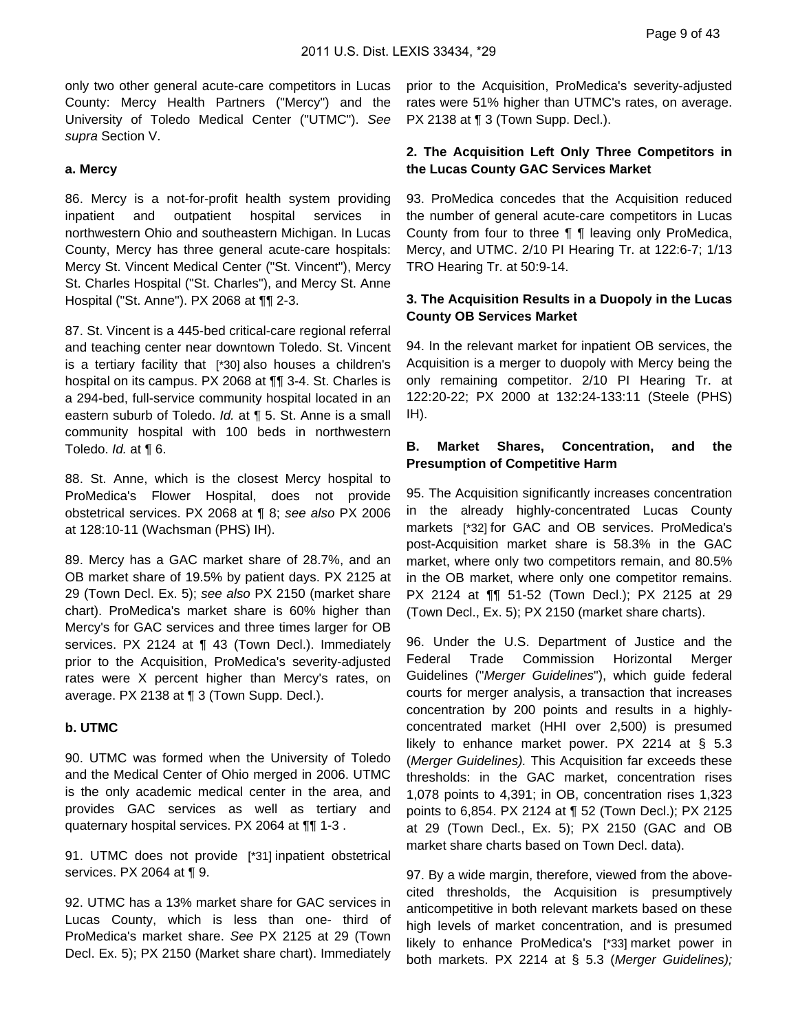only two other general acute-care competitors in Lucas County: Mercy Health Partners ("Mercy") and the University of Toledo Medical Center ("UTMC"). *See supra* Section V.

**a. Mercy**

86. Mercy is a not-for-profit health system providing inpatient and outpatient hospital services in northwestern Ohio and southeastern Michigan. In Lucas County, Mercy has three general acute-care hospitals: Mercy St. Vincent Medical Center ("St. Vincent"), Mercy St. Charles Hospital ("St. Charles"), and Mercy St. Anne Hospital ("St. Anne"). PX 2068 at ¶¶ 2-3.

87. St. Vincent is a 445-bed critical-care regional referral and teaching center near downtown Toledo. St. Vincent is a tertiary facility that [*30] also houses a children's hospital on its campus. PX 2068 at ¶¶ 3-4. St. Charles is a 294-bed, full-service community hospital located in an eastern suburb of Toledo. *Id.* at ¶ 5. St. Anne is a small community hospital with 100 beds in northwestern Toledo. *Id.* at ¶ 6.

88. St. Anne, which is the closest Mercy hospital to ProMedica's Flower Hospital, does not provide obstetrical services. PX 2068 at ¶ 8; *see also* PX 2006 at 128:10-11 (Wachsman (PHS) IH).

89. Mercy has a GAC market share of 28.7%, and an OB market share of 19.5% by patient days. PX 2125 at 29 (Town Decl. Ex. 5); *see also* PX 2150 (market share chart). ProMedica's market share is 60% higher than Mercy's for GAC services and three times larger for OB services. PX 2124 at ¶ 43 (Town Decl.). Immediately prior to the Acquisition, ProMedica's severity-adjusted rates were X percent higher than Mercy's rates, on average. PX 2138 at ¶ 3 (Town Supp. Decl.).

**b. UTMC**

90. UTMC was formed when the University of Toledo and the Medical Center of Ohio merged in 2006. UTMC is the only academic medical center in the area, and provides GAC services as well as tertiary and quaternary hospital services. PX 2064 at ¶¶ 1-3 .

91. UTMC does not provide [*31] inpatient obstetrical services. PX 2064 at ¶ 9.

92. UTMC has a 13% market share for GAC services in Lucas County, which is less than one- third of ProMedica's market share. *See* PX 2125 at 29 (Town Decl. Ex. 5); PX 2150 (Market share chart). Immediately prior to the Acquisition, ProMedica's severity-adjusted rates were 51% higher than UTMC's rates, on average. PX 2138 at ¶ 3 (Town Supp. Decl.).

**2. The Acquisition Left Only Three Competitors in the Lucas County GAC Services Market**

93. ProMedica concedes that the Acquisition reduced the number of general acute-care competitors in Lucas County from four to three ¶ ¶ leaving only ProMedica, Mercy, and UTMC. 2/10 PI Hearing Tr. at 122:6-7; 1/13 TRO Hearing Tr. at 50:9-14.

**3. The Acquisition Results in a Duopoly in the Lucas County OB Services Market**

94. In the relevant market for inpatient OB services, the Acquisition is a merger to duopoly with Mercy being the only remaining competitor. 2/10 PI Hearing Tr. at 122:20-22; PX 2000 at 132:24-133:11 (Steele (PHS) IH).

**B. Market Shares, Concentration, and the Presumption of Competitive Harm**

95. The Acquisition significantly increases concentration in the already highly-concentrated Lucas County markets [*32] for GAC and OB services. ProMedica's post-Acquisition market share is 58.3% in the GAC market, where only two competitors remain, and 80.5% in the OB market, where only one competitor remains. PX 2124 at ¶¶ 51-52 (Town Decl.); PX 2125 at 29 (Town Decl., Ex. 5); PX 2150 (market share charts).

96. Under the U.S. Department of Justice and the Federal Trade Commission Horizontal Merger Guidelines ("*Merger Guidelines*"), which guide federal courts for merger analysis, a transaction that increases concentration by 200 points and results in a highly-concentrated market (HHI over 2,500) is presumed likely to enhance market power. PX 2214 at § 5.3 (*Merger Guidelines).* This Acquisition far exceeds these thresholds: in the GAC market, concentration rises 1,078 points to 4,391; in OB, concentration rises 1,323 points to 6,854. PX 2124 at ¶ 52 (Town Decl.); PX 2125 at 29 (Town Decl., Ex. 5); PX 2150 (GAC and OB market share charts based on Town Decl. data).

97. By a wide margin, therefore, viewed from the above-cited thresholds, the Acquisition is presumptively anticompetitive in both relevant markets based on these high levels of market concentration, and is presumed likely to enhance ProMedica's [*33] market power in both markets. PX 2214 at § 5.3 (*Merger Guidelines);*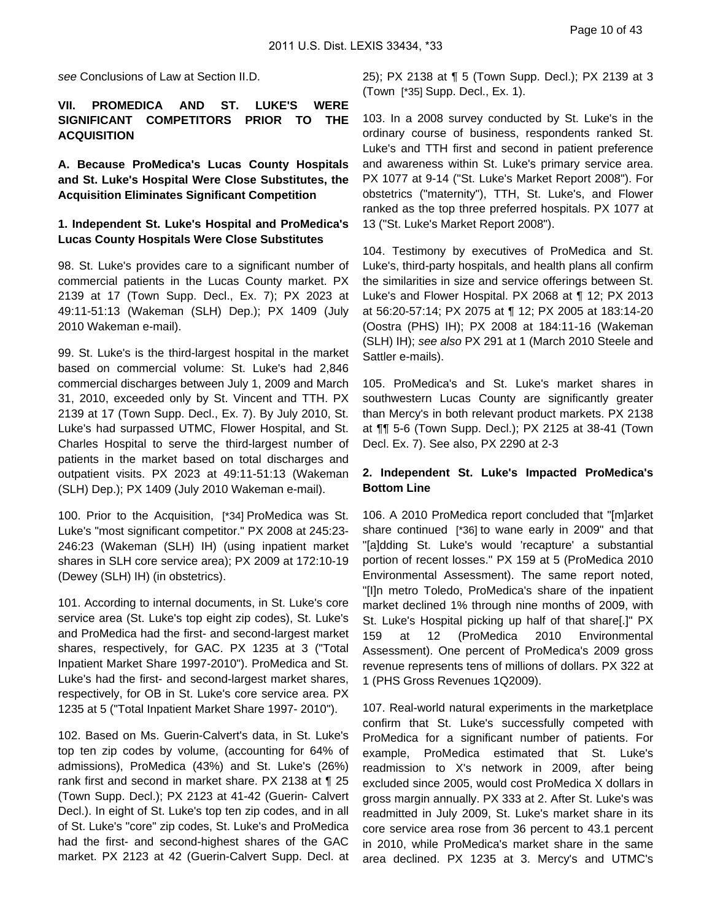*see* Conclusions of Law at Section II.D.

**VII. PROMEDICA AND ST. LUKE'S WERE SIGNIFICANT COMPETITORS PRIOR TO THE ACQUISITION**

**A. Because ProMedica's Lucas County Hospitals and St. Luke's Hospital Were Close Substitutes, the Acquisition Eliminates Significant Competition**

**1. Independent St. Luke's Hospital and ProMedica's Lucas County Hospitals Were Close Substitutes**

98. St. Luke's provides care to a significant number of commercial patients in the Lucas County market. PX 2139 at 17 (Town Supp. Decl., Ex. 7); PX 2023 at 49:11-51:13 (Wakeman (SLH) Dep.); PX 1409 (July 2010 Wakeman e-mail).

99. St. Luke's is the third-largest hospital in the market based on commercial volume: St. Luke's had 2,846 commercial discharges between July 1, 2009 and March 31, 2010, exceeded only by St. Vincent and TTH. PX 2139 at 17 (Town Supp. Decl., Ex. 7). By July 2010, St. Luke's had surpassed UTMC, Flower Hospital, and St. Charles Hospital to serve the third-largest number of patients in the market based on total discharges and outpatient visits. PX 2023 at 49:11-51:13 (Wakeman (SLH) Dep.); PX 1409 (July 2010 Wakeman e-mail).

100. Prior to the Acquisition, [*34] ProMedica was St. Luke's "most significant competitor." PX 2008 at 245:23-246:23 (Wakeman (SLH) IH) (using inpatient market shares in SLH core service area); PX 2009 at 172:10-19 (Dewey (SLH) IH) (in obstetrics).

101. According to internal documents, in St. Luke's core service area (St. Luke's top eight zip codes), St. Luke's and ProMedica had the first- and second-largest market shares, respectively, for GAC. PX 1235 at 3 ("Total Inpatient Market Share 1997-2010"). ProMedica and St. Luke's had the first- and second-largest market shares, respectively, for OB in St. Luke's core service area. PX 1235 at 5 ("Total Inpatient Market Share 1997- 2010").

102. Based on Ms. Guerin-Calvert's data, in St. Luke's top ten zip codes by volume, (accounting for 64% of admissions), ProMedica (43%) and St. Luke's (26%) rank first and second in market share. PX 2138 at ¶ 25 (Town Supp. Decl.); PX 2123 at 41-42 (Guerin- Calvert Decl.). In eight of St. Luke's top ten zip codes, and in all of St. Luke's "core" zip codes, St. Luke's and ProMedica had the first- and second-highest shares of the GAC market. PX 2123 at 42 (Guerin-Calvert Supp. Decl. at 25); PX 2138 at ¶ 5 (Town Supp. Decl.); PX 2139 at 3 (Town [*35] Supp. Decl., Ex. 1).

103. In a 2008 survey conducted by St. Luke's in the ordinary course of business, respondents ranked St. Luke's and TTH first and second in patient preference and awareness within St. Luke's primary service area. PX 1077 at 9-14 ("St. Luke's Market Report 2008"). For obstetrics ("maternity"), TTH, St. Luke's, and Flower ranked as the top three preferred hospitals. PX 1077 at 13 ("St. Luke's Market Report 2008").

104. Testimony by executives of ProMedica and St. Luke's, third-party hospitals, and health plans all confirm the similarities in size and service offerings between St. Luke's and Flower Hospital. PX 2068 at ¶ 12; PX 2013 at 56:20-57:14; PX 2075 at ¶ 12; PX 2005 at 183:14-20 (Oostra (PHS) IH); PX 2008 at 184:11-16 (Wakeman (SLH) IH); *see also* PX 291 at 1 (March 2010 Steele and Sattler e-mails).

105. ProMedica's and St. Luke's market shares in southwestern Lucas County are significantly greater than Mercy's in both relevant product markets. PX 2138 at ¶¶ 5-6 (Town Supp. Decl.); PX 2125 at 38-41 (Town Decl. Ex. 7). See also, PX 2290 at 2-3

**2. Independent St. Luke's Impacted ProMedica's Bottom Line**

106. A 2010 ProMedica report concluded that "[m]arket share continued [*36] to wane early in 2009" and that "[a]dding St. Luke's would 'recapture' a substantial portion of recent losses." PX 159 at 5 (ProMedica 2010 Environmental Assessment). The same report noted, "[I]n metro Toledo, ProMedica's share of the inpatient market declined 1% through nine months of 2009, with St. Luke's Hospital picking up half of that share[.]" PX 159 at 12 (ProMedica 2010 Environmental Assessment). One percent of ProMedica's 2009 gross revenue represents tens of millions of dollars. PX 322 at 1 (PHS Gross Revenues 1Q2009).

107. Real-world natural experiments in the marketplace confirm that St. Luke's successfully competed with ProMedica for a significant number of patients. For example, ProMedica estimated that St. Luke's readmission to X's network in 2009, after being excluded since 2005, would cost ProMedica X dollars in gross margin annually. PX 333 at 2. After St. Luke's was readmitted in July 2009, St. Luke's market share in its core service area rose from 36 percent to 43.1 percent in 2010, while ProMedica's market share in the same area declined. PX 1235 at 3. Mercy's and UTMC's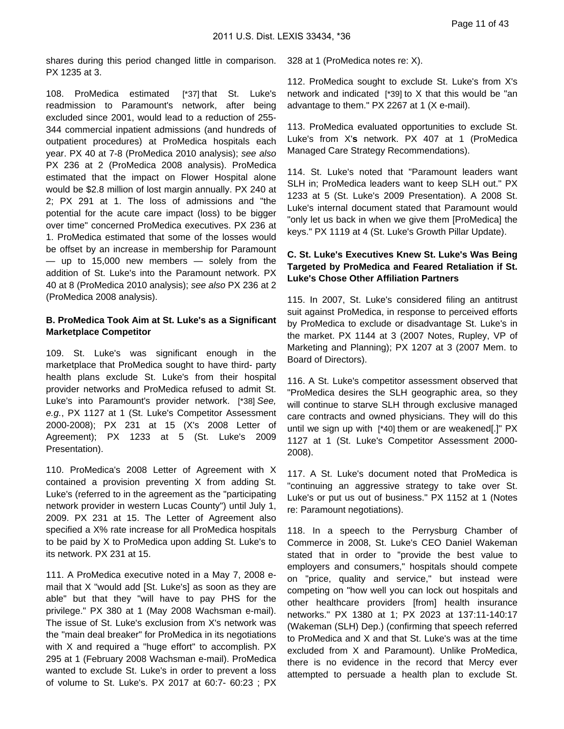shares during this period changed little in comparison. PX 1235 at 3.

108. ProMedica estimated [*37] that St. Luke's readmission to Paramount's network, after being excluded since 2001, would lead to a reduction of 255-344 commercial inpatient admissions (and hundreds of outpatient procedures) at ProMedica hospitals each year. PX 40 at 7-8 (ProMedica 2010 analysis); *see also* PX 236 at 2 (ProMedica 2008 analysis). ProMedica estimated that the impact on Flower Hospital alone would be $2.8 million of lost margin annually. PX 240 at 2; PX 291 at 1. The loss of admissions and "the potential for the acute care impact (loss) to be bigger over time" concerned ProMedica executives. PX 236 at 1. ProMedica estimated that some of the losses would be offset by an increase in membership for Paramount — up to 15,000 new members — solely from the addition of St. Luke's into the Paramount network. PX 40 at 8 (ProMedica 2010 analysis); *see also* PX 236 at 2 (ProMedica 2008 analysis).

**B. ProMedica Took Aim at St. Luke's as a Significant Marketplace Competitor**

109. St. Luke's was significant enough in the marketplace that ProMedica sought to have third- party health plans exclude St. Luke's from their hospital provider networks and ProMedica refused to admit St. Luke's into Paramount's provider network. [*38] *See, e.g.*, PX 1127 at 1 (St. Luke's Competitor Assessment 2000-2008); PX 231 at 15 (X's 2008 Letter of Agreement); PX 1233 at 5 (St. Luke's 2009 Presentation).

110. ProMedica's 2008 Letter of Agreement with X contained a provision preventing X from adding St. Luke's (referred to in the agreement as the "participating network provider in western Lucas County") until July 1, 2009. PX 231 at 15. The Letter of Agreement also specified a X% rate increase for all ProMedica hospitals to be paid by X to ProMedica upon adding St. Luke's to its network. PX 231 at 15.

111. A ProMedica executive noted in a May 7, 2008 e-mail that X "would add [St. Luke's] as soon as they are able" but that they "will have to pay PHS for the privilege." PX 380 at 1 (May 2008 Wachsman e-mail). The issue of St. Luke's exclusion from X's network was the "main deal breaker" for ProMedica in its negotiations with X and required a "huge effort" to accomplish. PX 295 at 1 (February 2008 Wachsman e-mail). ProMedica wanted to exclude St. Luke's in order to prevent a loss of volume to St. Luke's. PX 2017 at 60:7- 60:23 ; PX 328 at 1 (ProMedica notes re: X).

112. ProMedica sought to exclude St. Luke's from X's network and indicated [*39] to X that this would be "an advantage to them." PX 2267 at 1 (X e-mail).

113. ProMedica evaluated opportunities to exclude St. Luke's from X'**s** network. PX 407 at 1 (ProMedica Managed Care Strategy Recommendations).

114. St. Luke's noted that "Paramount leaders want SLH in; ProMedica leaders want to keep SLH out." PX 1233 at 5 (St. Luke's 2009 Presentation). A 2008 St. Luke's internal document stated that Paramount would "only let us back in when we give them [ProMedica] the keys." PX 1119 at 4 (St. Luke's Growth Pillar Update).

**C. St. Luke's Executives Knew St. Luke's Was Being Targeted by ProMedica and Feared Retaliation if St. Luke's Chose Other Affiliation Partners**

115. In 2007, St. Luke's considered filing an antitrust suit against ProMedica, in response to perceived efforts by ProMedica to exclude or disadvantage St. Luke's in the market. PX 1144 at 3 (2007 Notes, Rupley, VP of Marketing and Planning); PX 1207 at 3 (2007 Mem. to Board of Directors).

116. A St. Luke's competitor assessment observed that "ProMedica desires the SLH geographic area, so they will continue to starve SLH through exclusive managed care contracts and owned physicians. They will do this until we sign up with [*40] them or are weakened[.]" PX 1127 at 1 (St. Luke's Competitor Assessment 2000-2008).

117. A St. Luke's document noted that ProMedica is "continuing an aggressive strategy to take over St. Luke's or put us out of business." PX 1152 at 1 (Notes re: Paramount negotiations).

118. In a speech to the Perrysburg Chamber of Commerce in 2008, St. Luke's CEO Daniel Wakeman stated that in order to "provide the best value to employers and consumers," hospitals should compete on "price, quality and service," but instead were competing on "how well you can lock out hospitals and other healthcare providers [from] health insurance networks." PX 1380 at 1; PX 2023 at 137:11-140:17 (Wakeman (SLH) Dep.) (confirming that speech referred to ProMedica and X and that St. Luke's was at the time excluded from X and Paramount). Unlike ProMedica, there is no evidence in the record that Mercy ever attempted to persuade a health plan to exclude St.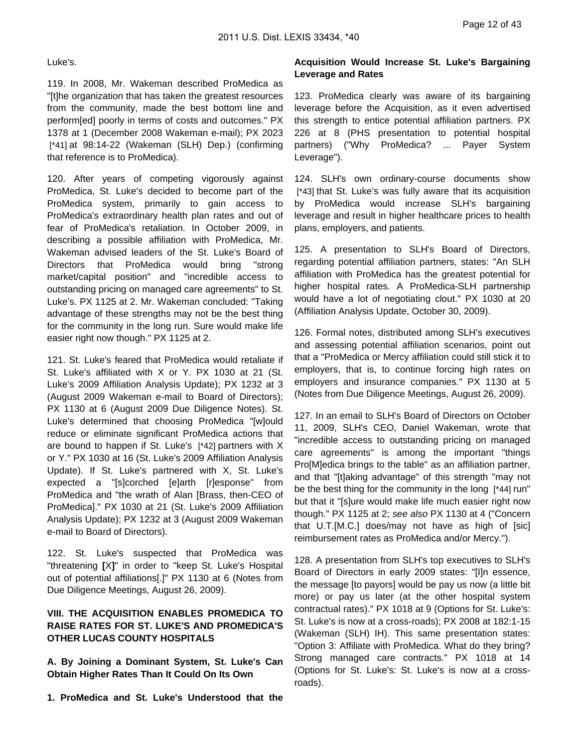Luke's.

119. In 2008, Mr. Wakeman described ProMedica as "[t]he organization that has taken the greatest resources from the community, made the best bottom line and perform[ed] poorly in terms of costs and outcomes." PX 1378 at 1 (December 2008 Wakeman e-mail); PX 2023 [*41] at 98:14-22 (Wakeman (SLH) Dep.) (confirming that reference is to ProMedica).

120. After years of competing vigorously against ProMedica, St. Luke's decided to become part of the ProMedica system, primarily to gain access to ProMedica's extraordinary health plan rates and out of fear of ProMedica's retaliation. In October 2009, in describing a possible affiliation with ProMedica, Mr. Wakeman advised leaders of the St. Luke's Board of Directors that ProMedica would bring "strong market/capital position" and "incredible access to outstanding pricing on managed care agreements" to St. Luke's. PX 1125 at 2. Mr. Wakeman concluded: "Taking advantage of these strengths may not be the best thing for the community in the long run. Sure would make life easier right now though." PX 1125 at 2.

121. St. Luke's feared that ProMedica would retaliate if St. Luke's affiliated with X or Y. PX 1030 at 21 (St. Luke's 2009 Affiliation Analysis Update); PX 1232 at 3 (August 2009 Wakeman e-mail to Board of Directors); PX 1130 at 6 (August 2009 Due Diligence Notes). St. Luke's determined that choosing ProMedica "[w]ould reduce or eliminate significant ProMedica actions that are bound to happen if St. Luke's [*42] partners with X or Y." PX 1030 at 16 (St. Luke's 2009 Affiliation Analysis Update). If St. Luke's partnered with X, St. Luke's expected a "[s]corched [e]arth [r]esponse" from ProMedica and "the wrath of Alan [Brass, then-CEO of ProMedica]." PX 1030 at 21 (St. Luke's 2009 Affiliation Analysis Update); PX 1232 at 3 (August 2009 Wakeman e-mail to Board of Directors).

122. St. Luke's suspected that ProMedica was "threatening **[**X**]**" in order to "keep St. Luke's Hospital out of potential affiliations[.]" PX 1130 at 6 (Notes from Due Diligence Meetings, August 26, 2009).

## VIII. THE ACQUISITION ENABLES PROMEDICA TO RAISE RATES FOR ST. LUKE'S AND PROMEDICA'S OTHER LUCAS COUNTY HOSPITALS

### A. By Joining a Dominant System, St. Luke's Can Obtain Higher Rates Than It Could On Its Own

#### 1. ProMedica and St. Luke's Understood that the Acquisition Would Increase St. Luke's Bargaining Leverage and Rates

123. ProMedica clearly was aware of its bargaining leverage before the Acquisition, as it even advertised this strength to entice potential affiliation partners. PX 226 at 8 (PHS presentation to potential hospital partners) ("Why ProMedica? ... Payer System Leverage").

124. SLH's own ordinary-course documents show [*43] that St. Luke's was fully aware that its acquisition by ProMedica would increase SLH's bargaining leverage and result in higher healthcare prices to health plans, employers, and patients.

125. A presentation to SLH's Board of Directors, regarding potential affiliation partners, states: "An SLH affiliation with ProMedica has the greatest potential for higher hospital rates. A ProMedica-SLH partnership would have a lot of negotiating clout." PX 1030 at 20 (Affiliation Analysis Update, October 30, 2009).

126. Formal notes, distributed among SLH's executives and assessing potential affiliation scenarios, point out that a "ProMedica or Mercy affiliation could still stick it to employers, that is, to continue forcing high rates on employers and insurance companies." PX 1130 at 5 (Notes from Due Diligence Meetings, August 26, 2009).

127. In an email to SLH's Board of Directors on October 11, 2009, SLH's CEO, Daniel Wakeman, wrote that "incredible access to outstanding pricing on managed care agreements" is among the important "things Pro[M]edica brings to the table" as an affiliation partner, and that "[t]aking advantage" of this strength "may not be the best thing for the community in the long [*44] run" but that it "[s]ure would make life much easier right now though." PX 1125 at 2; *see also* PX 1130 at 4 ("Concern that U.T.[M.C.] does/may not have as high of [sic] reimbursement rates as ProMedica and/or Mercy.").

128. A presentation from SLH's top executives to SLH's Board of Directors in early 2009 states: "[I]n essence, the message [to payors] would be pay us now (a little bit more) or pay us later (at the other hospital system contractual rates)." PX 1018 at 9 (Options for St. Luke's: St. Luke's is now at a cross-roads); PX 2008 at 182:1-15 (Wakeman (SLH) IH). This same presentation states: "Option 3: Affiliate with ProMedica. What do they bring? Strong managed care contracts." PX 1018 at 14 (Options for St. Luke's: St. Luke's is now at a cross-roads).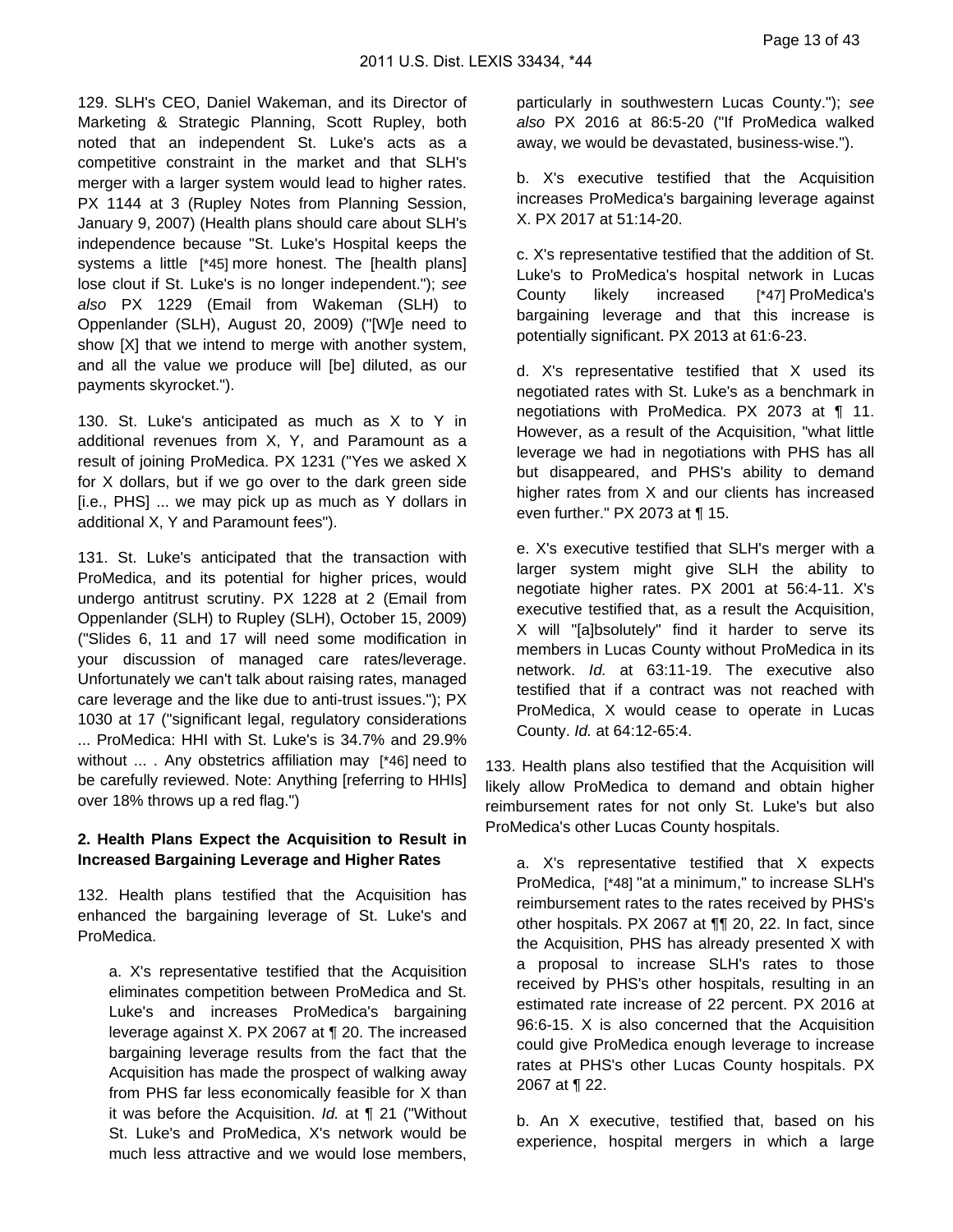129. SLH's CEO, Daniel Wakeman, and its Director of Marketing & Strategic Planning, Scott Rupley, both noted that an independent St. Luke's acts as a competitive constraint in the market and that SLH's merger with a larger system would lead to higher rates. PX 1144 at 3 (Rupley Notes from Planning Session, January 9, 2007) (Health plans should care about SLH's independence because "St. Luke's Hospital keeps the systems a little [*45] more honest. The [health plans] lose clout if St. Luke's is no longer independent."); *see also* PX 1229 (Email from Wakeman (SLH) to Oppenlander (SLH), August 20, 2009) ("[W]e need to show [X] that we intend to merge with another system, and all the value we produce will [be] diluted, as our payments skyrocket.").

130. St. Luke's anticipated as much as X to Y in additional revenues from X, Y, and Paramount as a result of joining ProMedica. PX 1231 ("Yes we asked X for X dollars, but if we go over to the dark green side [i.e., PHS] ... we may pick up as much as Y dollars in additional X, Y and Paramount fees").

131. St. Luke's anticipated that the transaction with ProMedica, and its potential for higher prices, would undergo antitrust scrutiny. PX 1228 at 2 (Email from Oppenlander (SLH) to Rupley (SLH), October 15, 2009) ("Slides 6, 11 and 17 will need some modification in your discussion of managed care rates/leverage. Unfortunately we can't talk about raising rates, managed care leverage and the like due to anti-trust issues."); PX 1030 at 17 ("significant legal, regulatory considerations ... ProMedica: HHI with St. Luke's is 34.7% and 29.9% without ... . Any obstetrics affiliation may [*46] need to be carefully reviewed. Note: Anything [referring to HHIs] over 18% throws up a red flag.")

**2. Health Plans Expect the Acquisition to Result in Increased Bargaining Leverage and Higher Rates**

132. Health plans testified that the Acquisition has enhanced the bargaining leverage of St. Luke's and ProMedica.

> a. X's representative testified that the Acquisition eliminates competition between ProMedica and St. Luke's and increases ProMedica's bargaining leverage against X. PX 2067 at ¶ 20. The increased bargaining leverage results from the fact that the Acquisition has made the prospect of walking away from PHS far less economically feasible for X than it was before the Acquisition. *Id.* at ¶ 21 ("Without St. Luke's and ProMedica, X's network would be much less attractive and we would lose members, particularly in southwestern Lucas County."); *see also* PX 2016 at 86:5-20 ("If ProMedica walked away, we would be devastated, business-wise.").
>
> b. X's executive testified that the Acquisition increases ProMedica's bargaining leverage against X. PX 2017 at 51:14-20.
>
> c. X's representative testified that the addition of St. Luke's to ProMedica's hospital network in Lucas County likely increased [*47] ProMedica's bargaining leverage and that this increase is potentially significant. PX 2013 at 61:6-23.
>
> d. X's representative testified that X used its negotiated rates with St. Luke's as a benchmark in negotiations with ProMedica. PX 2073 at ¶ 11. However, as a result of the Acquisition, "what little leverage we had in negotiations with PHS has all but disappeared, and PHS's ability to demand higher rates from X and our clients has increased even further." PX 2073 at ¶ 15.
>
> e. X's executive testified that SLH's merger with a larger system might give SLH the ability to negotiate higher rates. PX 2001 at 56:4-11. X's executive testified that, as a result the Acquisition, X will "[a]bsolutely" find it harder to serve its members in Lucas County without ProMedica in its network. *Id.* at 63:11-19. The executive also testified that if a contract was not reached with ProMedica, X would cease to operate in Lucas County. *Id.* at 64:12-65:4.

133. Health plans also testified that the Acquisition will likely allow ProMedica to demand and obtain higher reimbursement rates for not only St. Luke's but also ProMedica's other Lucas County hospitals.

> a. X's representative testified that X expects ProMedica, [*48] "at a minimum," to increase SLH's reimbursement rates to the rates received by PHS's other hospitals. PX 2067 at ¶¶ 20, 22. In fact, since the Acquisition, PHS has already presented X with a proposal to increase SLH's rates to those received by PHS's other hospitals, resulting in an estimated rate increase of 22 percent. PX 2016 at 96:6-15. X is also concerned that the Acquisition could give ProMedica enough leverage to increase rates at PHS's other Lucas County hospitals. PX 2067 at ¶ 22.
>
> b. An X executive, testified that, based on his experience, hospital mergers in which a large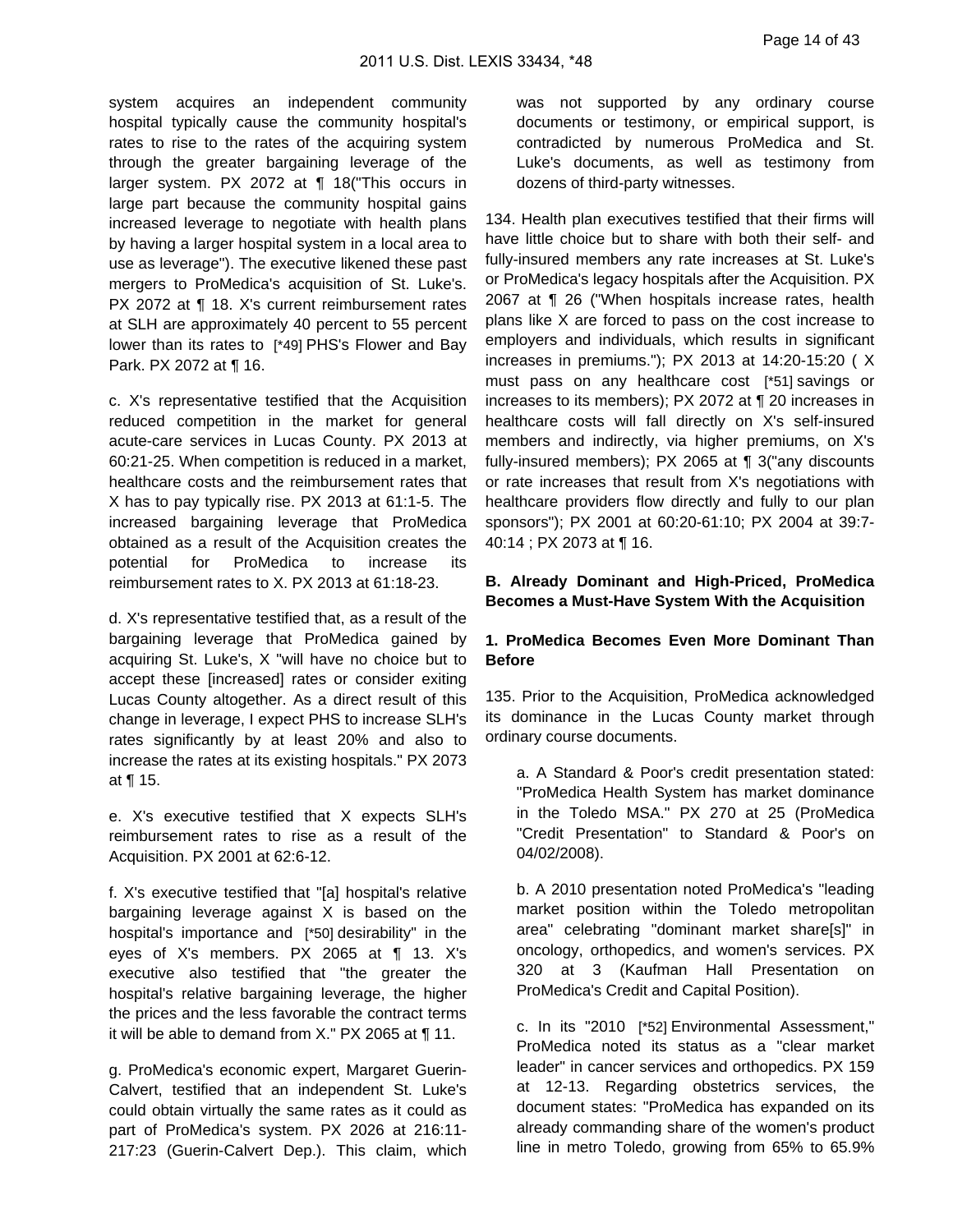system acquires an independent community hospital typically cause the community hospital's rates to rise to the rates of the acquiring system through the greater bargaining leverage of the larger system. PX 2072 at ¶ 18("This occurs in large part because the community hospital gains increased leverage to negotiate with health plans by having a larger hospital system in a local area to use as leverage"). The executive likened these past mergers to ProMedica's acquisition of St. Luke's. PX 2072 at ¶ 18. X's current reimbursement rates at SLH are approximately 40 percent to 55 percent lower than its rates to [*49] PHS's Flower and Bay Park. PX 2072 at ¶ 16.

c. X's representative testified that the Acquisition reduced competition in the market for general acute-care services in Lucas County. PX 2013 at 60:21-25. When competition is reduced in a market, healthcare costs and the reimbursement rates that X has to pay typically rise. PX 2013 at 61:1-5. The increased bargaining leverage that ProMedica obtained as a result of the Acquisition creates the potential for ProMedica to increase its reimbursement rates to X. PX 2013 at 61:18-23.

d. X's representative testified that, as a result of the bargaining leverage that ProMedica gained by acquiring St. Luke's, X "will have no choice but to accept these [increased] rates or consider exiting Lucas County altogether. As a direct result of this change in leverage, I expect PHS to increase SLH's rates significantly by at least 20% and also to increase the rates at its existing hospitals." PX 2073 at ¶ 15.

e. X's executive testified that X expects SLH's reimbursement rates to rise as a result of the Acquisition. PX 2001 at 62:6-12.

f. X's executive testified that "[a] hospital's relative bargaining leverage against X is based on the hospital's importance and [*50] desirability" in the eyes of X's members. PX 2065 at ¶ 13. X's executive also testified that "the greater the hospital's relative bargaining leverage, the higher the prices and the less favorable the contract terms it will be able to demand from X." PX 2065 at ¶ 11.

g. ProMedica's economic expert, Margaret Guerin-Calvert, testified that an independent St. Luke's could obtain virtually the same rates as it could as part of ProMedica's system. PX 2026 at 216:11-217:23 (Guerin-Calvert Dep.). This claim, which was not supported by any ordinary course documents or testimony, or empirical support, is contradicted by numerous ProMedica and St. Luke's documents, as well as testimony from dozens of third-party witnesses.

134. Health plan executives testified that their firms will have little choice but to share with both their self- and fully-insured members any rate increases at St. Luke's or ProMedica's legacy hospitals after the Acquisition. PX 2067 at ¶ 26 ("When hospitals increase rates, health plans like X are forced to pass on the cost increase to employers and individuals, which results in significant increases in premiums."); PX 2013 at 14:20-15:20 ( X must pass on any healthcare cost [*51] savings or increases to its members); PX 2072 at ¶ 20 increases in healthcare costs will fall directly on X's self-insured members and indirectly, via higher premiums, on X's fully-insured members); PX 2065 at ¶ 3("any discounts or rate increases that result from X's negotiations with healthcare providers flow directly and fully to our plan sponsors"); PX 2001 at 60:20-61:10; PX 2004 at 39:7-40:14 ; PX 2073 at ¶ 16.

**B. Already Dominant and High-Priced, ProMedica Becomes a Must-Have System With the Acquisition**

**1. ProMedica Becomes Even More Dominant Than Before**

135. Prior to the Acquisition, ProMedica acknowledged its dominance in the Lucas County market through ordinary course documents.

a. A Standard & Poor's credit presentation stated: "ProMedica Health System has market dominance in the Toledo MSA." PX 270 at 25 (ProMedica "Credit Presentation" to Standard & Poor's on 04/02/2008).

b. A 2010 presentation noted ProMedica's "leading market position within the Toledo metropolitan area" celebrating "dominant market share[s]" in oncology, orthopedics, and women's services. PX 320 at 3 (Kaufman Hall Presentation on ProMedica's Credit and Capital Position).

c. In its "2010 [*52] Environmental Assessment," ProMedica noted its status as a "clear market leader" in cancer services and orthopedics. PX 159 at 12-13. Regarding obstetrics services, the document states: "ProMedica has expanded on its already commanding share of the women's product line in metro Toledo, growing from 65% to 65.9%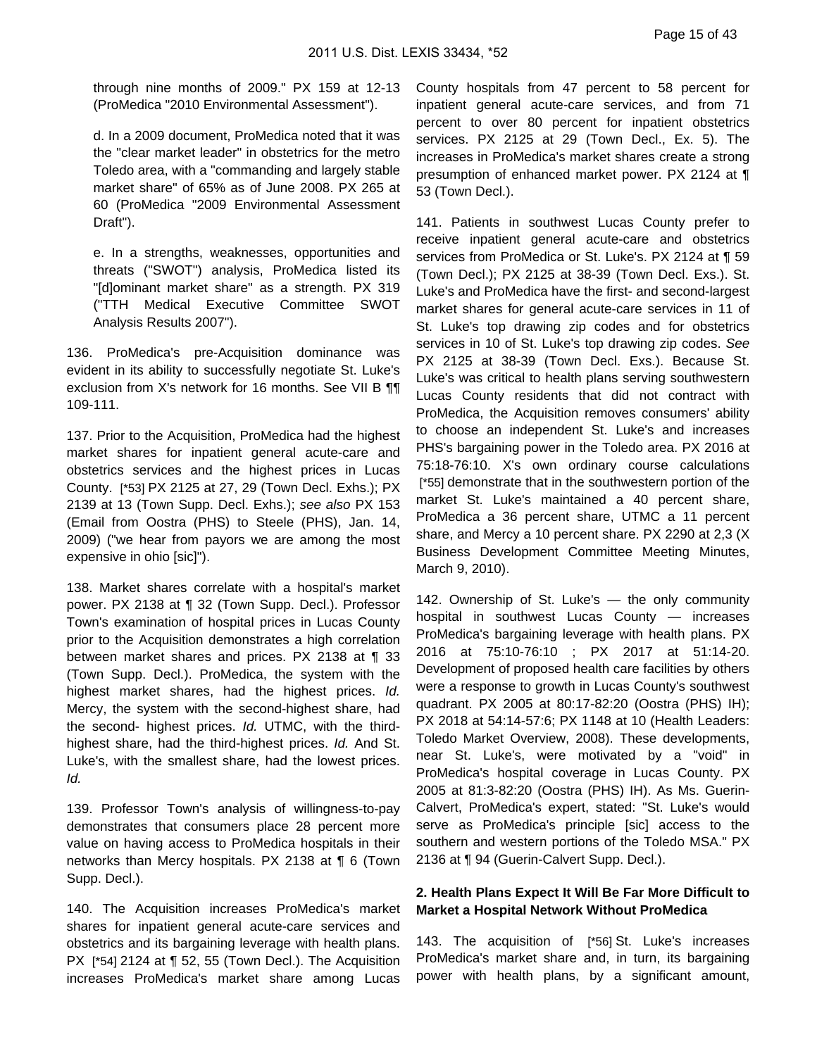through nine months of 2009." PX 159 at 12-13 (ProMedica "2010 Environmental Assessment").

d. In a 2009 document, ProMedica noted that it was the "clear market leader" in obstetrics for the metro Toledo area, with a "commanding and largely stable market share" of 65% as of June 2008. PX 265 at 60 (ProMedica "2009 Environmental Assessment Draft").

e. In a strengths, weaknesses, opportunities and threats ("SWOT") analysis, ProMedica listed its "[d]ominant market share" as a strength. PX 319 ("TTH Medical Executive Committee SWOT Analysis Results 2007").

136. ProMedica's pre-Acquisition dominance was evident in its ability to successfully negotiate St. Luke's exclusion from X's network for 16 months. See VII B ¶¶ 109-111.

137. Prior to the Acquisition, ProMedica had the highest market shares for inpatient general acute-care and obstetrics services and the highest prices in Lucas County. [*53] PX 2125 at 27, 29 (Town Decl. Exhs.); PX 2139 at 13 (Town Supp. Decl. Exhs.); *see also* PX 153 (Email from Oostra (PHS) to Steele (PHS), Jan. 14, 2009) ("we hear from payors we are among the most expensive in ohio [sic]").

138. Market shares correlate with a hospital's market power. PX 2138 at ¶ 32 (Town Supp. Decl.). Professor Town's examination of hospital prices in Lucas County prior to the Acquisition demonstrates a high correlation between market shares and prices. PX 2138 at ¶ 33 (Town Supp. Decl.). ProMedica, the system with the highest market shares, had the highest prices. *Id.* Mercy, the system with the second-highest share, had the second- highest prices. *Id.* UTMC, with the third-highest share, had the third-highest prices. *Id.* And St. Luke's, with the smallest share, had the lowest prices. *Id.*

139. Professor Town's analysis of willingness-to-pay demonstrates that consumers place 28 percent more value on having access to ProMedica hospitals in their networks than Mercy hospitals. PX 2138 at ¶ 6 (Town Supp. Decl.).

140. The Acquisition increases ProMedica's market shares for inpatient general acute-care services and obstetrics and its bargaining leverage with health plans. PX [*54] 2124 at ¶ 52, 55 (Town Decl.). The Acquisition increases ProMedica's market share among Lucas County hospitals from 47 percent to 58 percent for inpatient general acute-care services, and from 71 percent to over 80 percent for inpatient obstetrics services. PX 2125 at 29 (Town Decl., Ex. 5). The increases in ProMedica's market shares create a strong presumption of enhanced market power. PX 2124 at ¶ 53 (Town Decl.).

141. Patients in southwest Lucas County prefer to receive inpatient general acute-care and obstetrics services from ProMedica or St. Luke's. PX 2124 at ¶ 59 (Town Decl.); PX 2125 at 38-39 (Town Decl. Exs.). St. Luke's and ProMedica have the first- and second-largest market shares for general acute-care services in 11 of St. Luke's top drawing zip codes and for obstetrics services in 10 of St. Luke's top drawing zip codes. *See* PX 2125 at 38-39 (Town Decl. Exs.). Because St. Luke's was critical to health plans serving southwestern Lucas County residents that did not contract with ProMedica, the Acquisition removes consumers' ability to choose an independent St. Luke's and increases PHS's bargaining power in the Toledo area. PX 2016 at 75:18-76:10. X's own ordinary course calculations [*55] demonstrate that in the southwestern portion of the market St. Luke's maintained a 40 percent share, ProMedica a 36 percent share, UTMC a 11 percent share, and Mercy a 10 percent share. PX 2290 at 2,3 (X Business Development Committee Meeting Minutes, March 9, 2010).

142. Ownership of St. Luke's — the only community hospital in southwest Lucas County — increases ProMedica's bargaining leverage with health plans. PX 2016 at 75:10-76:10 ; PX 2017 at 51:14-20. Development of proposed health care facilities by others were a response to growth in Lucas County's southwest quadrant. PX 2005 at 80:17-82:20 (Oostra (PHS) IH); PX 2018 at 54:14-57:6; PX 1148 at 10 (Health Leaders: Toledo Market Overview, 2008). These developments, near St. Luke's, were motivated by a "void" in ProMedica's hospital coverage in Lucas County. PX 2005 at 81:3-82:20 (Oostra (PHS) IH). As Ms. Guerin-Calvert, ProMedica's expert, stated: "St. Luke's would serve as ProMedica's principle [sic] access to the southern and western portions of the Toledo MSA." PX 2136 at ¶ 94 (Guerin-Calvert Supp. Decl.).

**2. Health Plans Expect It Will Be Far More Difficult to Market a Hospital Network Without ProMedica**

143. The acquisition of [*56] St. Luke's increases ProMedica's market share and, in turn, its bargaining power with health plans, by a significant amount,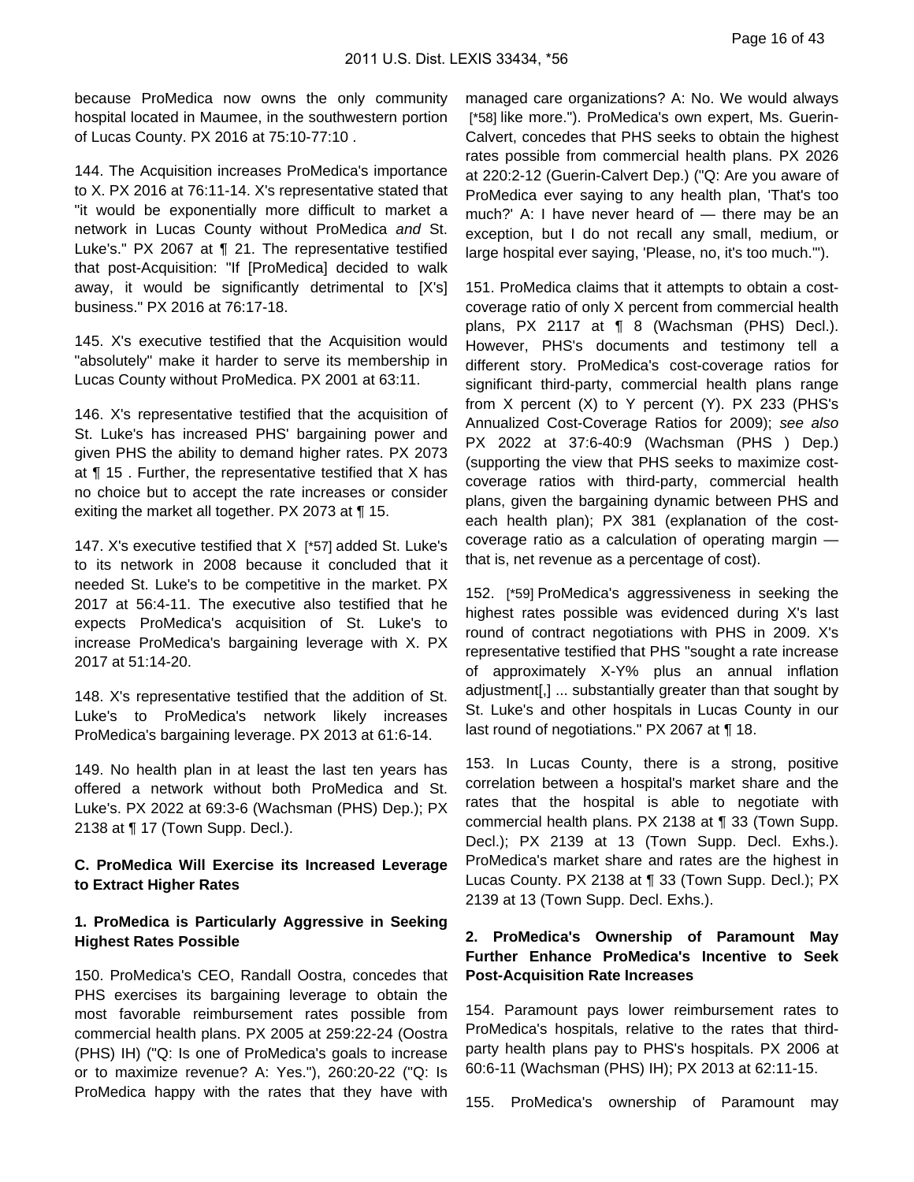because ProMedica now owns the only community hospital located in Maumee, in the southwestern portion of Lucas County. PX 2016 at 75:10-77:10 .

144. The Acquisition increases ProMedica's importance to X. PX 2016 at 76:11-14. X's representative stated that "it would be exponentially more difficult to market a network in Lucas County without ProMedica *and* St. Luke's." PX 2067 at ¶ 21. The representative testified that post-Acquisition: "If [ProMedica] decided to walk away, it would be significantly detrimental to [X's] business." PX 2016 at 76:17-18.

145. X's executive testified that the Acquisition would "absolutely" make it harder to serve its membership in Lucas County without ProMedica. PX 2001 at 63:11.

146. X's representative testified that the acquisition of St. Luke's has increased PHS' bargaining power and given PHS the ability to demand higher rates. PX 2073 at ¶ 15 . Further, the representative testified that X has no choice but to accept the rate increases or consider exiting the market all together. PX 2073 at ¶ 15.

147. X's executive testified that X [*57] added St. Luke's to its network in 2008 because it concluded that it needed St. Luke's to be competitive in the market. PX 2017 at 56:4-11. The executive also testified that he expects ProMedica's acquisition of St. Luke's to increase ProMedica's bargaining leverage with X. PX 2017 at 51:14-20.

148. X's representative testified that the addition of St. Luke's to ProMedica's network likely increases ProMedica's bargaining leverage. PX 2013 at 61:6-14.

149. No health plan in at least the last ten years has offered a network without both ProMedica and St. Luke's. PX 2022 at 69:3-6 (Wachsman (PHS) Dep.); PX 2138 at ¶ 17 (Town Supp. Decl.).

**C. ProMedica Will Exercise its Increased Leverage to Extract Higher Rates**

**1. ProMedica is Particularly Aggressive in Seeking Highest Rates Possible**

150. ProMedica's CEO, Randall Oostra, concedes that PHS exercises its bargaining leverage to obtain the most favorable reimbursement rates possible from commercial health plans. PX 2005 at 259:22-24 (Oostra (PHS) IH) ("Q: Is one of ProMedica's goals to increase or to maximize revenue? A: Yes."), 260:20-22 ("Q: Is ProMedica happy with the rates that they have with managed care organizations? A: No. We would always [*58] like more."). ProMedica's own expert, Ms. Guerin-Calvert, concedes that PHS seeks to obtain the highest rates possible from commercial health plans. PX 2026 at 220:2-12 (Guerin-Calvert Dep.) ("Q: Are you aware of ProMedica ever saying to any health plan, 'That's too much?' A: I have never heard of — there may be an exception, but I do not recall any small, medium, or large hospital ever saying, 'Please, no, it's too much.'").

151. ProMedica claims that it attempts to obtain a cost-coverage ratio of only X percent from commercial health plans, PX 2117 at ¶ 8 (Wachsman (PHS) Decl.). However, PHS's documents and testimony tell a different story. ProMedica's cost-coverage ratios for significant third-party, commercial health plans range from X percent (X) to Y percent (Y). PX 233 (PHS's Annualized Cost-Coverage Ratios for 2009); *see also* PX 2022 at 37:6-40:9 (Wachsman (PHS ) Dep.) (supporting the view that PHS seeks to maximize cost-coverage ratios with third-party, commercial health plans, given the bargaining dynamic between PHS and each health plan); PX 381 (explanation of the cost-coverage ratio as a calculation of operating margin — that is, net revenue as a percentage of cost).

152. [*59] ProMedica's aggressiveness in seeking the highest rates possible was evidenced during X's last round of contract negotiations with PHS in 2009. X's representative testified that PHS "sought a rate increase of approximately X-Y% plus an annual inflation adjustment[,] ... substantially greater than that sought by St. Luke's and other hospitals in Lucas County in our last round of negotiations." PX 2067 at ¶ 18.

153. In Lucas County, there is a strong, positive correlation between a hospital's market share and the rates that the hospital is able to negotiate with commercial health plans. PX 2138 at ¶ 33 (Town Supp. Decl.); PX 2139 at 13 (Town Supp. Decl. Exhs.). ProMedica's market share and rates are the highest in Lucas County. PX 2138 at ¶ 33 (Town Supp. Decl.); PX 2139 at 13 (Town Supp. Decl. Exhs.).

**2. ProMedica's Ownership of Paramount May Further Enhance ProMedica's Incentive to Seek Post-Acquisition Rate Increases**

154. Paramount pays lower reimbursement rates to ProMedica's hospitals, relative to the rates that third-party health plans pay to PHS's hospitals. PX 2006 at 60:6-11 (Wachsman (PHS) IH); PX 2013 at 62:11-15.

155. ProMedica's ownership of Paramount may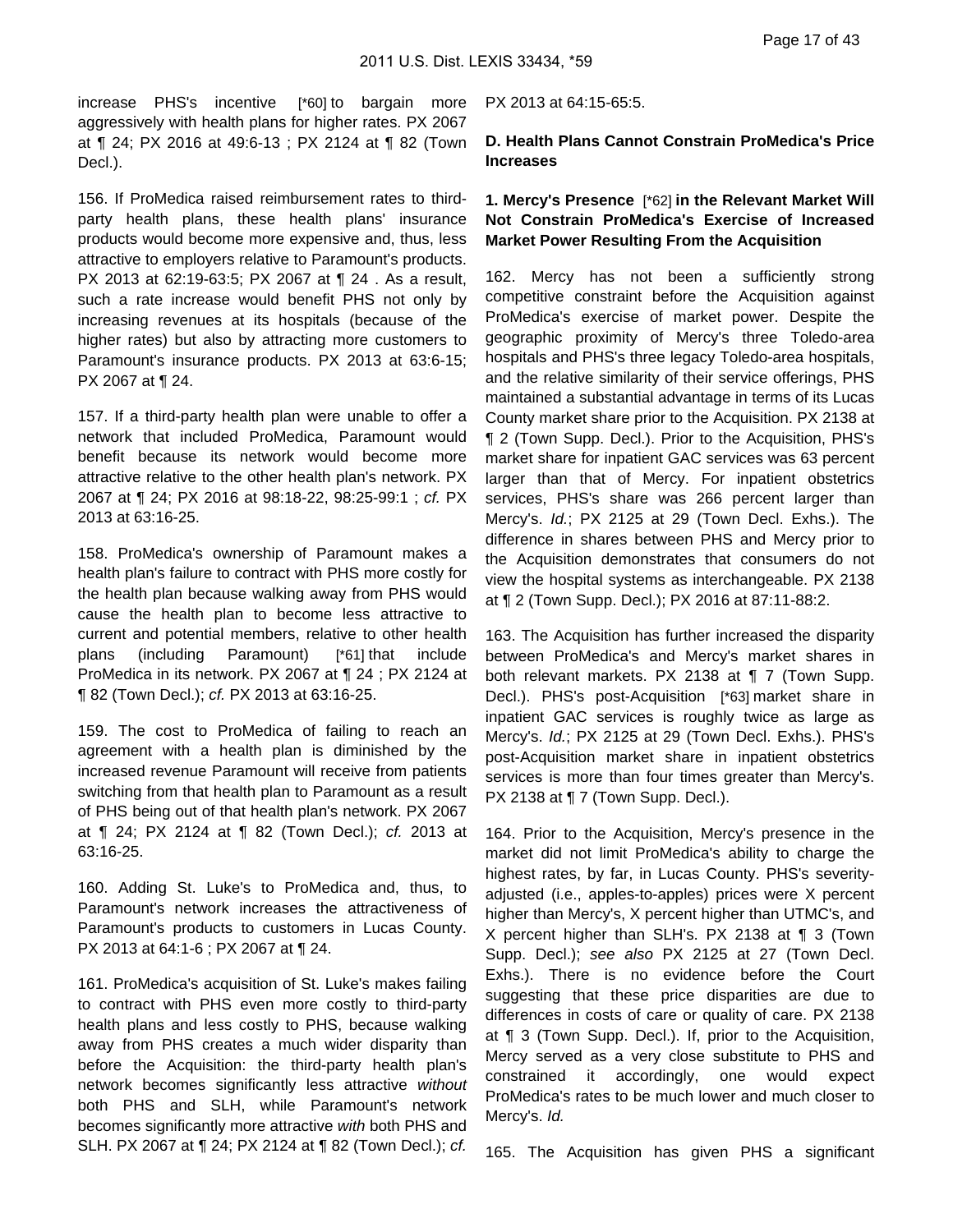increase PHS's incentive [*60] to bargain more aggressively with health plans for higher rates. PX 2067 at ¶ 24; PX 2016 at 49:6-13 ; PX 2124 at ¶ 82 (Town Decl.).

156. If ProMedica raised reimbursement rates to third-party health plans, these health plans' insurance products would become more expensive and, thus, less attractive to employers relative to Paramount's products. PX 2013 at 62:19-63:5; PX 2067 at ¶ 24 . As a result, such a rate increase would benefit PHS not only by increasing revenues at its hospitals (because of the higher rates) but also by attracting more customers to Paramount's insurance products. PX 2013 at 63:6-15; PX 2067 at ¶ 24.

157. If a third-party health plan were unable to offer a network that included ProMedica, Paramount would benefit because its network would become more attractive relative to the other health plan's network. PX 2067 at ¶ 24; PX 2016 at 98:18-22, 98:25-99:1 ; *cf.* PX 2013 at 63:16-25.

158. ProMedica's ownership of Paramount makes a health plan's failure to contract with PHS more costly for the health plan because walking away from PHS would cause the health plan to become less attractive to current and potential members, relative to other health plans (including Paramount) [*61] that include ProMedica in its network. PX 2067 at ¶ 24 ; PX 2124 at ¶ 82 (Town Decl.); *cf.* PX 2013 at 63:16-25.

159. The cost to ProMedica of failing to reach an agreement with a health plan is diminished by the increased revenue Paramount will receive from patients switching from that health plan to Paramount as a result of PHS being out of that health plan's network. PX 2067 at ¶ 24; PX 2124 at ¶ 82 (Town Decl.); *cf.* 2013 at 63:16-25.

160. Adding St. Luke's to ProMedica and, thus, to Paramount's network increases the attractiveness of Paramount's products to customers in Lucas County. PX 2013 at 64:1-6 ; PX 2067 at ¶ 24.

161. ProMedica's acquisition of St. Luke's makes failing to contract with PHS even more costly to third-party health plans and less costly to PHS, because walking away from PHS creates a much wider disparity than before the Acquisition: the third-party health plan's network becomes significantly less attractive *without* both PHS and SLH, while Paramount's network becomes significantly more attractive *with* both PHS and SLH. PX 2067 at ¶ 24; PX 2124 at ¶ 82 (Town Decl.); *cf.* PX 2013 at 64:15-65:5.

**D. Health Plans Cannot Constrain ProMedica's Price Increases**

**1. Mercy's Presence [*62] in the Relevant Market Will Not Constrain ProMedica's Exercise of Increased Market Power Resulting From the Acquisition**

162. Mercy has not been a sufficiently strong competitive constraint before the Acquisition against ProMedica's exercise of market power. Despite the geographic proximity of Mercy's three Toledo-area hospitals and PHS's three legacy Toledo-area hospitals, and the relative similarity of their service offerings, PHS maintained a substantial advantage in terms of its Lucas County market share prior to the Acquisition. PX 2138 at ¶ 2 (Town Supp. Decl.). Prior to the Acquisition, PHS's market share for inpatient GAC services was 63 percent larger than that of Mercy. For inpatient obstetrics services, PHS's share was 266 percent larger than Mercy's. *Id.*; PX 2125 at 29 (Town Decl. Exhs.). The difference in shares between PHS and Mercy prior to the Acquisition demonstrates that consumers do not view the hospital systems as interchangeable. PX 2138 at ¶ 2 (Town Supp. Decl.); PX 2016 at 87:11-88:2.

163. The Acquisition has further increased the disparity between ProMedica's and Mercy's market shares in both relevant markets. PX 2138 at ¶ 7 (Town Supp. Decl.). PHS's post-Acquisition [*63] market share in inpatient GAC services is roughly twice as large as Mercy's. *Id.*; PX 2125 at 29 (Town Decl. Exhs.). PHS's post-Acquisition market share in inpatient obstetrics services is more than four times greater than Mercy's. PX 2138 at ¶ 7 (Town Supp. Decl.).

164. Prior to the Acquisition, Mercy's presence in the market did not limit ProMedica's ability to charge the highest rates, by far, in Lucas County. PHS's severity-adjusted (i.e., apples-to-apples) prices were X percent higher than Mercy's, X percent higher than UTMC's, and X percent higher than SLH's. PX 2138 at ¶ 3 (Town Supp. Decl.); *see also* PX 2125 at 27 (Town Decl. Exhs.). There is no evidence before the Court suggesting that these price disparities are due to differences in costs of care or quality of care. PX 2138 at ¶ 3 (Town Supp. Decl.). If, prior to the Acquisition, Mercy served as a very close substitute to PHS and constrained it accordingly, one would expect ProMedica's rates to be much lower and much closer to Mercy's. *Id.*

165. The Acquisition has given PHS a significant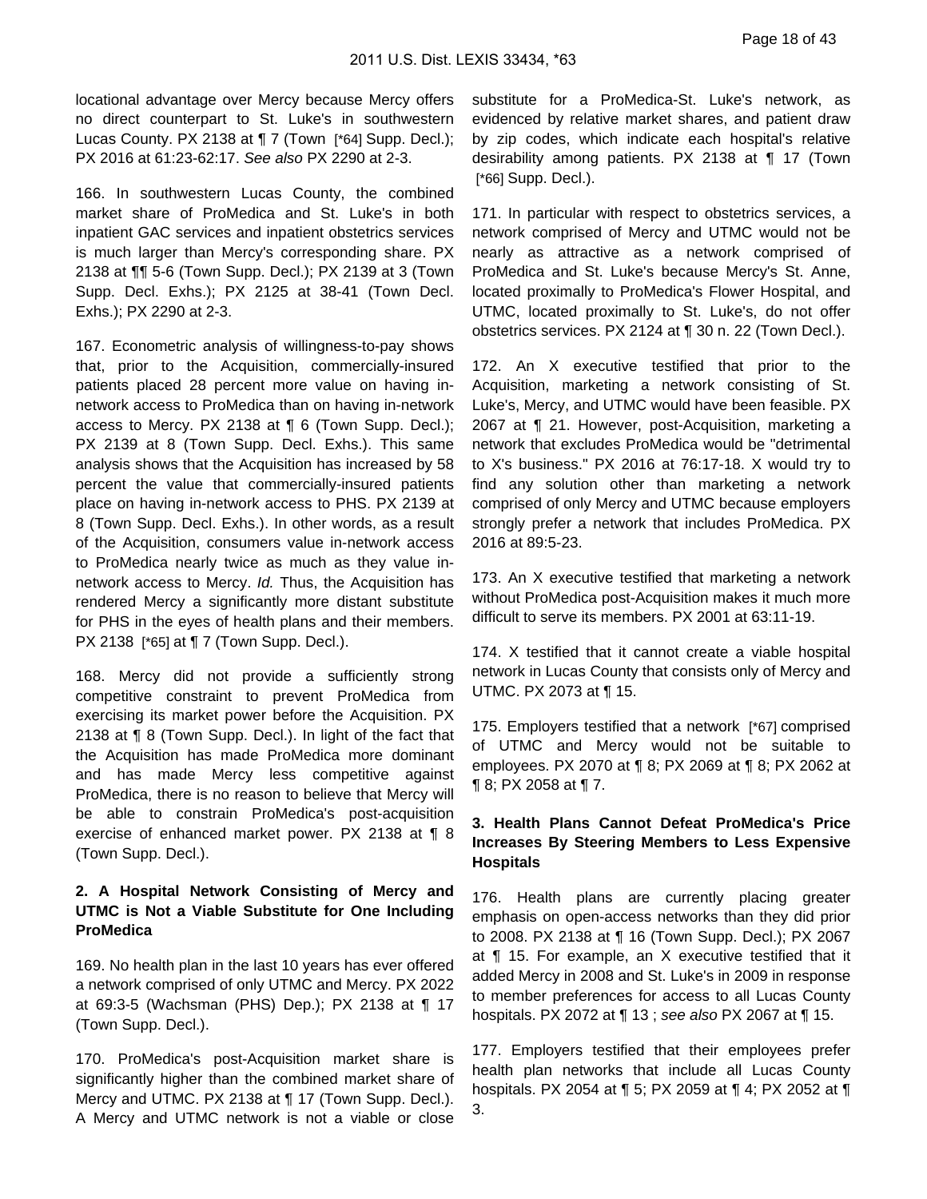locational advantage over Mercy because Mercy offers no direct counterpart to St. Luke's in southwestern Lucas County. PX 2138 at ¶ 7 (Town [*64] Supp. Decl.); PX 2016 at 61:23-62:17. *See also* PX 2290 at 2-3.

166. In southwestern Lucas County, the combined market share of ProMedica and St. Luke's in both inpatient GAC services and inpatient obstetrics services is much larger than Mercy's corresponding share. PX 2138 at ¶¶ 5-6 (Town Supp. Decl.); PX 2139 at 3 (Town Supp. Decl. Exhs.); PX 2125 at 38-41 (Town Decl. Exhs.); PX 2290 at 2-3.

167. Econometric analysis of willingness-to-pay shows that, prior to the Acquisition, commercially-insured patients placed 28 percent more value on having in-network access to ProMedica than on having in-network access to Mercy. PX 2138 at ¶ 6 (Town Supp. Decl.); PX 2139 at 8 (Town Supp. Decl. Exhs.). This same analysis shows that the Acquisition has increased by 58 percent the value that commercially-insured patients place on having in-network access to PHS. PX 2139 at 8 (Town Supp. Decl. Exhs.). In other words, as a result of the Acquisition, consumers value in-network access to ProMedica nearly twice as much as they value in-network access to Mercy. *Id.* Thus, the Acquisition has rendered Mercy a significantly more distant substitute for PHS in the eyes of health plans and their members. PX 2138 [*65] at ¶ 7 (Town Supp. Decl.).

168. Mercy did not provide a sufficiently strong competitive constraint to prevent ProMedica from exercising its market power before the Acquisition. PX 2138 at ¶ 8 (Town Supp. Decl.). In light of the fact that the Acquisition has made ProMedica more dominant and has made Mercy less competitive against ProMedica, there is no reason to believe that Mercy will be able to constrain ProMedica's post-acquisition exercise of enhanced market power. PX 2138 at ¶ 8 (Town Supp. Decl.).

### 2. A Hospital Network Consisting of Mercy and UTMC is Not a Viable Substitute for One Including ProMedica

169. No health plan in the last 10 years has ever offered a network comprised of only UTMC and Mercy. PX 2022 at 69:3-5 (Wachsman (PHS) Dep.); PX 2138 at ¶ 17 (Town Supp. Decl.).

170. ProMedica's post-Acquisition market share is significantly higher than the combined market share of Mercy and UTMC. PX 2138 at ¶ 17 (Town Supp. Decl.). A Mercy and UTMC network is not a viable or close substitute for a ProMedica-St. Luke's network, as evidenced by relative market shares, and patient draw by zip codes, which indicate each hospital's relative desirability among patients. PX 2138 at ¶ 17 (Town [*66] Supp. Decl.).

171. In particular with respect to obstetrics services, a network comprised of Mercy and UTMC would not be nearly as attractive as a network comprised of ProMedica and St. Luke's because Mercy's St. Anne, located proximally to ProMedica's Flower Hospital, and UTMC, located proximally to St. Luke's, do not offer obstetrics services. PX 2124 at ¶ 30 n. 22 (Town Decl.).

172. An X executive testified that prior to the Acquisition, marketing a network consisting of St. Luke's, Mercy, and UTMC would have been feasible. PX 2067 at ¶ 21. However, post-Acquisition, marketing a network that excludes ProMedica would be "detrimental to X's business." PX 2016 at 76:17-18. X would try to find any solution other than marketing a network comprised of only Mercy and UTMC because employers strongly prefer a network that includes ProMedica. PX 2016 at 89:5-23.

173. An X executive testified that marketing a network without ProMedica post-Acquisition makes it much more difficult to serve its members. PX 2001 at 63:11-19.

174. X testified that it cannot create a viable hospital network in Lucas County that consists only of Mercy and UTMC. PX 2073 at ¶ 15.

175. Employers testified that a network [*67] comprised of UTMC and Mercy would not be suitable to employees. PX 2070 at ¶ 8; PX 2069 at ¶ 8; PX 2062 at ¶ 8; PX 2058 at ¶ 7.

### 3. Health Plans Cannot Defeat ProMedica's Price Increases By Steering Members to Less Expensive Hospitals

176. Health plans are currently placing greater emphasis on open-access networks than they did prior to 2008. PX 2138 at ¶ 16 (Town Supp. Decl.); PX 2067 at ¶ 15. For example, an X executive testified that it added Mercy in 2008 and St. Luke's in 2009 in response to member preferences for access to all Lucas County hospitals. PX 2072 at ¶ 13 ; *see also* PX 2067 at ¶ 15.

177. Employers testified that their employees prefer health plan networks that include all Lucas County hospitals. PX 2054 at ¶ 5; PX 2059 at ¶ 4; PX 2052 at ¶ 3.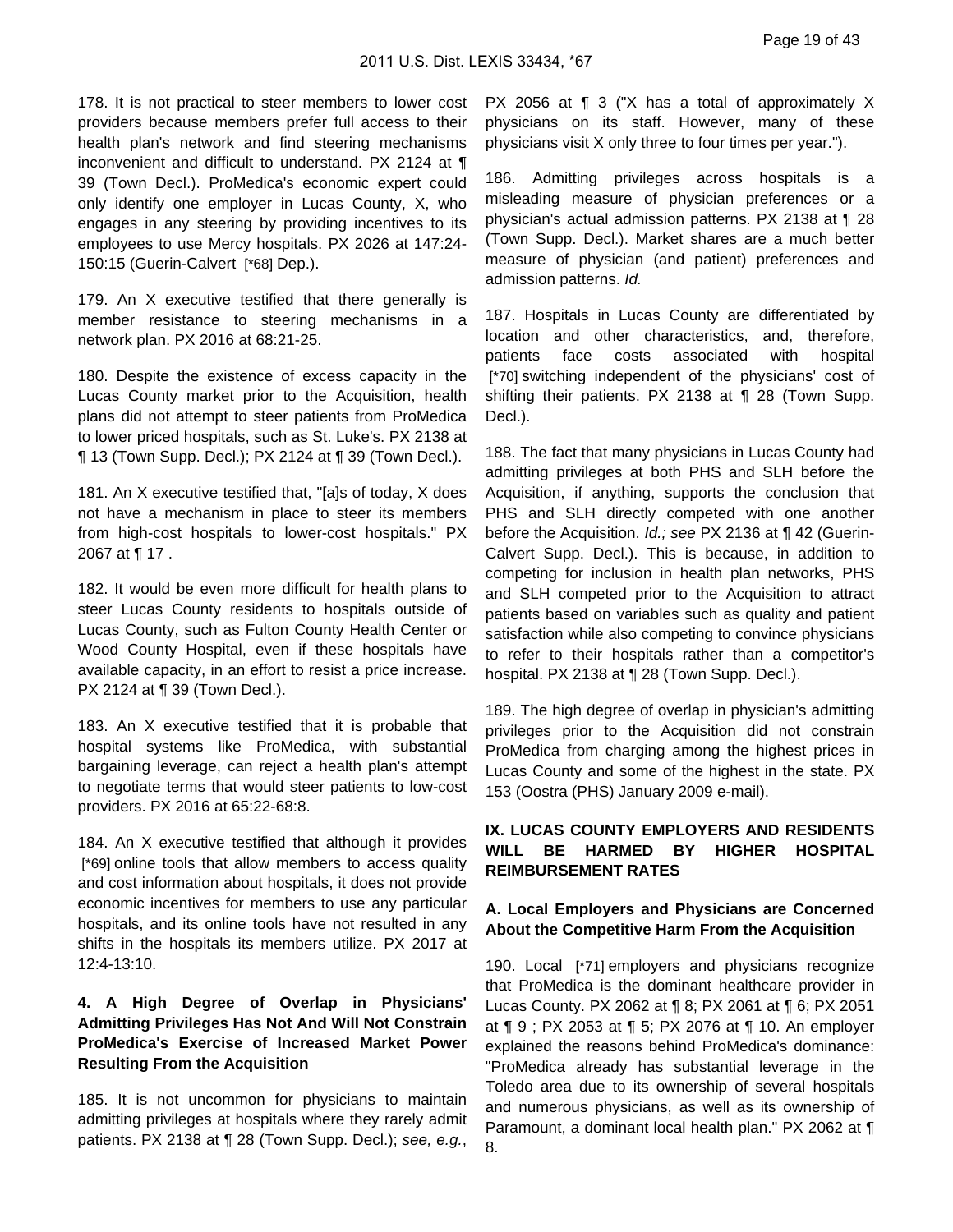178. It is not practical to steer members to lower cost providers because members prefer full access to their health plan's network and find steering mechanisms inconvenient and difficult to understand. PX 2124 at ¶ 39 (Town Decl.). ProMedica's economic expert could only identify one employer in Lucas County, X, who engages in any steering by providing incentives to its employees to use Mercy hospitals. PX 2026 at 147:24-150:15 (Guerin-Calvert [*68] Dep.).

179. An X executive testified that there generally is member resistance to steering mechanisms in a network plan. PX 2016 at 68:21-25.

180. Despite the existence of excess capacity in the Lucas County market prior to the Acquisition, health plans did not attempt to steer patients from ProMedica to lower priced hospitals, such as St. Luke's. PX 2138 at ¶ 13 (Town Supp. Decl.); PX 2124 at ¶ 39 (Town Decl.).

181. An X executive testified that, "[a]s of today, X does not have a mechanism in place to steer its members from high-cost hospitals to lower-cost hospitals." PX 2067 at ¶ 17 .

182. It would be even more difficult for health plans to steer Lucas County residents to hospitals outside of Lucas County, such as Fulton County Health Center or Wood County Hospital, even if these hospitals have available capacity, in an effort to resist a price increase. PX 2124 at ¶ 39 (Town Decl.).

183. An X executive testified that it is probable that hospital systems like ProMedica, with substantial bargaining leverage, can reject a health plan's attempt to negotiate terms that would steer patients to low-cost providers. PX 2016 at 65:22-68:8.

184. An X executive testified that although it provides [*69] online tools that allow members to access quality and cost information about hospitals, it does not provide economic incentives for members to use any particular hospitals, and its online tools have not resulted in any shifts in the hospitals its members utilize. PX 2017 at 12:4-13:10.

#### 4. A High Degree of Overlap in Physicians' Admitting Privileges Has Not And Will Not Constrain ProMedica's Exercise of Increased Market Power Resulting From the Acquisition

185. It is not uncommon for physicians to maintain admitting privileges at hospitals where they rarely admit patients. PX 2138 at ¶ 28 (Town Supp. Decl.); *see, e.g.*, PX 2056 at ¶ 3 ("X has a total of approximately X physicians on its staff. However, many of these physicians visit X only three to four times per year.").

186. Admitting privileges across hospitals is a misleading measure of physician preferences or a physician's actual admission patterns. PX 2138 at ¶ 28 (Town Supp. Decl.). Market shares are a much better measure of physician (and patient) preferences and admission patterns. *Id.*

187. Hospitals in Lucas County are differentiated by location and other characteristics, and, therefore, patients face costs associated with hospital [*70] switching independent of the physicians' cost of shifting their patients. PX 2138 at ¶ 28 (Town Supp. Decl.).

188. The fact that many physicians in Lucas County had admitting privileges at both PHS and SLH before the Acquisition, if anything, supports the conclusion that PHS and SLH directly competed with one another before the Acquisition. *Id.; see* PX 2136 at ¶ 42 (Guerin-Calvert Supp. Decl.). This is because, in addition to competing for inclusion in health plan networks, PHS and SLH competed prior to the Acquisition to attract patients based on variables such as quality and patient satisfaction while also competing to convince physicians to refer to their hospitals rather than a competitor's hospital. PX 2138 at ¶ 28 (Town Supp. Decl.).

189. The high degree of overlap in physician's admitting privileges prior to the Acquisition did not constrain ProMedica from charging among the highest prices in Lucas County and some of the highest in the state. PX 153 (Oostra (PHS) January 2009 e-mail).

## IX. LUCAS COUNTY EMPLOYERS AND RESIDENTS WILL BE HARMED BY HIGHER HOSPITAL REIMBURSEMENT RATES

### A. Local Employers and Physicians are Concerned About the Competitive Harm From the Acquisition

190. Local [*71] employers and physicians recognize that ProMedica is the dominant healthcare provider in Lucas County. PX 2062 at ¶ 8; PX 2061 at ¶ 6; PX 2051 at ¶ 9 ; PX 2053 at ¶ 5; PX 2076 at ¶ 10. An employer explained the reasons behind ProMedica's dominance: "ProMedica already has substantial leverage in the Toledo area due to its ownership of several hospitals and numerous physicians, as well as its ownership of Paramount, a dominant local health plan." PX 2062 at ¶ 8.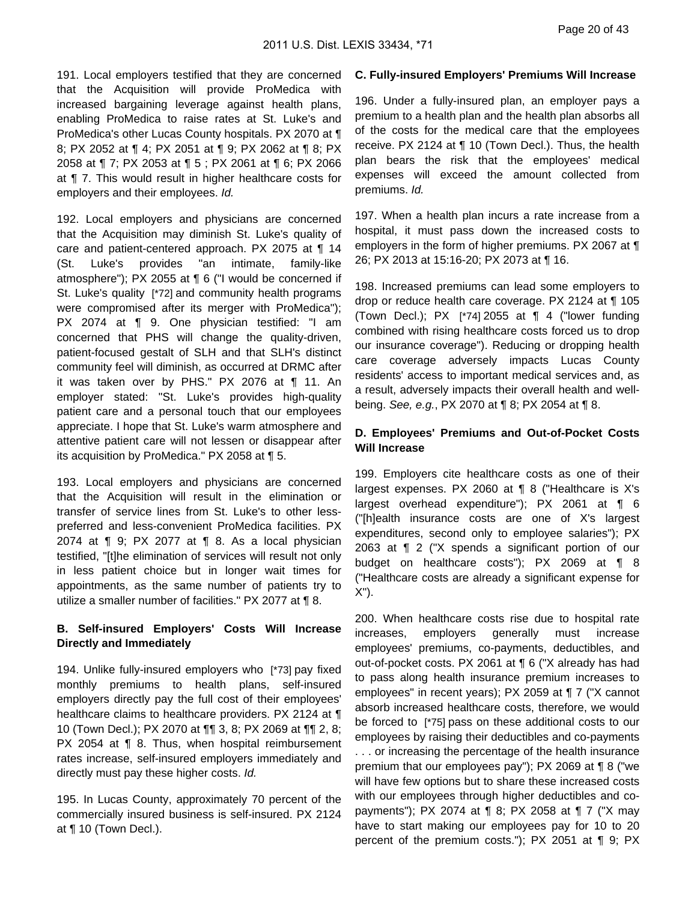191. Local employers testified that they are concerned that the Acquisition will provide ProMedica with increased bargaining leverage against health plans, enabling ProMedica to raise rates at St. Luke's and ProMedica's other Lucas County hospitals. PX 2070 at ¶ 8; PX 2052 at ¶ 4; PX 2051 at ¶ 9; PX 2062 at ¶ 8; PX 2058 at ¶ 7; PX 2053 at ¶ 5 ; PX 2061 at ¶ 6; PX 2066 at ¶ 7. This would result in higher healthcare costs for employers and their employees. *Id.*

192. Local employers and physicians are concerned that the Acquisition may diminish St. Luke's quality of care and patient-centered approach. PX 2075 at ¶ 14 (St. Luke's provides "an intimate, family-like atmosphere"); PX 2055 at ¶ 6 ("I would be concerned if St. Luke's quality [*72] and community health programs were compromised after its merger with ProMedica"); PX 2074 at ¶ 9. One physician testified: "I am concerned that PHS will change the quality-driven, patient-focused gestalt of SLH and that SLH's distinct community feel will diminish, as occurred at DRMC after it was taken over by PHS." PX 2076 at ¶ 11. An employer stated: "St. Luke's provides high-quality patient care and a personal touch that our employees appreciate. I hope that St. Luke's warm atmosphere and attentive patient care will not lessen or disappear after its acquisition by ProMedica." PX 2058 at ¶ 5.

193. Local employers and physicians are concerned that the Acquisition will result in the elimination or transfer of service lines from St. Luke's to other less-preferred and less-convenient ProMedica facilities. PX 2074 at ¶ 9; PX 2077 at ¶ 8. As a local physician testified, "[t]he elimination of services will result not only in less patient choice but in longer wait times for appointments, as the same number of patients try to utilize a smaller number of facilities." PX 2077 at ¶ 8.

**B. Self-insured Employers' Costs Will Increase Directly and Immediately**

194. Unlike fully-insured employers who [*73] pay fixed monthly premiums to health plans, self-insured employers directly pay the full cost of their employees' healthcare claims to healthcare providers. PX 2124 at ¶ 10 (Town Decl.); PX 2070 at ¶¶ 3, 8; PX 2069 at ¶¶ 2, 8; PX 2054 at ¶ 8. Thus, when hospital reimbursement rates increase, self-insured employers immediately and directly must pay these higher costs. *Id.*

195. In Lucas County, approximately 70 percent of the commercially insured business is self-insured. PX 2124 at ¶ 10 (Town Decl.).

**C. Fully-insured Employers' Premiums Will Increase**

196. Under a fully-insured plan, an employer pays a premium to a health plan and the health plan absorbs all of the costs for the medical care that the employees receive. PX 2124 at ¶ 10 (Town Decl.). Thus, the health plan bears the risk that the employees' medical expenses will exceed the amount collected from premiums. *Id.*

197. When a health plan incurs a rate increase from a hospital, it must pass down the increased costs to employers in the form of higher premiums. PX 2067 at ¶ 26; PX 2013 at 15:16-20; PX 2073 at ¶ 16.

198. Increased premiums can lead some employers to drop or reduce health care coverage. PX 2124 at ¶ 105 (Town Decl.); PX [*74] 2055 at ¶ 4 ("lower funding combined with rising healthcare costs forced us to drop our insurance coverage"). Reducing or dropping health care coverage adversely impacts Lucas County residents' access to important medical services and, as a result, adversely impacts their overall health and well-being. *See, e.g.*, PX 2070 at ¶ 8; PX 2054 at ¶ 8.

**D. Employees' Premiums and Out-of-Pocket Costs Will Increase**

199. Employers cite healthcare costs as one of their largest expenses. PX 2060 at ¶ 8 ("Healthcare is X's largest overhead expenditure"); PX 2061 at ¶ 6 ("[h]ealth insurance costs are one of X's largest expenditures, second only to employee salaries"); PX 2063 at ¶ 2 ("X spends a significant portion of our budget on healthcare costs"); PX 2069 at ¶ 8 ("Healthcare costs are already a significant expense for X").

200. When healthcare costs rise due to hospital rate increases, employers generally must increase employees' premiums, co-payments, deductibles, and out-of-pocket costs. PX 2061 at ¶ 6 ("X already has had to pass along health insurance premium increases to employees" in recent years); PX 2059 at ¶ 7 ("X cannot absorb increased healthcare costs, therefore, we would be forced to [*75] pass on these additional costs to our employees by raising their deductibles and co-payments . . . or increasing the percentage of the health insurance premium that our employees pay"); PX 2069 at ¶ 8 ("we will have few options but to share these increased costs with our employees through higher deductibles and co-payments"); PX 2074 at ¶ 8; PX 2058 at ¶ 7 ("X may have to start making our employees pay for 10 to 20 percent of the premium costs."); PX 2051 at ¶ 9; PX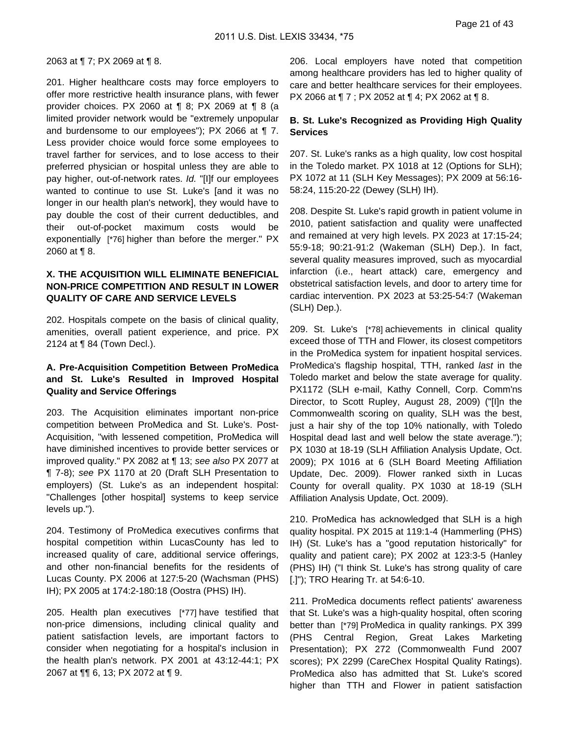2063 at ¶ 7; PX 2069 at ¶ 8.

201. Higher healthcare costs may force employers to offer more restrictive health insurance plans, with fewer provider choices. PX 2060 at ¶ 8; PX 2069 at ¶ 8 (a limited provider network would be "extremely unpopular and burdensome to our employees"); PX 2066 at ¶ 7. Less provider choice would force some employees to travel farther for services, and to lose access to their preferred physician or hospital unless they are able to pay higher, out-of-network rates. *Id.* "[I]f our employees wanted to continue to use St. Luke's [and it was no longer in our health plan's network], they would have to pay double the cost of their current deductibles, and their out-of-pocket maximum costs would be exponentially [*76] higher than before the merger." PX 2060 at ¶ 8.

### X. THE ACQUISITION WILL ELIMINATE BENEFICIAL NON-PRICE COMPETITION AND RESULT IN LOWER QUALITY OF CARE AND SERVICE LEVELS

202. Hospitals compete on the basis of clinical quality, amenities, overall patient experience, and price. PX 2124 at ¶ 84 (Town Decl.).

#### A. Pre-Acquisition Competition Between ProMedica and St. Luke's Resulted in Improved Hospital Quality and Service Offerings

203. The Acquisition eliminates important non-price competition between ProMedica and St. Luke's. Post-Acquisition, "with lessened competition, ProMedica will have diminished incentives to provide better services or improved quality." PX 2082 at ¶ 13; *see also* PX 2077 at ¶ 7-8); *see* PX 1170 at 20 (Draft SLH Presentation to employers) (St. Luke's as an independent hospital: "Challenges [other hospital] systems to keep service levels up.").

204. Testimony of ProMedica executives confirms that hospital competition within LucasCounty has led to increased quality of care, additional service offerings, and other non-financial benefits for the residents of Lucas County. PX 2006 at 127:5-20 (Wachsman (PHS) IH); PX 2005 at 174:2-180:18 (Oostra (PHS) IH).

205. Health plan executives [*77] have testified that non-price dimensions, including clinical quality and patient satisfaction levels, are important factors to consider when negotiating for a hospital's inclusion in the health plan's network. PX 2001 at 43:12-44:1; PX 2067 at ¶¶ 6, 13; PX 2072 at ¶ 9.

206. Local employers have noted that competition among healthcare providers has led to higher quality of care and better healthcare services for their employees. PX 2066 at ¶ 7 ; PX 2052 at ¶ 4; PX 2062 at ¶ 8.

#### B. St. Luke's Recognized as Providing High Quality Services

207. St. Luke's ranks as a high quality, low cost hospital in the Toledo market. PX 1018 at 12 (Options for SLH); PX 1072 at 11 (SLH Key Messages); PX 2009 at 56:16-58:24, 115:20-22 (Dewey (SLH) IH).

208. Despite St. Luke's rapid growth in patient volume in 2010, patient satisfaction and quality were unaffected and remained at very high levels. PX 2023 at 17:15-24; 55:9-18; 90:21-91:2 (Wakeman (SLH) Dep.). In fact, several quality measures improved, such as myocardial infarction (i.e., heart attack) care, emergency and obstetrical satisfaction levels, and door to artery time for cardiac intervention. PX 2023 at 53:25-54:7 (Wakeman (SLH) Dep.).

209. St. Luke's [*78] achievements in clinical quality exceed those of TTH and Flower, its closest competitors in the ProMedica system for inpatient hospital services. ProMedica's flagship hospital, TTH, ranked *last* in the Toledo market and below the state average for quality. PX1172 (SLH e-mail, Kathy Connell, Corp. Comm'ns Director, to Scott Rupley, August 28, 2009) ("[I]n the Commonwealth scoring on quality, SLH was the best, just a hair shy of the top 10% nationally, with Toledo Hospital dead last and well below the state average."); PX 1030 at 18-19 (SLH Affiliation Analysis Update, Oct. 2009); PX 1016 at 6 (SLH Board Meeting Affiliation Update, Dec. 2009). Flower ranked sixth in Lucas County for overall quality. PX 1030 at 18-19 (SLH Affiliation Analysis Update, Oct. 2009).

210. ProMedica has acknowledged that SLH is a high quality hospital. PX 2015 at 119:1-4 (Hammerling (PHS) IH) (St. Luke's has a "good reputation historically" for quality and patient care); PX 2002 at 123:3-5 (Hanley (PHS) IH) ("I think St. Luke's has strong quality of care [.]"); TRO Hearing Tr. at 54:6-10.

211. ProMedica documents reflect patients' awareness that St. Luke's was a high-quality hospital, often scoring better than [*79] ProMedica in quality rankings. PX 399 (PHS Central Region, Great Lakes Marketing Presentation); PX 272 (Commonwealth Fund 2007 scores); PX 2299 (CareChex Hospital Quality Ratings). ProMedica also has admitted that St. Luke's scored higher than TTH and Flower in patient satisfaction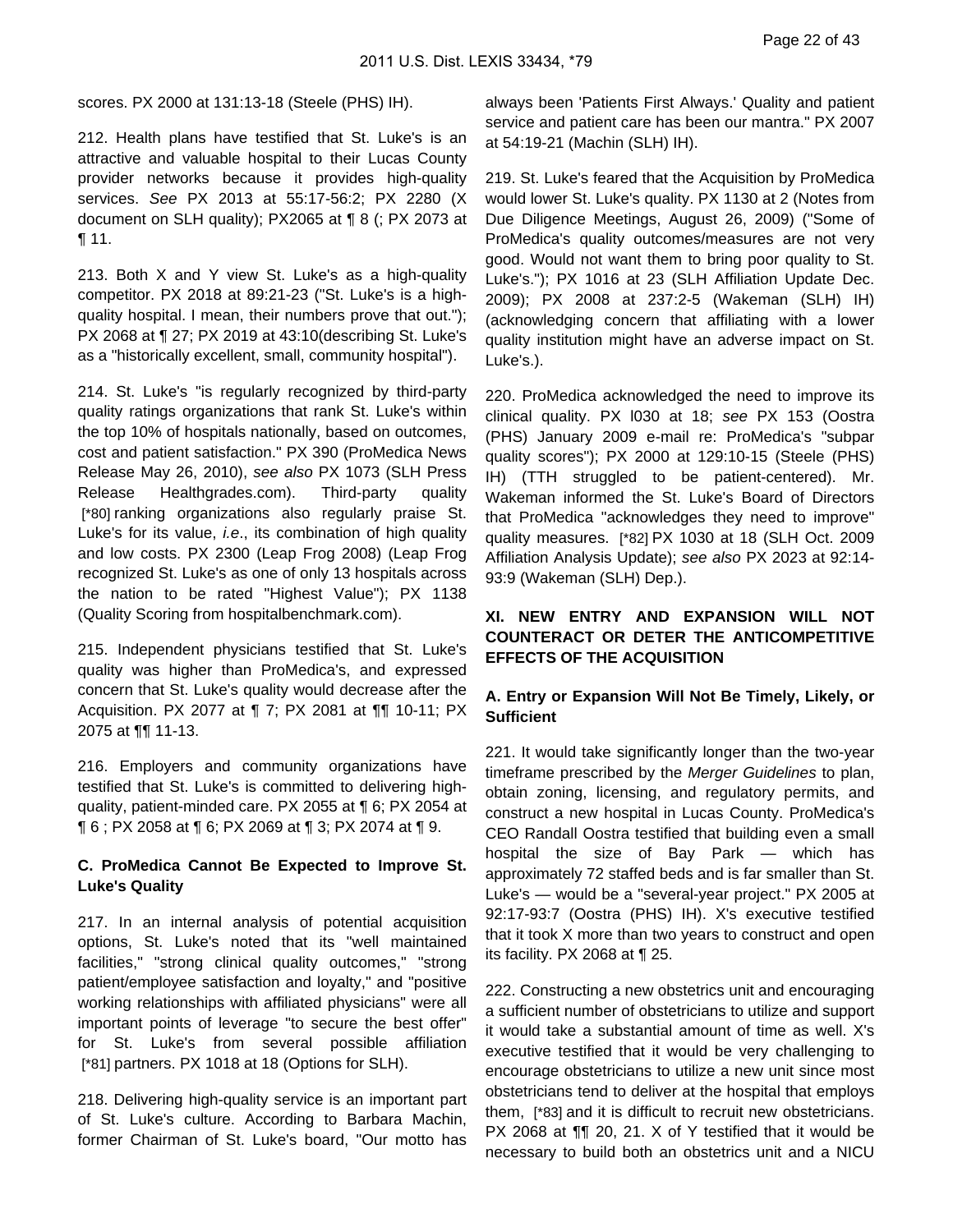scores. PX 2000 at 131:13-18 (Steele (PHS) IH).

212. Health plans have testified that St. Luke's is an attractive and valuable hospital to their Lucas County provider networks because it provides high-quality services. *See* PX 2013 at 55:17-56:2; PX 2280 (X document on SLH quality); PX2065 at ¶ 8 (; PX 2073 at ¶ 11.

213. Both X and Y view St. Luke's as a high-quality competitor. PX 2018 at 89:21-23 ("St. Luke's is a high-quality hospital. I mean, their numbers prove that out."); PX 2068 at ¶ 27; PX 2019 at 43:10(describing St. Luke's as a "historically excellent, small, community hospital").

214. St. Luke's "is regularly recognized by third-party quality ratings organizations that rank St. Luke's within the top 10% of hospitals nationally, based on outcomes, cost and patient satisfaction." PX 390 (ProMedica News Release May 26, 2010), *see also* PX 1073 (SLH Press Release Healthgrades.com). Third-party quality [*80] ranking organizations also regularly praise St. Luke's for its value, *i.e*., its combination of high quality and low costs. PX 2300 (Leap Frog 2008) (Leap Frog recognized St. Luke's as one of only 13 hospitals across the nation to be rated "Highest Value"); PX 1138 (Quality Scoring from hospitalbenchmark.com).

215. Independent physicians testified that St. Luke's quality was higher than ProMedica's, and expressed concern that St. Luke's quality would decrease after the Acquisition. PX 2077 at ¶ 7; PX 2081 at ¶¶ 10-11; PX 2075 at ¶¶ 11-13.

216. Employers and community organizations have testified that St. Luke's is committed to delivering high-quality, patient-minded care. PX 2055 at ¶ 6; PX 2054 at ¶ 6 ; PX 2058 at ¶ 6; PX 2069 at ¶ 3; PX 2074 at ¶ 9.

**C. ProMedica Cannot Be Expected to Improve St. Luke's Quality**

217. In an internal analysis of potential acquisition options, St. Luke's noted that its "well maintained facilities," "strong clinical quality outcomes," "strong patient/employee satisfaction and loyalty," and "positive working relationships with affiliated physicians" were all important points of leverage "to secure the best offer" for St. Luke's from several possible affiliation [*81] partners. PX 1018 at 18 (Options for SLH).

218. Delivering high-quality service is an important part of St. Luke's culture. According to Barbara Machin, former Chairman of St. Luke's board, "Our motto has always been 'Patients First Always.' Quality and patient service and patient care has been our mantra." PX 2007 at 54:19-21 (Machin (SLH) IH).

219. St. Luke's feared that the Acquisition by ProMedica would lower St. Luke's quality. PX 1130 at 2 (Notes from Due Diligence Meetings, August 26, 2009) ("Some of ProMedica's quality outcomes/measures are not very good. Would not want them to bring poor quality to St. Luke's."); PX 1016 at 23 (SLH Affiliation Update Dec. 2009); PX 2008 at 237:2-5 (Wakeman (SLH) IH) (acknowledging concern that affiliating with a lower quality institution might have an adverse impact on St. Luke's.).

220. ProMedica acknowledged the need to improve its clinical quality. PX l030 at 18; *see* PX 153 (Oostra (PHS) January 2009 e-mail re: ProMedica's "subpar quality scores"); PX 2000 at 129:10-15 (Steele (PHS) IH) (TTH struggled to be patient-centered). Mr. Wakeman informed the St. Luke's Board of Directors that ProMedica "acknowledges they need to improve" quality measures. [*82] PX 1030 at 18 (SLH Oct. 2009 Affiliation Analysis Update); *see also* PX 2023 at 92:14-93:9 (Wakeman (SLH) Dep.).

**XI. NEW ENTRY AND EXPANSION WILL NOT COUNTERACT OR DETER THE ANTICOMPETITIVE EFFECTS OF THE ACQUISITION**

**A. Entry or Expansion Will Not Be Timely, Likely, or Sufficient**

221. It would take significantly longer than the two-year timeframe prescribed by the *Merger Guidelines* to plan, obtain zoning, licensing, and regulatory permits, and construct a new hospital in Lucas County. ProMedica's CEO Randall Oostra testified that building even a small hospital the size of Bay Park — which has approximately 72 staffed beds and is far smaller than St. Luke's — would be a "several-year project." PX 2005 at 92:17-93:7 (Oostra (PHS) IH). X's executive testified that it took X more than two years to construct and open its facility. PX 2068 at ¶ 25.

222. Constructing a new obstetrics unit and encouraging a sufficient number of obstetricians to utilize and support it would take a substantial amount of time as well. X's executive testified that it would be very challenging to encourage obstetricians to utilize a new unit since most obstetricians tend to deliver at the hospital that employs them, [*83] and it is difficult to recruit new obstetricians. PX 2068 at ¶¶ 20, 21. X of Y testified that it would be necessary to build both an obstetrics unit and a NICU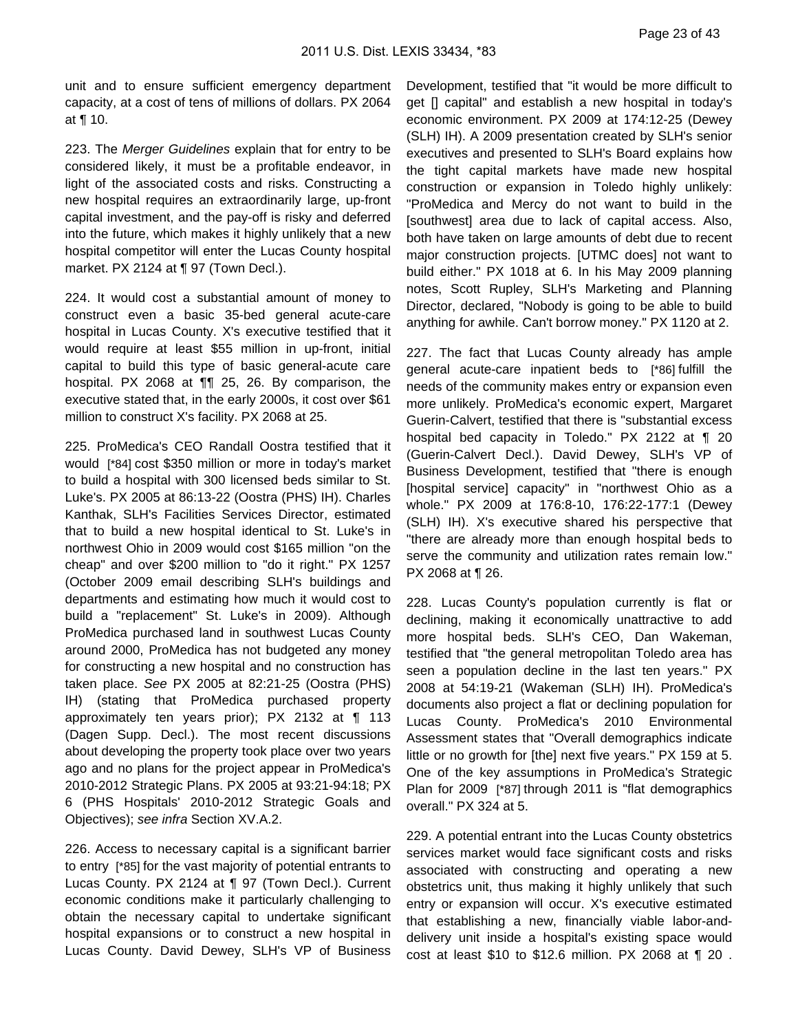unit and to ensure sufficient emergency department capacity, at a cost of tens of millions of dollars. PX 2064 at ¶ 10.

223. The *Merger Guidelines* explain that for entry to be considered likely, it must be a profitable endeavor, in light of the associated costs and risks. Constructing a new hospital requires an extraordinarily large, up-front capital investment, and the pay-off is risky and deferred into the future, which makes it highly unlikely that a new hospital competitor will enter the Lucas County hospital market. PX 2124 at ¶ 97 (Town Decl.).

224. It would cost a substantial amount of money to construct even a basic 35-bed general acute-care hospital in Lucas County. X's executive testified that it would require at least $55 million in up-front, initial capital to build this type of basic general-acute care hospital. PX 2068 at ¶¶ 25, 26. By comparison, the executive stated that, in the early 2000s, it cost over $61 million to construct X's facility. PX 2068 at 25.

225. ProMedica's CEO Randall Oostra testified that it would [*84] cost $350 million or more in today's market to build a hospital with 300 licensed beds similar to St. Luke's. PX 2005 at 86:13-22 (Oostra (PHS) IH). Charles Kanthak, SLH's Facilities Services Director, estimated that to build a new hospital identical to St. Luke's in northwest Ohio in 2009 would cost $165 million "on the cheap" and over $200 million to "do it right." PX 1257 (October 2009 email describing SLH's buildings and departments and estimating how much it would cost to build a "replacement" St. Luke's in 2009). Although ProMedica purchased land in southwest Lucas County around 2000, ProMedica has not budgeted any money for constructing a new hospital and no construction has taken place. *See* PX 2005 at 82:21-25 (Oostra (PHS) IH) (stating that ProMedica purchased property approximately ten years prior); PX 2132 at ¶ 113 (Dagen Supp. Decl.). The most recent discussions about developing the property took place over two years ago and no plans for the project appear in ProMedica's 2010-2012 Strategic Plans. PX 2005 at 93:21-94:18; PX 6 (PHS Hospitals' 2010-2012 Strategic Goals and Objectives); *see infra* Section XV.A.2.

226. Access to necessary capital is a significant barrier to entry [*85] for the vast majority of potential entrants to Lucas County. PX 2124 at ¶ 97 (Town Decl.). Current economic conditions make it particularly challenging to obtain the necessary capital to undertake significant hospital expansions or to construct a new hospital in Lucas County. David Dewey, SLH's VP of Business Development, testified that "it would be more difficult to get [] capital" and establish a new hospital in today's economic environment. PX 2009 at 174:12-25 (Dewey (SLH) IH). A 2009 presentation created by SLH's senior executives and presented to SLH's Board explains how the tight capital markets have made new hospital construction or expansion in Toledo highly unlikely: "ProMedica and Mercy do not want to build in the [southwest] area due to lack of capital access. Also, both have taken on large amounts of debt due to recent major construction projects. [UTMC does] not want to build either." PX 1018 at 6. In his May 2009 planning notes, Scott Rupley, SLH's Marketing and Planning Director, declared, "Nobody is going to be able to build anything for awhile. Can't borrow money." PX 1120 at 2.

227. The fact that Lucas County already has ample general acute-care inpatient beds to [*86] fulfill the needs of the community makes entry or expansion even more unlikely. ProMedica's economic expert, Margaret Guerin-Calvert, testified that there is "substantial excess hospital bed capacity in Toledo." PX 2122 at ¶ 20 (Guerin-Calvert Decl.). David Dewey, SLH's VP of Business Development, testified that "there is enough [hospital service] capacity" in "northwest Ohio as a whole." PX 2009 at 176:8-10, 176:22-177:1 (Dewey (SLH) IH). X's executive shared his perspective that "there are already more than enough hospital beds to serve the community and utilization rates remain low." PX 2068 at ¶ 26.

228. Lucas County's population currently is flat or declining, making it economically unattractive to add more hospital beds. SLH's CEO, Dan Wakeman, testified that "the general metropolitan Toledo area has seen a population decline in the last ten years." PX 2008 at 54:19-21 (Wakeman (SLH) IH). ProMedica's documents also project a flat or declining population for Lucas County. ProMedica's 2010 Environmental Assessment states that "Overall demographics indicate little or no growth for [the] next five years." PX 159 at 5. One of the key assumptions in ProMedica's Strategic Plan for 2009 [*87] through 2011 is "flat demographics overall." PX 324 at 5.

229. A potential entrant into the Lucas County obstetrics services market would face significant costs and risks associated with constructing and operating a new obstetrics unit, thus making it highly unlikely that such entry or expansion will occur. X's executive estimated that establishing a new, financially viable labor-and-delivery unit inside a hospital's existing space would cost at least $10 to $12.6 million. PX 2068 at ¶ 20 .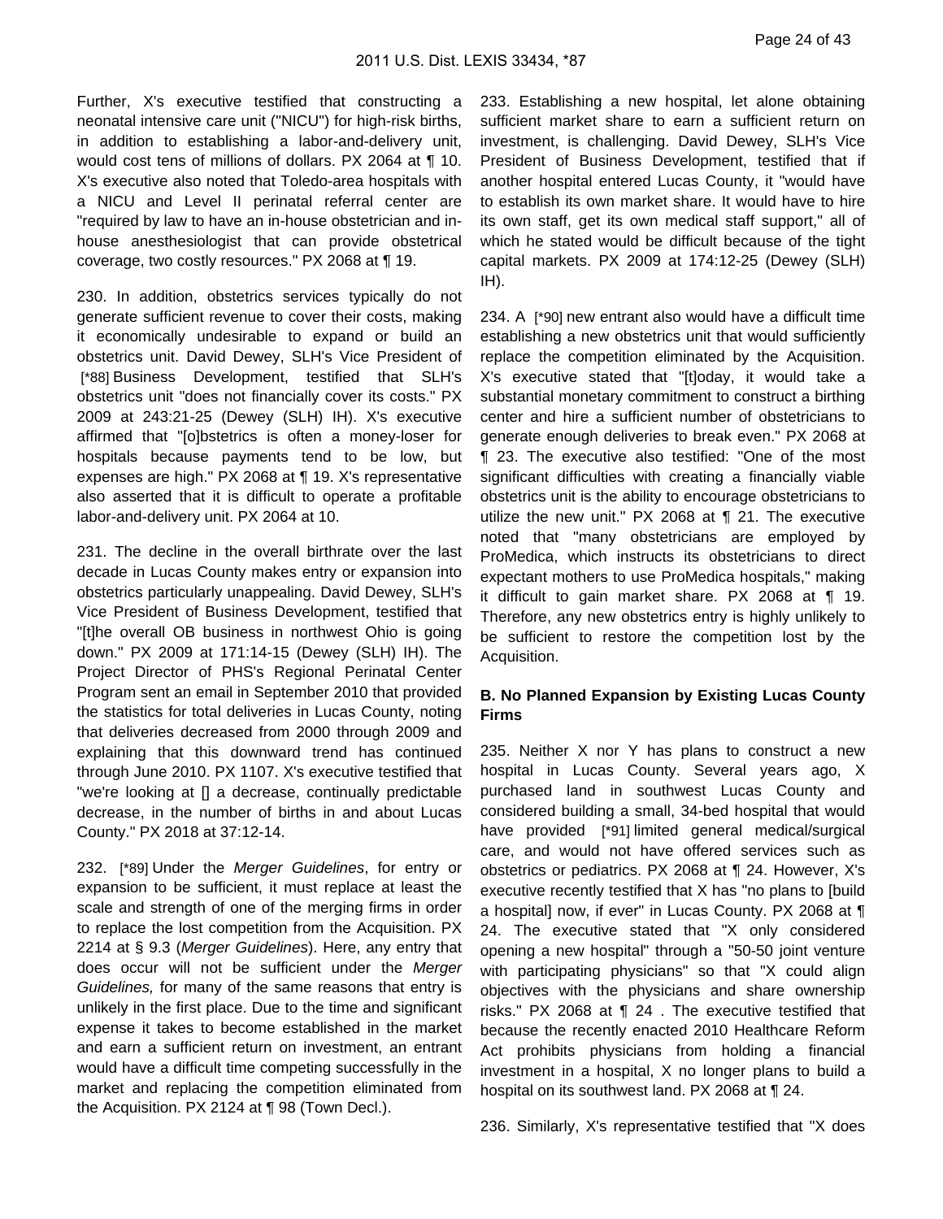Further, X's executive testified that constructing a neonatal intensive care unit ("NICU") for high-risk births, in addition to establishing a labor-and-delivery unit, would cost tens of millions of dollars. PX 2064 at ¶ 10. X's executive also noted that Toledo-area hospitals with a NICU and Level II perinatal referral center are "required by law to have an in-house obstetrician and in-house anesthesiologist that can provide obstetrical coverage, two costly resources." PX 2068 at ¶ 19.

230. In addition, obstetrics services typically do not generate sufficient revenue to cover their costs, making it economically undesirable to expand or build an obstetrics unit. David Dewey, SLH's Vice President of [*88] Business Development, testified that SLH's obstetrics unit "does not financially cover its costs." PX 2009 at 243:21-25 (Dewey (SLH) IH). X's executive affirmed that "[o]bstetrics is often a money-loser for hospitals because payments tend to be low, but expenses are high." PX 2068 at ¶ 19. X's representative also asserted that it is difficult to operate a profitable labor-and-delivery unit. PX 2064 at 10.

231. The decline in the overall birthrate over the last decade in Lucas County makes entry or expansion into obstetrics particularly unappealing. David Dewey, SLH's Vice President of Business Development, testified that "[t]he overall OB business in northwest Ohio is going down." PX 2009 at 171:14-15 (Dewey (SLH) IH). The Project Director of PHS's Regional Perinatal Center Program sent an email in September 2010 that provided the statistics for total deliveries in Lucas County, noting that deliveries decreased from 2000 through 2009 and explaining that this downward trend has continued through June 2010. PX 1107. X's executive testified that "we're looking at [] a decrease, continually predictable decrease, in the number of births in and about Lucas County." PX 2018 at 37:12-14.

232. [*89] Under the *Merger Guidelines*, for entry or expansion to be sufficient, it must replace at least the scale and strength of one of the merging firms in order to replace the lost competition from the Acquisition. PX 2214 at § 9.3 (*Merger Guidelines*). Here, any entry that does occur will not be sufficient under the *Merger Guidelines,* for many of the same reasons that entry is unlikely in the first place. Due to the time and significant expense it takes to become established in the market and earn a sufficient return on investment, an entrant would have a difficult time competing successfully in the market and replacing the competition eliminated from the Acquisition. PX 2124 at ¶ 98 (Town Decl.).

233. Establishing a new hospital, let alone obtaining sufficient market share to earn a sufficient return on investment, is challenging. David Dewey, SLH's Vice President of Business Development, testified that if another hospital entered Lucas County, it "would have to establish its own market share. It would have to hire its own staff, get its own medical staff support," all of which he stated would be difficult because of the tight capital markets. PX 2009 at 174:12-25 (Dewey (SLH) IH).

234. A [*90] new entrant also would have a difficult time establishing a new obstetrics unit that would sufficiently replace the competition eliminated by the Acquisition. X's executive stated that "[t]oday, it would take a substantial monetary commitment to construct a birthing center and hire a sufficient number of obstetricians to generate enough deliveries to break even." PX 2068 at ¶ 23. The executive also testified: "One of the most significant difficulties with creating a financially viable obstetrics unit is the ability to encourage obstetricians to utilize the new unit." PX 2068 at ¶ 21. The executive noted that "many obstetricians are employed by ProMedica, which instructs its obstetricians to direct expectant mothers to use ProMedica hospitals," making it difficult to gain market share. PX 2068 at ¶ 19. Therefore, any new obstetrics entry is highly unlikely to be sufficient to restore the competition lost by the Acquisition.

**B. No Planned Expansion by Existing Lucas County Firms**

235. Neither X nor Y has plans to construct a new hospital in Lucas County. Several years ago, X purchased land in southwest Lucas County and considered building a small, 34-bed hospital that would have provided [*91] limited general medical/surgical care, and would not have offered services such as obstetrics or pediatrics. PX 2068 at ¶ 24. However, X's executive recently testified that X has "no plans to [build a hospital] now, if ever" in Lucas County. PX 2068 at ¶ 24. The executive stated that "X only considered opening a new hospital" through a "50-50 joint venture with participating physicians" so that "X could align objectives with the physicians and share ownership risks." PX 2068 at ¶ 24 . The executive testified that because the recently enacted 2010 Healthcare Reform Act prohibits physicians from holding a financial investment in a hospital, X no longer plans to build a hospital on its southwest land. PX 2068 at ¶ 24.

236. Similarly, X's representative testified that "X does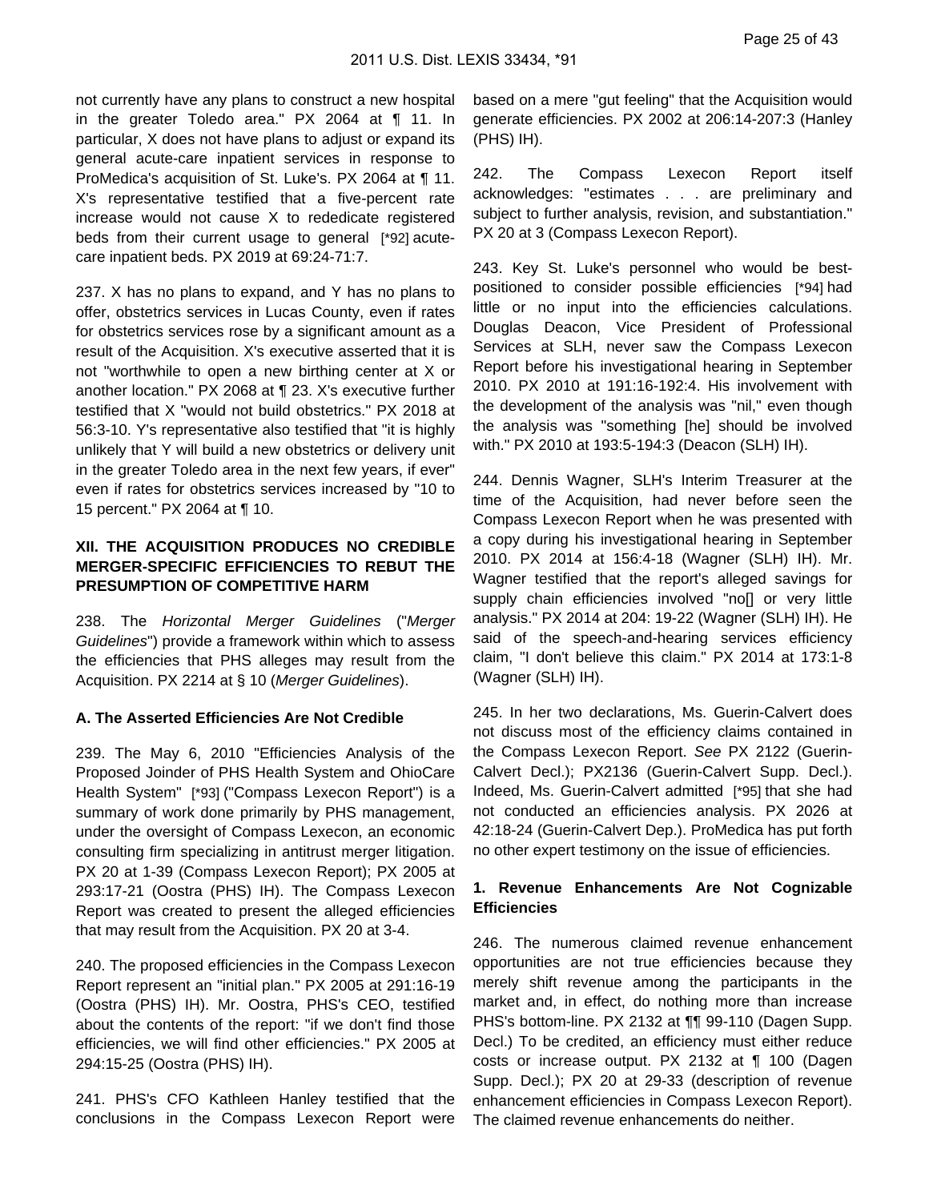not currently have any plans to construct a new hospital in the greater Toledo area." PX 2064 at ¶ 11. In particular, X does not have plans to adjust or expand its general acute-care inpatient services in response to ProMedica's acquisition of St. Luke's. PX 2064 at ¶ 11. X's representative testified that a five-percent rate increase would not cause X to rededicate registered beds from their current usage to general [*92] acute-care inpatient beds. PX 2019 at 69:24-71:7.

237. X has no plans to expand, and Y has no plans to offer, obstetrics services in Lucas County, even if rates for obstetrics services rose by a significant amount as a result of the Acquisition. X's executive asserted that it is not "worthwhile to open a new birthing center at X or another location." PX 2068 at ¶ 23. X's executive further testified that X "would not build obstetrics." PX 2018 at 56:3-10. Y's representative also testified that "it is highly unlikely that Y will build a new obstetrics or delivery unit in the greater Toledo area in the next few years, if ever" even if rates for obstetrics services increased by "10 to 15 percent." PX 2064 at ¶ 10.

### XII. THE ACQUISITION PRODUCES NO CREDIBLE MERGER-SPECIFIC EFFICIENCIES TO REBUT THE PRESUMPTION OF COMPETITIVE HARM

238. The *Horizontal Merger Guidelines* ("*Merger Guidelines*") provide a framework within which to assess the efficiencies that PHS alleges may result from the Acquisition. PX 2214 at § 10 (*Merger Guidelines*).

#### A. The Asserted Efficiencies Are Not Credible

239. The May 6, 2010 "Efficiencies Analysis of the Proposed Joinder of PHS Health System and OhioCare Health System" [*93] ("Compass Lexecon Report") is a summary of work done primarily by PHS management, under the oversight of Compass Lexecon, an economic consulting firm specializing in antitrust merger litigation. PX 20 at 1-39 (Compass Lexecon Report); PX 2005 at 293:17-21 (Oostra (PHS) IH). The Compass Lexecon Report was created to present the alleged efficiencies that may result from the Acquisition. PX 20 at 3-4.

240. The proposed efficiencies in the Compass Lexecon Report represent an "initial plan." PX 2005 at 291:16-19 (Oostra (PHS) IH). Mr. Oostra, PHS's CEO, testified about the contents of the report: "if we don't find those efficiencies, we will find other efficiencies." PX 2005 at 294:15-25 (Oostra (PHS) IH).

241. PHS's CFO Kathleen Hanley testified that the conclusions in the Compass Lexecon Report were based on a mere "gut feeling" that the Acquisition would generate efficiencies. PX 2002 at 206:14-207:3 (Hanley (PHS) IH).

242. The Compass Lexecon Report itself acknowledges: "estimates . . . are preliminary and subject to further analysis, revision, and substantiation." PX 20 at 3 (Compass Lexecon Report).

243. Key St. Luke's personnel who would be best-positioned to consider possible efficiencies [*94] had little or no input into the efficiencies calculations. Douglas Deacon, Vice President of Professional Services at SLH, never saw the Compass Lexecon Report before his investigational hearing in September 2010. PX 2010 at 191:16-192:4. His involvement with the development of the analysis was "nil," even though the analysis was "something [he] should be involved with." PX 2010 at 193:5-194:3 (Deacon (SLH) IH).

244. Dennis Wagner, SLH's Interim Treasurer at the time of the Acquisition, had never before seen the Compass Lexecon Report when he was presented with a copy during his investigational hearing in September 2010. PX 2014 at 156:4-18 (Wagner (SLH) IH). Mr. Wagner testified that the report's alleged savings for supply chain efficiencies involved "no[] or very little analysis." PX 2014 at 204: 19-22 (Wagner (SLH) IH). He said of the speech-and-hearing services efficiency claim, "I don't believe this claim." PX 2014 at 173:1-8 (Wagner (SLH) IH).

245. In her two declarations, Ms. Guerin-Calvert does not discuss most of the efficiency claims contained in the Compass Lexecon Report. *See* PX 2122 (Guerin-Calvert Decl.); PX2136 (Guerin-Calvert Supp. Decl.). Indeed, Ms. Guerin-Calvert admitted [*95] that she had not conducted an efficiencies analysis. PX 2026 at 42:18-24 (Guerin-Calvert Dep.). ProMedica has put forth no other expert testimony on the issue of efficiencies.

##### 1. Revenue Enhancements Are Not Cognizable Efficiencies

246. The numerous claimed revenue enhancement opportunities are not true efficiencies because they merely shift revenue among the participants in the market and, in effect, do nothing more than increase PHS's bottom-line. PX 2132 at ¶¶ 99-110 (Dagen Supp. Decl.) To be credited, an efficiency must either reduce costs or increase output. PX 2132 at ¶ 100 (Dagen Supp. Decl.); PX 20 at 29-33 (description of revenue enhancement efficiencies in Compass Lexecon Report). The claimed revenue enhancements do neither.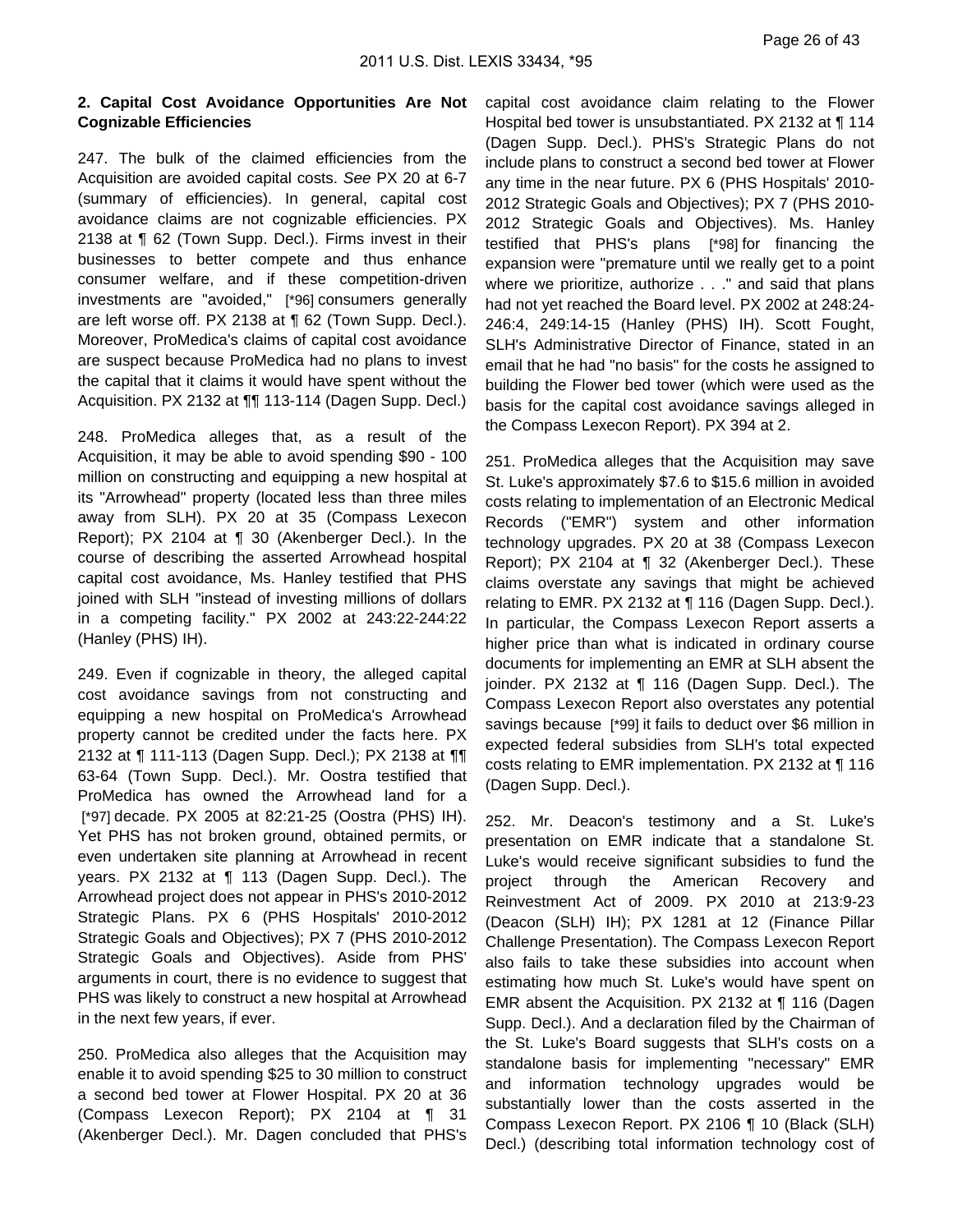**2. Capital Cost Avoidance Opportunities Are Not Cognizable Efficiencies**

247. The bulk of the claimed efficiencies from the Acquisition are avoided capital costs. *See* PX 20 at 6-7 (summary of efficiencies). In general, capital cost avoidance claims are not cognizable efficiencies. PX 2138 at ¶ 62 (Town Supp. Decl.). Firms invest in their businesses to better compete and thus enhance consumer welfare, and if these competition-driven investments are "avoided," [*96] consumers generally are left worse off. PX 2138 at ¶ 62 (Town Supp. Decl.). Moreover, ProMedica's claims of capital cost avoidance are suspect because ProMedica had no plans to invest the capital that it claims it would have spent without the Acquisition. PX 2132 at ¶¶ 113-114 (Dagen Supp. Decl.)

248. ProMedica alleges that, as a result of the Acquisition, it may be able to avoid spending $90 - 100 million on constructing and equipping a new hospital at its "Arrowhead" property (located less than three miles away from SLH). PX 20 at 35 (Compass Lexecon Report); PX 2104 at ¶ 30 (Akenberger Decl.). In the course of describing the asserted Arrowhead hospital capital cost avoidance, Ms. Hanley testified that PHS joined with SLH "instead of investing millions of dollars in a competing facility." PX 2002 at 243:22-244:22 (Hanley (PHS) IH).

249. Even if cognizable in theory, the alleged capital cost avoidance savings from not constructing and equipping a new hospital on ProMedica's Arrowhead property cannot be credited under the facts here. PX 2132 at ¶ 111-113 (Dagen Supp. Decl.); PX 2138 at ¶¶ 63-64 (Town Supp. Decl.). Mr. Oostra testified that ProMedica has owned the Arrowhead land for a [*97] decade. PX 2005 at 82:21-25 (Oostra (PHS) IH). Yet PHS has not broken ground, obtained permits, or even undertaken site planning at Arrowhead in recent years. PX 2132 at ¶ 113 (Dagen Supp. Decl.). The Arrowhead project does not appear in PHS's 2010-2012 Strategic Plans. PX 6 (PHS Hospitals' 2010-2012 Strategic Goals and Objectives); PX 7 (PHS 2010-2012 Strategic Goals and Objectives). Aside from PHS' arguments in court, there is no evidence to suggest that PHS was likely to construct a new hospital at Arrowhead in the next few years, if ever.

250. ProMedica also alleges that the Acquisition may enable it to avoid spending $25 to 30 million to construct a second bed tower at Flower Hospital. PX 20 at 36 (Compass Lexecon Report); PX 2104 at ¶ 31 (Akenberger Decl.). Mr. Dagen concluded that PHS's capital cost avoidance claim relating to the Flower Hospital bed tower is unsubstantiated. PX 2132 at ¶ 114 (Dagen Supp. Decl.). PHS's Strategic Plans do not include plans to construct a second bed tower at Flower any time in the near future. PX 6 (PHS Hospitals' 2010-2012 Strategic Goals and Objectives); PX 7 (PHS 2010-2012 Strategic Goals and Objectives). Ms. Hanley testified that PHS's plans [*98] for financing the expansion were "premature until we really get to a point where we prioritize, authorize . . ." and said that plans had not yet reached the Board level. PX 2002 at 248:24-246:4, 249:14-15 (Hanley (PHS) IH). Scott Fought, SLH's Administrative Director of Finance, stated in an email that he had "no basis" for the costs he assigned to building the Flower bed tower (which were used as the basis for the capital cost avoidance savings alleged in the Compass Lexecon Report). PX 394 at 2.

251. ProMedica alleges that the Acquisition may save St. Luke's approximately $7.6 to $15.6 million in avoided costs relating to implementation of an Electronic Medical Records ("EMR") system and other information technology upgrades. PX 20 at 38 (Compass Lexecon Report); PX 2104 at ¶ 32 (Akenberger Decl.). These claims overstate any savings that might be achieved relating to EMR. PX 2132 at ¶ 116 (Dagen Supp. Decl.). In particular, the Compass Lexecon Report asserts a higher price than what is indicated in ordinary course documents for implementing an EMR at SLH absent the joinder. PX 2132 at ¶ 116 (Dagen Supp. Decl.). The Compass Lexecon Report also overstates any potential savings because [*99] it fails to deduct over $6 million in expected federal subsidies from SLH's total expected costs relating to EMR implementation. PX 2132 at ¶ 116 (Dagen Supp. Decl.).

252. Mr. Deacon's testimony and a St. Luke's presentation on EMR indicate that a standalone St. Luke's would receive significant subsidies to fund the project through the American Recovery and Reinvestment Act of 2009. PX 2010 at 213:9-23 (Deacon (SLH) IH); PX 1281 at 12 (Finance Pillar Challenge Presentation). The Compass Lexecon Report also fails to take these subsidies into account when estimating how much St. Luke's would have spent on EMR absent the Acquisition. PX 2132 at ¶ 116 (Dagen Supp. Decl.). And a declaration filed by the Chairman of the St. Luke's Board suggests that SLH's costs on a standalone basis for implementing "necessary" EMR and information technology upgrades would be substantially lower than the costs asserted in the Compass Lexecon Report. PX 2106 ¶ 10 (Black (SLH) Decl.) (describing total information technology cost of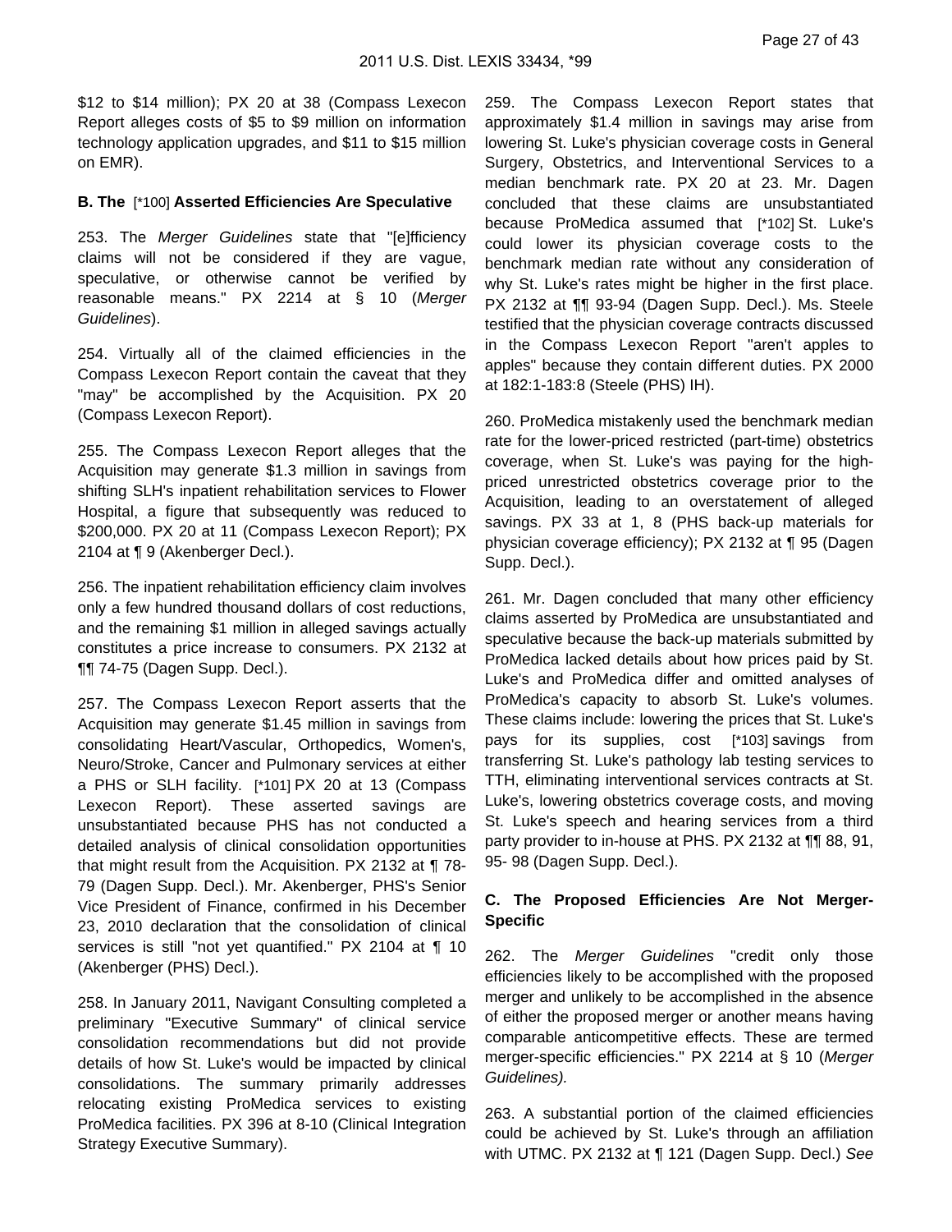$12 to $14 million); PX 20 at 38 (Compass Lexecon Report alleges costs of $5 to $9 million on information technology application upgrades, and $11 to $15 million on EMR).

**B. The** [*100] **Asserted Efficiencies Are Speculative**

253. The *Merger Guidelines* state that "[e]fficiency claims will not be considered if they are vague, speculative, or otherwise cannot be verified by reasonable means." PX 2214 at § 10 (*Merger Guidelines*).

254. Virtually all of the claimed efficiencies in the Compass Lexecon Report contain the caveat that they "may" be accomplished by the Acquisition. PX 20 (Compass Lexecon Report).

255. The Compass Lexecon Report alleges that the Acquisition may generate $1.3 million in savings from shifting SLH's inpatient rehabilitation services to Flower Hospital, a figure that subsequently was reduced to $200,000. PX 20 at 11 (Compass Lexecon Report); PX 2104 at ¶ 9 (Akenberger Decl.).

256. The inpatient rehabilitation efficiency claim involves only a few hundred thousand dollars of cost reductions, and the remaining $1 million in alleged savings actually constitutes a price increase to consumers. PX 2132 at ¶¶ 74-75 (Dagen Supp. Decl.).

257. The Compass Lexecon Report asserts that the Acquisition may generate $1.45 million in savings from consolidating Heart/Vascular, Orthopedics, Women's, Neuro/Stroke, Cancer and Pulmonary services at either a PHS or SLH facility. [*101] PX 20 at 13 (Compass Lexecon Report). These asserted savings are unsubstantiated because PHS has not conducted a detailed analysis of clinical consolidation opportunities that might result from the Acquisition. PX 2132 at ¶ 78-79 (Dagen Supp. Decl.). Mr. Akenberger, PHS's Senior Vice President of Finance, confirmed in his December 23, 2010 declaration that the consolidation of clinical services is still "not yet quantified." PX 2104 at ¶ 10 (Akenberger (PHS) Decl.).

258. In January 2011, Navigant Consulting completed a preliminary "Executive Summary" of clinical service consolidation recommendations but did not provide details of how St. Luke's would be impacted by clinical consolidations. The summary primarily addresses relocating existing ProMedica services to existing ProMedica facilities. PX 396 at 8-10 (Clinical Integration Strategy Executive Summary).

259. The Compass Lexecon Report states that approximately $1.4 million in savings may arise from lowering St. Luke's physician coverage costs in General Surgery, Obstetrics, and Interventional Services to a median benchmark rate. PX 20 at 23. Mr. Dagen concluded that these claims are unsubstantiated because ProMedica assumed that [*102] St. Luke's could lower its physician coverage costs to the benchmark median rate without any consideration of why St. Luke's rates might be higher in the first place. PX 2132 at ¶¶ 93-94 (Dagen Supp. Decl.). Ms. Steele testified that the physician coverage contracts discussed in the Compass Lexecon Report "aren't apples to apples" because they contain different duties. PX 2000 at 182:1-183:8 (Steele (PHS) IH).

260. ProMedica mistakenly used the benchmark median rate for the lower-priced restricted (part-time) obstetrics coverage, when St. Luke's was paying for the high-priced unrestricted obstetrics coverage prior to the Acquisition, leading to an overstatement of alleged savings. PX 33 at 1, 8 (PHS back-up materials for physician coverage efficiency); PX 2132 at ¶ 95 (Dagen Supp. Decl.).

261. Mr. Dagen concluded that many other efficiency claims asserted by ProMedica are unsubstantiated and speculative because the back-up materials submitted by ProMedica lacked details about how prices paid by St. Luke's and ProMedica differ and omitted analyses of ProMedica's capacity to absorb St. Luke's volumes. These claims include: lowering the prices that St. Luke's pays for its supplies, cost [*103] savings from transferring St. Luke's pathology lab testing services to TTH, eliminating interventional services contracts at St. Luke's, lowering obstetrics coverage costs, and moving St. Luke's speech and hearing services from a third party provider to in-house at PHS. PX 2132 at ¶¶ 88, 91, 95- 98 (Dagen Supp. Decl.).

**C. The Proposed Efficiencies Are Not Merger-Specific**

262. The *Merger Guidelines* "credit only those efficiencies likely to be accomplished with the proposed merger and unlikely to be accomplished in the absence of either the proposed merger or another means having comparable anticompetitive effects. These are termed merger-specific efficiencies." PX 2214 at § 10 (*Merger Guidelines).*

263. A substantial portion of the claimed efficiencies could be achieved by St. Luke's through an affiliation with UTMC. PX 2132 at ¶ 121 (Dagen Supp. Decl.) *See*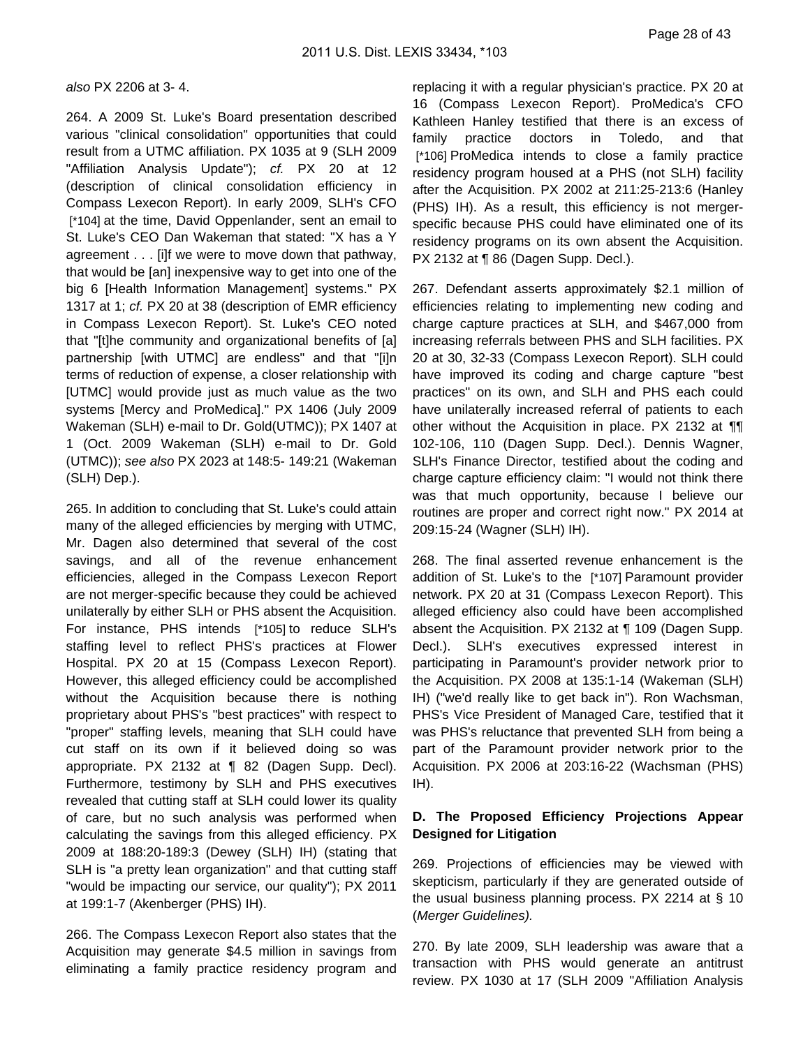*also* PX 2206 at 3- 4.

264. A 2009 St. Luke's Board presentation described various "clinical consolidation" opportunities that could result from a UTMC affiliation. PX 1035 at 9 (SLH 2009 "Affiliation Analysis Update"); *cf.* PX 20 at 12 (description of clinical consolidation efficiency in Compass Lexecon Report). In early 2009, SLH's CFO [*104] at the time, David Oppenlander, sent an email to St. Luke's CEO Dan Wakeman that stated: "X has a Y agreement . . . [i]f we were to move down that pathway, that would be [an] inexpensive way to get into one of the big 6 [Health Information Management] systems." PX 1317 at 1; *cf.* PX 20 at 38 (description of EMR efficiency in Compass Lexecon Report). St. Luke's CEO noted that "[t]he community and organizational benefits of [a] partnership [with UTMC] are endless" and that "[i]n terms of reduction of expense, a closer relationship with [UTMC] would provide just as much value as the two systems [Mercy and ProMedica]." PX 1406 (July 2009 Wakeman (SLH) e-mail to Dr. Gold(UTMC)); PX 1407 at 1 (Oct. 2009 Wakeman (SLH) e-mail to Dr. Gold (UTMC)); *see also* PX 2023 at 148:5- 149:21 (Wakeman (SLH) Dep.).

265. In addition to concluding that St. Luke's could attain many of the alleged efficiencies by merging with UTMC, Mr. Dagen also determined that several of the cost savings, and all of the revenue enhancement efficiencies, alleged in the Compass Lexecon Report are not merger-specific because they could be achieved unilaterally by either SLH or PHS absent the Acquisition. For instance, PHS intends [*105] to reduce SLH's staffing level to reflect PHS's practices at Flower Hospital. PX 20 at 15 (Compass Lexecon Report). However, this alleged efficiency could be accomplished without the Acquisition because there is nothing proprietary about PHS's "best practices" with respect to "proper" staffing levels, meaning that SLH could have cut staff on its own if it believed doing so was appropriate. PX 2132 at ¶ 82 (Dagen Supp. Decl). Furthermore, testimony by SLH and PHS executives revealed that cutting staff at SLH could lower its quality of care, but no such analysis was performed when calculating the savings from this alleged efficiency. PX 2009 at 188:20-189:3 (Dewey (SLH) IH) (stating that SLH is "a pretty lean organization" and that cutting staff "would be impacting our service, our quality"); PX 2011 at 199:1-7 (Akenberger (PHS) IH).

266. The Compass Lexecon Report also states that the Acquisition may generate $4.5 million in savings from eliminating a family practice residency program and replacing it with a regular physician's practice. PX 20 at 16 (Compass Lexecon Report). ProMedica's CFO Kathleen Hanley testified that there is an excess of family practice doctors in Toledo, and that [*106] ProMedica intends to close a family practice residency program housed at a PHS (not SLH) facility after the Acquisition. PX 2002 at 211:25-213:6 (Hanley (PHS) IH). As a result, this efficiency is not merger-specific because PHS could have eliminated one of its residency programs on its own absent the Acquisition. PX 2132 at ¶ 86 (Dagen Supp. Decl.).

267. Defendant asserts approximately $2.1 million of efficiencies relating to implementing new coding and charge capture practices at SLH, and $467,000 from increasing referrals between PHS and SLH facilities. PX 20 at 30, 32-33 (Compass Lexecon Report). SLH could have improved its coding and charge capture "best practices" on its own, and SLH and PHS each could have unilaterally increased referral of patients to each other without the Acquisition in place. PX 2132 at ¶¶ 102-106, 110 (Dagen Supp. Decl.). Dennis Wagner, SLH's Finance Director, testified about the coding and charge capture efficiency claim: "I would not think there was that much opportunity, because I believe our routines are proper and correct right now." PX 2014 at 209:15-24 (Wagner (SLH) IH).

268. The final asserted revenue enhancement is the addition of St. Luke's to the [*107] Paramount provider network. PX 20 at 31 (Compass Lexecon Report). This alleged efficiency also could have been accomplished absent the Acquisition. PX 2132 at ¶ 109 (Dagen Supp. Decl.). SLH's executives expressed interest in participating in Paramount's provider network prior to the Acquisition. PX 2008 at 135:1-14 (Wakeman (SLH) IH) ("we'd really like to get back in"). Ron Wachsman, PHS's Vice President of Managed Care, testified that it was PHS's reluctance that prevented SLH from being a part of the Paramount provider network prior to the Acquisition. PX 2006 at 203:16-22 (Wachsman (PHS) IH).

**D. The Proposed Efficiency Projections Appear Designed for Litigation**

269. Projections of efficiencies may be viewed with skepticism, particularly if they are generated outside of the usual business planning process. PX 2214 at § 10 (*Merger Guidelines).*

270. By late 2009, SLH leadership was aware that a transaction with PHS would generate an antitrust review. PX 1030 at 17 (SLH 2009 "Affiliation Analysis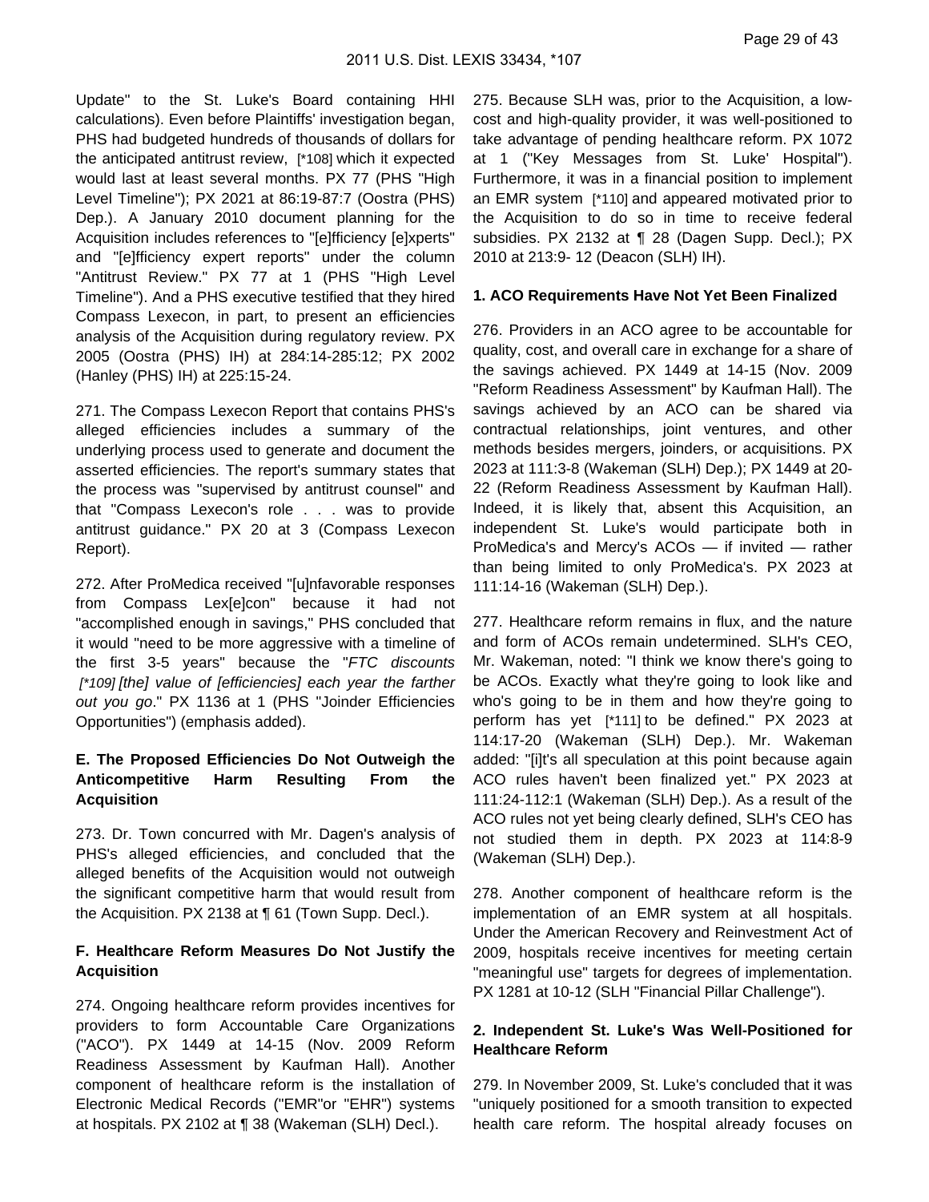Update" to the St. Luke's Board containing HHI calculations). Even before Plaintiffs' investigation began, PHS had budgeted hundreds of thousands of dollars for the anticipated antitrust review, [*108] which it expected would last at least several months. PX 77 (PHS "High Level Timeline"); PX 2021 at 86:19-87:7 (Oostra (PHS) Dep.). A January 2010 document planning for the Acquisition includes references to "[e]fficiency [e]xperts" and "[e]fficiency expert reports" under the column "Antitrust Review." PX 77 at 1 (PHS "High Level Timeline"). And a PHS executive testified that they hired Compass Lexecon, in part, to present an efficiencies analysis of the Acquisition during regulatory review. PX 2005 (Oostra (PHS) IH) at 284:14-285:12; PX 2002 (Hanley (PHS) IH) at 225:15-24.

271. The Compass Lexecon Report that contains PHS's alleged efficiencies includes a summary of the underlying process used to generate and document the asserted efficiencies. The report's summary states that the process was "supervised by antitrust counsel" and that "Compass Lexecon's role . . . was to provide antitrust guidance." PX 20 at 3 (Compass Lexecon Report).

272. After ProMedica received "[u]nfavorable responses from Compass Lex[e]con" because it had not "accomplished enough in savings," PHS concluded that it would "need to be more aggressive with a timeline of the first 3-5 years" because the "*FTC discounts [*109] [the] value of [efficiencies] each year the farther out you go*." PX 1136 at 1 (PHS "Joinder Efficiencies Opportunities") (emphasis added).

### E. The Proposed Efficiencies Do Not Outweigh the Anticompetitive Harm Resulting From the Acquisition

273. Dr. Town concurred with Mr. Dagen's analysis of PHS's alleged efficiencies, and concluded that the alleged benefits of the Acquisition would not outweigh the significant competitive harm that would result from the Acquisition. PX 2138 at ¶ 61 (Town Supp. Decl.).

### F. Healthcare Reform Measures Do Not Justify the Acquisition

274. Ongoing healthcare reform provides incentives for providers to form Accountable Care Organizations ("ACO"). PX 1449 at 14-15 (Nov. 2009 Reform Readiness Assessment by Kaufman Hall). Another component of healthcare reform is the installation of Electronic Medical Records ("EMR"or "EHR") systems at hospitals. PX 2102 at ¶ 38 (Wakeman (SLH) Decl.).

275. Because SLH was, prior to the Acquisition, a low-cost and high-quality provider, it was well-positioned to take advantage of pending healthcare reform. PX 1072 at 1 ("Key Messages from St. Luke' Hospital"). Furthermore, it was in a financial position to implement an EMR system [*110] and appeared motivated prior to the Acquisition to do so in time to receive federal subsidies. PX 2132 at ¶ 28 (Dagen Supp. Decl.); PX 2010 at 213:9- 12 (Deacon (SLH) IH).

#### 1. ACO Requirements Have Not Yet Been Finalized

276. Providers in an ACO agree to be accountable for quality, cost, and overall care in exchange for a share of the savings achieved. PX 1449 at 14-15 (Nov. 2009 "Reform Readiness Assessment" by Kaufman Hall). The savings achieved by an ACO can be shared via contractual relationships, joint ventures, and other methods besides mergers, joinders, or acquisitions. PX 2023 at 111:3-8 (Wakeman (SLH) Dep.); PX 1449 at 20-22 (Reform Readiness Assessment by Kaufman Hall). Indeed, it is likely that, absent this Acquisition, an independent St. Luke's would participate both in ProMedica's and Mercy's ACOs — if invited — rather than being limited to only ProMedica's. PX 2023 at 111:14-16 (Wakeman (SLH) Dep.).

277. Healthcare reform remains in flux, and the nature and form of ACOs remain undetermined. SLH's CEO, Mr. Wakeman, noted: "I think we know there's going to be ACOs. Exactly what they're going to look like and who's going to be in them and how they're going to perform has yet [*111] to be defined." PX 2023 at 114:17-20 (Wakeman (SLH) Dep.). Mr. Wakeman added: "[i]t's all speculation at this point because again ACO rules haven't been finalized yet." PX 2023 at 111:24-112:1 (Wakeman (SLH) Dep.). As a result of the ACO rules not yet being clearly defined, SLH's CEO has not studied them in depth. PX 2023 at 114:8-9 (Wakeman (SLH) Dep.).

278. Another component of healthcare reform is the implementation of an EMR system at all hospitals. Under the American Recovery and Reinvestment Act of 2009, hospitals receive incentives for meeting certain "meaningful use" targets for degrees of implementation. PX 1281 at 10-12 (SLH "Financial Pillar Challenge").

#### 2. Independent St. Luke's Was Well-Positioned for Healthcare Reform

279. In November 2009, St. Luke's concluded that it was "uniquely positioned for a smooth transition to expected health care reform. The hospital already focuses on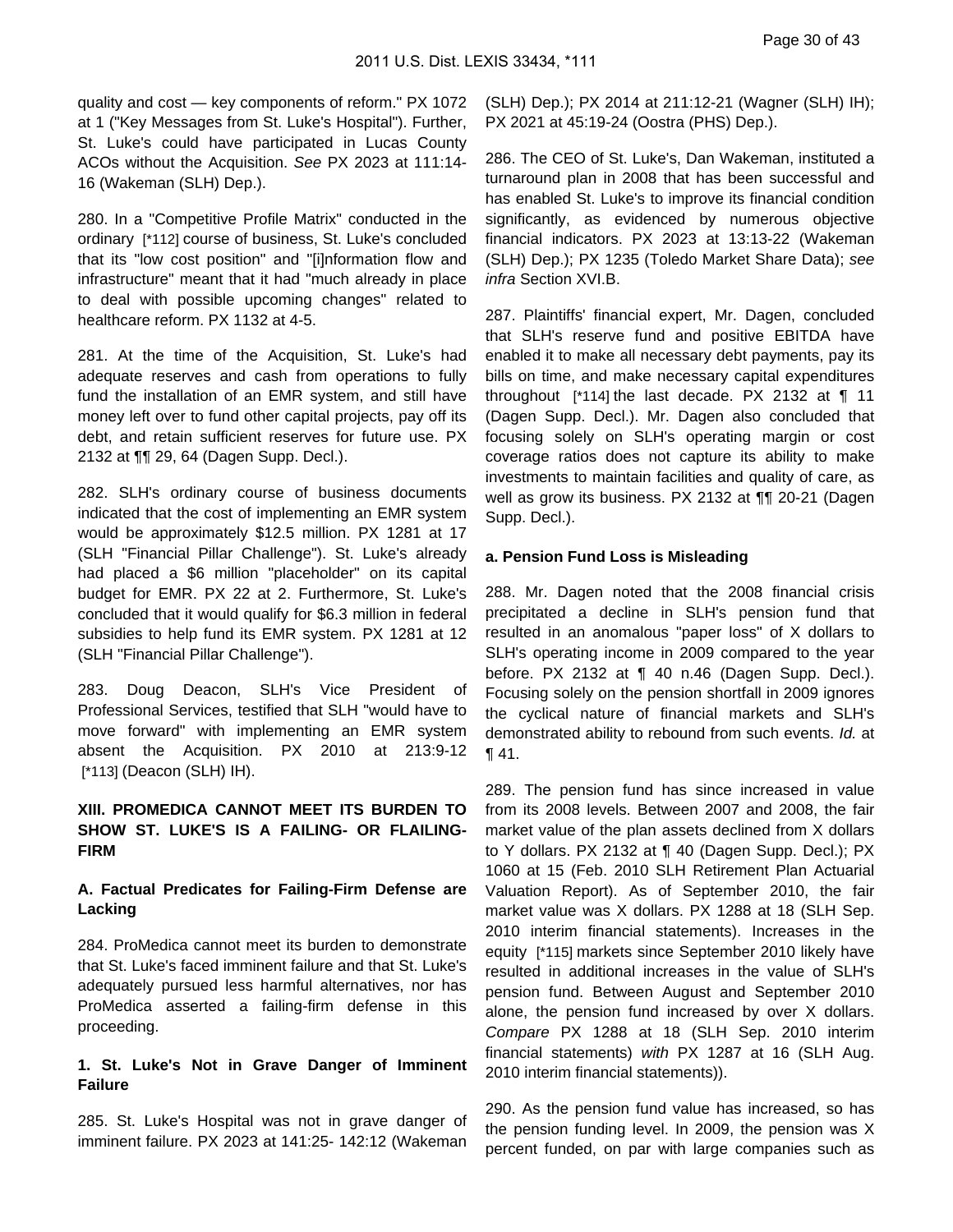quality and cost — key components of reform." PX 1072 at 1 ("Key Messages from St. Luke's Hospital"). Further, St. Luke's could have participated in Lucas County ACOs without the Acquisition. *See* PX 2023 at 111:14-16 (Wakeman (SLH) Dep.).

280. In a "Competitive Profile Matrix" conducted in the ordinary [*112] course of business, St. Luke's concluded that its "low cost position" and "[i]nformation flow and infrastructure" meant that it had "much already in place to deal with possible upcoming changes" related to healthcare reform. PX 1132 at 4-5.

281. At the time of the Acquisition, St. Luke's had adequate reserves and cash from operations to fully fund the installation of an EMR system, and still have money left over to fund other capital projects, pay off its debt, and retain sufficient reserves for future use. PX 2132 at ¶¶ 29, 64 (Dagen Supp. Decl.).

282. SLH's ordinary course of business documents indicated that the cost of implementing an EMR system would be approximately $12.5 million. PX 1281 at 17 (SLH "Financial Pillar Challenge"). St. Luke's already had placed a $6 million "placeholder" on its capital budget for EMR. PX 22 at 2. Furthermore, St. Luke's concluded that it would qualify for $6.3 million in federal subsidies to help fund its EMR system. PX 1281 at 12 (SLH "Financial Pillar Challenge").

283. Doug Deacon, SLH's Vice President of Professional Services, testified that SLH "would have to move forward" with implementing an EMR system absent the Acquisition. PX 2010 at 213:9-12 [*113] (Deacon (SLH) IH).

### XIII. PROMEDICA CANNOT MEET ITS BURDEN TO SHOW ST. LUKE'S IS A FAILING- OR FLAILING-FIRM

#### A. Factual Predicates for Failing-Firm Defense are Lacking

284. ProMedica cannot meet its burden to demonstrate that St. Luke's faced imminent failure and that St. Luke's adequately pursued less harmful alternatives, nor has ProMedica asserted a failing-firm defense in this proceeding.

#### 1. St. Luke's Not in Grave Danger of Imminent Failure

285. St. Luke's Hospital was not in grave danger of imminent failure. PX 2023 at 141:25- 142:12 (Wakeman (SLH) Dep.); PX 2014 at 211:12-21 (Wagner (SLH) IH); PX 2021 at 45:19-24 (Oostra (PHS) Dep.).

286. The CEO of St. Luke's, Dan Wakeman, instituted a turnaround plan in 2008 that has been successful and has enabled St. Luke's to improve its financial condition significantly, as evidenced by numerous objective financial indicators. PX 2023 at 13:13-22 (Wakeman (SLH) Dep.); PX 1235 (Toledo Market Share Data); *see infra* Section XVI.B.

287. Plaintiffs' financial expert, Mr. Dagen, concluded that SLH's reserve fund and positive EBITDA have enabled it to make all necessary debt payments, pay its bills on time, and make necessary capital expenditures throughout [*114] the last decade. PX 2132 at ¶ 11 (Dagen Supp. Decl.). Mr. Dagen also concluded that focusing solely on SLH's operating margin or cost coverage ratios does not capture its ability to make investments to maintain facilities and quality of care, as well as grow its business. PX 2132 at ¶¶ 20-21 (Dagen Supp. Decl.).

#### a. Pension Fund Loss is Misleading

288. Mr. Dagen noted that the 2008 financial crisis precipitated a decline in SLH's pension fund that resulted in an anomalous "paper loss" of X dollars to SLH's operating income in 2009 compared to the year before. PX 2132 at ¶ 40 n.46 (Dagen Supp. Decl.). Focusing solely on the pension shortfall in 2009 ignores the cyclical nature of financial markets and SLH's demonstrated ability to rebound from such events. *Id.* at ¶ 41.

289. The pension fund has since increased in value from its 2008 levels. Between 2007 and 2008, the fair market value of the plan assets declined from X dollars to Y dollars. PX 2132 at ¶ 40 (Dagen Supp. Decl.); PX 1060 at 15 (Feb. 2010 SLH Retirement Plan Actuarial Valuation Report). As of September 2010, the fair market value was X dollars. PX 1288 at 18 (SLH Sep. 2010 interim financial statements). Increases in the equity [*115] markets since September 2010 likely have resulted in additional increases in the value of SLH's pension fund. Between August and September 2010 alone, the pension fund increased by over X dollars. *Compare* PX 1288 at 18 (SLH Sep. 2010 interim financial statements) *with* PX 1287 at 16 (SLH Aug. 2010 interim financial statements)).

290. As the pension fund value has increased, so has the pension funding level. In 2009, the pension was X percent funded, on par with large companies such as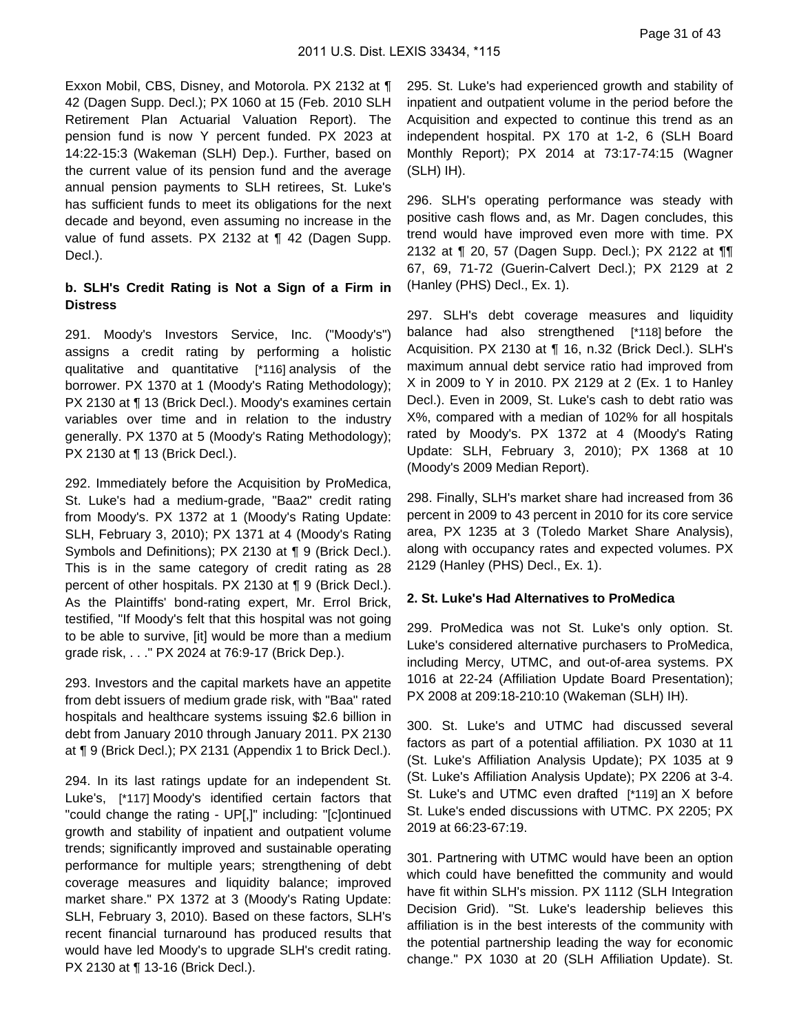Exxon Mobil, CBS, Disney, and Motorola. PX 2132 at ¶ 42 (Dagen Supp. Decl.); PX 1060 at 15 (Feb. 2010 SLH Retirement Plan Actuarial Valuation Report). The pension fund is now Y percent funded. PX 2023 at 14:22-15:3 (Wakeman (SLH) Dep.). Further, based on the current value of its pension fund and the average annual pension payments to SLH retirees, St. Luke's has sufficient funds to meet its obligations for the next decade and beyond, even assuming no increase in the value of fund assets. PX 2132 at ¶ 42 (Dagen Supp. Decl.).

**b. SLH's Credit Rating is Not a Sign of a Firm in Distress**

291. Moody's Investors Service, Inc. ("Moody's") assigns a credit rating by performing a holistic qualitative and quantitative [*116] analysis of the borrower. PX 1370 at 1 (Moody's Rating Methodology); PX 2130 at ¶ 13 (Brick Decl.). Moody's examines certain variables over time and in relation to the industry generally. PX 1370 at 5 (Moody's Rating Methodology); PX 2130 at ¶ 13 (Brick Decl.).

292. Immediately before the Acquisition by ProMedica, St. Luke's had a medium-grade, "Baa2" credit rating from Moody's. PX 1372 at 1 (Moody's Rating Update: SLH, February 3, 2010); PX 1371 at 4 (Moody's Rating Symbols and Definitions); PX 2130 at ¶ 9 (Brick Decl.). This is in the same category of credit rating as 28 percent of other hospitals. PX 2130 at ¶ 9 (Brick Decl.). As the Plaintiffs' bond-rating expert, Mr. Errol Brick, testified, "If Moody's felt that this hospital was not going to be able to survive, [it] would be more than a medium grade risk, . . ." PX 2024 at 76:9-17 (Brick Dep.).

293. Investors and the capital markets have an appetite from debt issuers of medium grade risk, with "Baa" rated hospitals and healthcare systems issuing $2.6 billion in debt from January 2010 through January 2011. PX 2130 at ¶ 9 (Brick Decl.); PX 2131 (Appendix 1 to Brick Decl.).

294. In its last ratings update for an independent St. Luke's, [*117] Moody's identified certain factors that "could change the rating - UP[,]" including: "[c]ontinued growth and stability of inpatient and outpatient volume trends; significantly improved and sustainable operating performance for multiple years; strengthening of debt coverage measures and liquidity balance; improved market share." PX 1372 at 3 (Moody's Rating Update: SLH, February 3, 2010). Based on these factors, SLH's recent financial turnaround has produced results that would have led Moody's to upgrade SLH's credit rating. PX 2130 at ¶ 13-16 (Brick Decl.).

295. St. Luke's had experienced growth and stability of inpatient and outpatient volume in the period before the Acquisition and expected to continue this trend as an independent hospital. PX 170 at 1-2, 6 (SLH Board Monthly Report); PX 2014 at 73:17-74:15 (Wagner (SLH) IH).

296. SLH's operating performance was steady with positive cash flows and, as Mr. Dagen concludes, this trend would have improved even more with time. PX 2132 at ¶ 20, 57 (Dagen Supp. Decl.); PX 2122 at ¶¶ 67, 69, 71-72 (Guerin-Calvert Decl.); PX 2129 at 2 (Hanley (PHS) Decl., Ex. 1).

297. SLH's debt coverage measures and liquidity balance had also strengthened [*118] before the Acquisition. PX 2130 at ¶ 16, n.32 (Brick Decl.). SLH's maximum annual debt service ratio had improved from X in 2009 to Y in 2010. PX 2129 at 2 (Ex. 1 to Hanley Decl.). Even in 2009, St. Luke's cash to debt ratio was X%, compared with a median of 102% for all hospitals rated by Moody's. PX 1372 at 4 (Moody's Rating Update: SLH, February 3, 2010); PX 1368 at 10 (Moody's 2009 Median Report).

298. Finally, SLH's market share had increased from 36 percent in 2009 to 43 percent in 2010 for its core service area, PX 1235 at 3 (Toledo Market Share Analysis), along with occupancy rates and expected volumes. PX 2129 (Hanley (PHS) Decl., Ex. 1).

**2. St. Luke's Had Alternatives to ProMedica**

299. ProMedica was not St. Luke's only option. St. Luke's considered alternative purchasers to ProMedica, including Mercy, UTMC, and out-of-area systems. PX 1016 at 22-24 (Affiliation Update Board Presentation); PX 2008 at 209:18-210:10 (Wakeman (SLH) IH).

300. St. Luke's and UTMC had discussed several factors as part of a potential affiliation. PX 1030 at 11 (St. Luke's Affiliation Analysis Update); PX 1035 at 9 (St. Luke's Affiliation Analysis Update); PX 2206 at 3-4. St. Luke's and UTMC even drafted [*119] an X before St. Luke's ended discussions with UTMC. PX 2205; PX 2019 at 66:23-67:19.

301. Partnering with UTMC would have been an option which could have benefitted the community and would have fit within SLH's mission. PX 1112 (SLH Integration Decision Grid). "St. Luke's leadership believes this affiliation is in the best interests of the community with the potential partnership leading the way for economic change." PX 1030 at 20 (SLH Affiliation Update). St.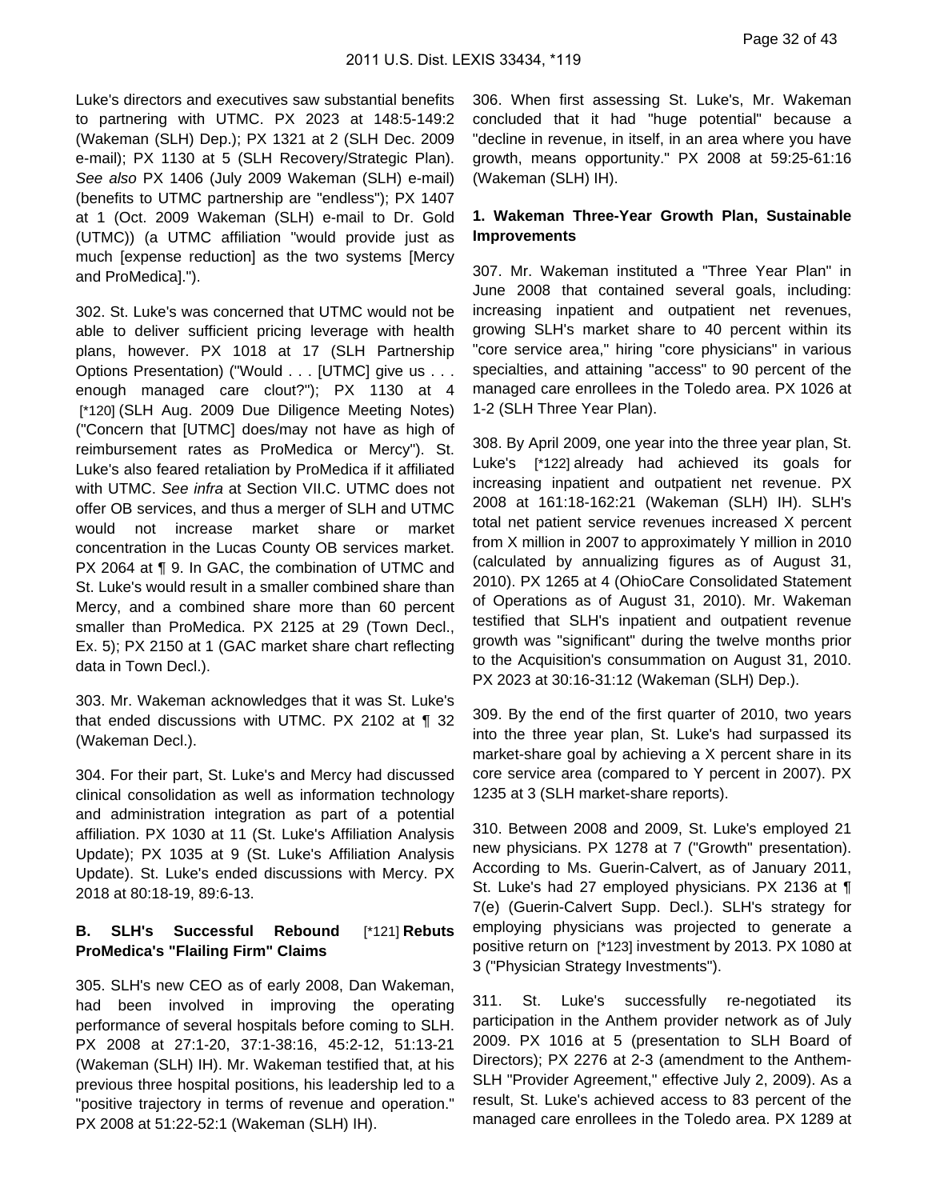Luke's directors and executives saw substantial benefits to partnering with UTMC. PX 2023 at 148:5-149:2 (Wakeman (SLH) Dep.); PX 1321 at 2 (SLH Dec. 2009 e-mail); PX 1130 at 5 (SLH Recovery/Strategic Plan). *See also* PX 1406 (July 2009 Wakeman (SLH) e-mail) (benefits to UTMC partnership are "endless"); PX 1407 at 1 (Oct. 2009 Wakeman (SLH) e-mail to Dr. Gold (UTMC)) (a UTMC affiliation "would provide just as much [expense reduction] as the two systems [Mercy and ProMedica].").

302. St. Luke's was concerned that UTMC would not be able to deliver sufficient pricing leverage with health plans, however. PX 1018 at 17 (SLH Partnership Options Presentation) ("Would . . . [UTMC] give us . . . enough managed care clout?"); PX 1130 at 4 [*120] (SLH Aug. 2009 Due Diligence Meeting Notes) ("Concern that [UTMC] does/may not have as high of reimbursement rates as ProMedica or Mercy"). St. Luke's also feared retaliation by ProMedica if it affiliated with UTMC. *See infra* at Section VII.C. UTMC does not offer OB services, and thus a merger of SLH and UTMC would not increase market share or market concentration in the Lucas County OB services market. PX 2064 at ¶ 9. In GAC, the combination of UTMC and St. Luke's would result in a smaller combined share than Mercy, and a combined share more than 60 percent smaller than ProMedica. PX 2125 at 29 (Town Decl., Ex. 5); PX 2150 at 1 (GAC market share chart reflecting data in Town Decl.).

303. Mr. Wakeman acknowledges that it was St. Luke's that ended discussions with UTMC. PX 2102 at ¶ 32 (Wakeman Decl.).

304. For their part, St. Luke's and Mercy had discussed clinical consolidation as well as information technology and administration integration as part of a potential affiliation. PX 1030 at 11 (St. Luke's Affiliation Analysis Update); PX 1035 at 9 (St. Luke's Affiliation Analysis Update). St. Luke's ended discussions with Mercy. PX 2018 at 80:18-19, 89:6-13.

**B. SLH's Successful Rebound [*121] Rebuts ProMedica's "Flailing Firm" Claims**

305. SLH's new CEO as of early 2008, Dan Wakeman, had been involved in improving the operating performance of several hospitals before coming to SLH. PX 2008 at 27:1-20, 37:1-38:16, 45:2-12, 51:13-21 (Wakeman (SLH) IH). Mr. Wakeman testified that, at his previous three hospital positions, his leadership led to a "positive trajectory in terms of revenue and operation." PX 2008 at 51:22-52:1 (Wakeman (SLH) IH).

306. When first assessing St. Luke's, Mr. Wakeman concluded that it had "huge potential" because a "decline in revenue, in itself, in an area where you have growth, means opportunity." PX 2008 at 59:25-61:16 (Wakeman (SLH) IH).

**1. Wakeman Three-Year Growth Plan, Sustainable Improvements**

307. Mr. Wakeman instituted a "Three Year Plan" in June 2008 that contained several goals, including: increasing inpatient and outpatient net revenues, growing SLH's market share to 40 percent within its "core service area," hiring "core physicians" in various specialties, and attaining "access" to 90 percent of the managed care enrollees in the Toledo area. PX 1026 at 1-2 (SLH Three Year Plan).

308. By April 2009, one year into the three year plan, St. Luke's [*122] already had achieved its goals for increasing inpatient and outpatient net revenue. PX 2008 at 161:18-162:21 (Wakeman (SLH) IH). SLH's total net patient service revenues increased X percent from X million in 2007 to approximately Y million in 2010 (calculated by annualizing figures as of August 31, 2010). PX 1265 at 4 (OhioCare Consolidated Statement of Operations as of August 31, 2010). Mr. Wakeman testified that SLH's inpatient and outpatient revenue growth was "significant" during the twelve months prior to the Acquisition's consummation on August 31, 2010. PX 2023 at 30:16-31:12 (Wakeman (SLH) Dep.).

309. By the end of the first quarter of 2010, two years into the three year plan, St. Luke's had surpassed its market-share goal by achieving a X percent share in its core service area (compared to Y percent in 2007). PX 1235 at 3 (SLH market-share reports).

310. Between 2008 and 2009, St. Luke's employed 21 new physicians. PX 1278 at 7 ("Growth" presentation). According to Ms. Guerin-Calvert, as of January 2011, St. Luke's had 27 employed physicians. PX 2136 at ¶ 7(e) (Guerin-Calvert Supp. Decl.). SLH's strategy for employing physicians was projected to generate a positive return on [*123] investment by 2013. PX 1080 at 3 ("Physician Strategy Investments").

311. St. Luke's successfully re-negotiated its participation in the Anthem provider network as of July 2009. PX 1016 at 5 (presentation to SLH Board of Directors); PX 2276 at 2-3 (amendment to the Anthem-SLH "Provider Agreement," effective July 2, 2009). As a result, St. Luke's achieved access to 83 percent of the managed care enrollees in the Toledo area. PX 1289 at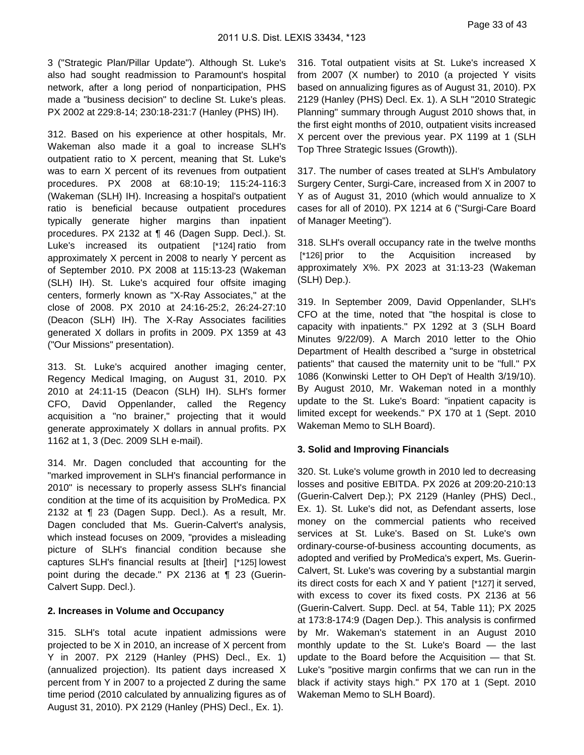3 ("Strategic Plan/Pillar Update"). Although St. Luke's also had sought readmission to Paramount's hospital network, after a long period of nonparticipation, PHS made a "business decision" to decline St. Luke's pleas. PX 2002 at 229:8-14; 230:18-231:7 (Hanley (PHS) IH).

312. Based on his experience at other hospitals, Mr. Wakeman also made it a goal to increase SLH's outpatient ratio to X percent, meaning that St. Luke's was to earn X percent of its revenues from outpatient procedures. PX 2008 at 68:10-19; 115:24-116:3 (Wakeman (SLH) IH). Increasing a hospital's outpatient ratio is beneficial because outpatient procedures typically generate higher margins than inpatient procedures. PX 2132 at ¶ 46 (Dagen Supp. Decl.). St. Luke's increased its outpatient [*124] ratio from approximately X percent in 2008 to nearly Y percent as of September 2010. PX 2008 at 115:13-23 (Wakeman (SLH) IH). St. Luke's acquired four offsite imaging centers, formerly known as "X-Ray Associates," at the close of 2008. PX 2010 at 24:16-25:2, 26:24-27:10 (Deacon (SLH) IH). The X-Ray Associates facilities generated X dollars in profits in 2009. PX 1359 at 43 ("Our Missions" presentation).

313. St. Luke's acquired another imaging center, Regency Medical Imaging, on August 31, 2010. PX 2010 at 24:11-15 (Deacon (SLH) IH). SLH's former CFO, David Oppenlander, called the Regency acquisition a "no brainer," projecting that it would generate approximately X dollars in annual profits. PX 1162 at 1, 3 (Dec. 2009 SLH e-mail).

314. Mr. Dagen concluded that accounting for the "marked improvement in SLH's financial performance in 2010" is necessary to properly assess SLH's financial condition at the time of its acquisition by ProMedica. PX 2132 at ¶ 23 (Dagen Supp. Decl.). As a result, Mr. Dagen concluded that Ms. Guerin-Calvert's analysis, which instead focuses on 2009, "provides a misleading picture of SLH's financial condition because she captures SLH's financial results at [their] [*125] lowest point during the decade." PX 2136 at ¶ 23 (Guerin-Calvert Supp. Decl.).

### 2. Increases in Volume and Occupancy

315. SLH's total acute inpatient admissions were projected to be X in 2010, an increase of X percent from Y in 2007. PX 2129 (Hanley (PHS) Decl., Ex. 1) (annualized projection). Its patient days increased X percent from Y in 2007 to a projected Z during the same time period (2010 calculated by annualizing figures as of August 31, 2010). PX 2129 (Hanley (PHS) Decl., Ex. 1).

316. Total outpatient visits at St. Luke's increased X from 2007 (X number) to 2010 (a projected Y visits based on annualizing figures as of August 31, 2010). PX 2129 (Hanley (PHS) Decl. Ex. 1). A SLH "2010 Strategic Planning" summary through August 2010 shows that, in the first eight months of 2010, outpatient visits increased X percent over the previous year. PX 1199 at 1 (SLH Top Three Strategic Issues (Growth)).

317. The number of cases treated at SLH's Ambulatory Surgery Center, Surgi-Care, increased from X in 2007 to Y as of August 31, 2010 (which would annualize to X cases for all of 2010). PX 1214 at 6 ("Surgi-Care Board of Manager Meeting").

318. SLH's overall occupancy rate in the twelve months [*126] prior to the Acquisition increased by approximately X%. PX 2023 at 31:13-23 (Wakeman (SLH) Dep.).

319. In September 2009, David Oppenlander, SLH's CFO at the time, noted that "the hospital is close to capacity with inpatients." PX 1292 at 3 (SLH Board Minutes 9/22/09). A March 2010 letter to the Ohio Department of Health described a "surge in obstetrical patients" that caused the maternity unit to be "full." PX 1086 (Konwinski Letter to OH Dep't of Health 3/19/10). By August 2010, Mr. Wakeman noted in a monthly update to the St. Luke's Board: "inpatient capacity is limited except for weekends." PX 170 at 1 (Sept. 2010 Wakeman Memo to SLH Board).

### 3. Solid and Improving Financials

320. St. Luke's volume growth in 2010 led to decreasing losses and positive EBITDA. PX 2026 at 209:20-210:13 (Guerin-Calvert Dep.); PX 2129 (Hanley (PHS) Decl., Ex. 1). St. Luke's did not, as Defendant asserts, lose money on the commercial patients who received services at St. Luke's. Based on St. Luke's own ordinary-course-of-business accounting documents, as adopted and verified by ProMedica's expert, Ms. Guerin-Calvert, St. Luke's was covering by a substantial margin its direct costs for each X and Y patient [*127] it served, with excess to cover its fixed costs. PX 2136 at 56 (Guerin-Calvert. Supp. Decl. at 54, Table 11); PX 2025 at 173:8-174:9 (Dagen Dep.). This analysis is confirmed by Mr. Wakeman's statement in an August 2010 monthly update to the St. Luke's Board — the last update to the Board before the Acquisition — that St. Luke's "positive margin confirms that we can run in the black if activity stays high." PX 170 at 1 (Sept. 2010 Wakeman Memo to SLH Board).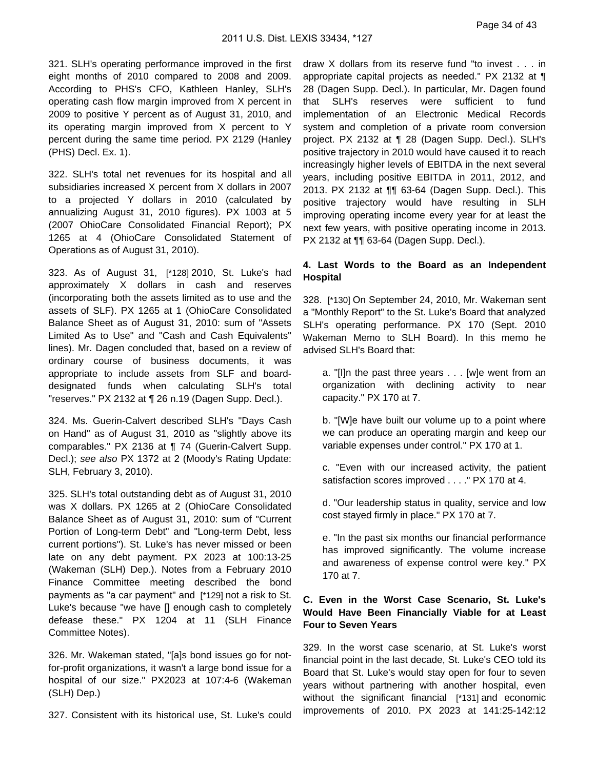321. SLH's operating performance improved in the first eight months of 2010 compared to 2008 and 2009. According to PHS's CFO, Kathleen Hanley, SLH's operating cash flow margin improved from X percent in 2009 to positive Y percent as of August 31, 2010, and its operating margin improved from X percent to Y percent during the same time period. PX 2129 (Hanley (PHS) Decl. Ex. 1).

322. SLH's total net revenues for its hospital and all subsidiaries increased X percent from X dollars in 2007 to a projected Y dollars in 2010 (calculated by annualizing August 31, 2010 figures). PX 1003 at 5 (2007 OhioCare Consolidated Financial Report); PX 1265 at 4 (OhioCare Consolidated Statement of Operations as of August 31, 2010).

323. As of August 31, [*128] 2010, St. Luke's had approximately X dollars in cash and reserves (incorporating both the assets limited as to use and the assets of SLF). PX 1265 at 1 (OhioCare Consolidated Balance Sheet as of August 31, 2010: sum of "Assets Limited As to Use" and "Cash and Cash Equivalents" lines). Mr. Dagen concluded that, based on a review of ordinary course of business documents, it was appropriate to include assets from SLF and board-designated funds when calculating SLH's total "reserves." PX 2132 at ¶ 26 n.19 (Dagen Supp. Decl.).

324. Ms. Guerin-Calvert described SLH's "Days Cash on Hand" as of August 31, 2010 as "slightly above its comparables." PX 2136 at ¶ 74 (Guerin-Calvert Supp. Decl.); *see also* PX 1372 at 2 (Moody's Rating Update: SLH, February 3, 2010).

325. SLH's total outstanding debt as of August 31, 2010 was X dollars. PX 1265 at 2 (OhioCare Consolidated Balance Sheet as of August 31, 2010: sum of "Current Portion of Long-term Debt" and "Long-term Debt, less current portions"). St. Luke's has never missed or been late on any debt payment. PX 2023 at 100:13-25 (Wakeman (SLH) Dep.). Notes from a February 2010 Finance Committee meeting described the bond payments as "a car payment" and [*129] not a risk to St. Luke's because "we have [] enough cash to completely defease these." PX 1204 at 11 (SLH Finance Committee Notes).

326. Mr. Wakeman stated, "[a]s bond issues go for not-for-profit organizations, it wasn't a large bond issue for a hospital of our size." PX2023 at 107:4-6 (Wakeman (SLH) Dep.)

327. Consistent with its historical use, St. Luke's could draw X dollars from its reserve fund "to invest . . . in appropriate capital projects as needed." PX 2132 at ¶ 28 (Dagen Supp. Decl.). In particular, Mr. Dagen found that SLH's reserves were sufficient to fund implementation of an Electronic Medical Records system and completion of a private room conversion project. PX 2132 at ¶ 28 (Dagen Supp. Decl.). SLH's positive trajectory in 2010 would have caused it to reach increasingly higher levels of EBITDA in the next several years, including positive EBITDA in 2011, 2012, and 2013. PX 2132 at ¶¶ 63-64 (Dagen Supp. Decl.). This positive trajectory would have resulting in SLH improving operating income every year for at least the next few years, with positive operating income in 2013. PX 2132 at ¶¶ 63-64 (Dagen Supp. Decl.).

#### 4. Last Words to the Board as an Independent Hospital

328. [*130] On September 24, 2010, Mr. Wakeman sent a "Monthly Report" to the St. Luke's Board that analyzed SLH's operating performance. PX 170 (Sept. 2010 Wakeman Memo to SLH Board). In this memo he advised SLH's Board that:

> a. "[I]n the past three years . . . [w]e went from an organization with declining activity to near capacity." PX 170 at 7.
>
> b. "[W]e have built our volume up to a point where we can produce an operating margin and keep our variable expenses under control." PX 170 at 1.
>
> c. "Even with our increased activity, the patient satisfaction scores improved . . . ." PX 170 at 4.
>
> d. "Our leadership status in quality, service and low cost stayed firmly in place." PX 170 at 7.
>
> e. "In the past six months our financial performance has improved significantly. The volume increase and awareness of expense control were key." PX 170 at 7.

### C. Even in the Worst Case Scenario, St. Luke's Would Have Been Financially Viable for at Least Four to Seven Years

329. In the worst case scenario, at St. Luke's worst financial point in the last decade, St. Luke's CEO told its Board that St. Luke's would stay open for four to seven years without partnering with another hospital, even without the significant financial [*131] and economic improvements of 2010. PX 2023 at 141:25-142:12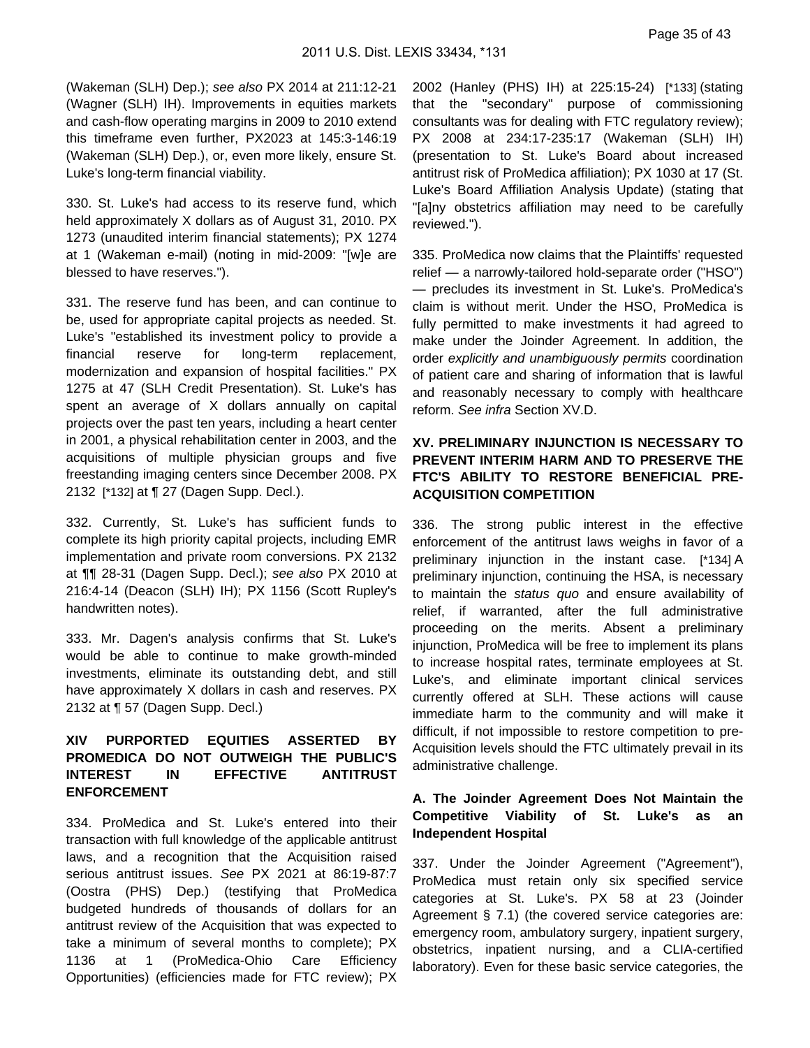(Wakeman (SLH) Dep.); *see also* PX 2014 at 211:12-21 (Wagner (SLH) IH). Improvements in equities markets and cash-flow operating margins in 2009 to 2010 extend this timeframe even further, PX2023 at 145:3-146:19 (Wakeman (SLH) Dep.), or, even more likely, ensure St. Luke's long-term financial viability.

330. St. Luke's had access to its reserve fund, which held approximately X dollars as of August 31, 2010. PX 1273 (unaudited interim financial statements); PX 1274 at 1 (Wakeman e-mail) (noting in mid-2009: "[w]e are blessed to have reserves.").

331. The reserve fund has been, and can continue to be, used for appropriate capital projects as needed. St. Luke's "established its investment policy to provide a financial reserve for long-term replacement, modernization and expansion of hospital facilities." PX 1275 at 47 (SLH Credit Presentation). St. Luke's has spent an average of X dollars annually on capital projects over the past ten years, including a heart center in 2001, a physical rehabilitation center in 2003, and the acquisitions of multiple physician groups and five freestanding imaging centers since December 2008. PX 2132 [*132] at ¶ 27 (Dagen Supp. Decl.).

332. Currently, St. Luke's has sufficient funds to complete its high priority capital projects, including EMR implementation and private room conversions. PX 2132 at ¶¶ 28-31 (Dagen Supp. Decl.); *see also* PX 2010 at 216:4-14 (Deacon (SLH) IH); PX 1156 (Scott Rupley's handwritten notes).

333. Mr. Dagen's analysis confirms that St. Luke's would be able to continue to make growth-minded investments, eliminate its outstanding debt, and still have approximately X dollars in cash and reserves. PX 2132 at ¶ 57 (Dagen Supp. Decl.)

## XIV PURPORTED EQUITIES ASSERTED BY PROMEDICA DO NOT OUTWEIGH THE PUBLIC'S INTEREST IN EFFECTIVE ANTITRUST ENFORCEMENT

334. ProMedica and St. Luke's entered into their transaction with full knowledge of the applicable antitrust laws, and a recognition that the Acquisition raised serious antitrust issues. *See* PX 2021 at 86:19-87:7 (Oostra (PHS) Dep.) (testifying that ProMedica budgeted hundreds of thousands of dollars for an antitrust review of the Acquisition that was expected to take a minimum of several months to complete); PX 1136 at 1 (ProMedica-Ohio Care Efficiency Opportunities) (efficiencies made for FTC review); PX 2002 (Hanley (PHS) IH) at 225:15-24) [*133] (stating that the "secondary" purpose of commissioning consultants was for dealing with FTC regulatory review); PX 2008 at 234:17-235:17 (Wakeman (SLH) IH) (presentation to St. Luke's Board about increased antitrust risk of ProMedica affiliation); PX 1030 at 17 (St. Luke's Board Affiliation Analysis Update) (stating that "[a]ny obstetrics affiliation may need to be carefully reviewed.").

335. ProMedica now claims that the Plaintiffs' requested relief — a narrowly-tailored hold-separate order ("HSO") — precludes its investment in St. Luke's. ProMedica's claim is without merit. Under the HSO, ProMedica is fully permitted to make investments it had agreed to make under the Joinder Agreement. In addition, the order *explicitly and unambiguously permits* coordination of patient care and sharing of information that is lawful and reasonably necessary to comply with healthcare reform. *See infra* Section XV.D.

## XV. PRELIMINARY INJUNCTION IS NECESSARY TO PREVENT INTERIM HARM AND TO PRESERVE THE FTC'S ABILITY TO RESTORE BENEFICIAL PRE-ACQUISITION COMPETITION

336. The strong public interest in the effective enforcement of the antitrust laws weighs in favor of a preliminary injunction in the instant case. [*134] A preliminary injunction, continuing the HSA, is necessary to maintain the *status quo* and ensure availability of relief, if warranted, after the full administrative proceeding on the merits. Absent a preliminary injunction, ProMedica will be free to implement its plans to increase hospital rates, terminate employees at St. Luke's, and eliminate important clinical services currently offered at SLH. These actions will cause immediate harm to the community and will make it difficult, if not impossible to restore competition to pre-Acquisition levels should the FTC ultimately prevail in its administrative challenge.

### A. The Joinder Agreement Does Not Maintain the Competitive Viability of St. Luke's as an Independent Hospital

337. Under the Joinder Agreement ("Agreement"), ProMedica must retain only six specified service categories at St. Luke's. PX 58 at 23 (Joinder Agreement § 7.1) (the covered service categories are: emergency room, ambulatory surgery, inpatient surgery, obstetrics, inpatient nursing, and a CLIA-certified laboratory). Even for these basic service categories, the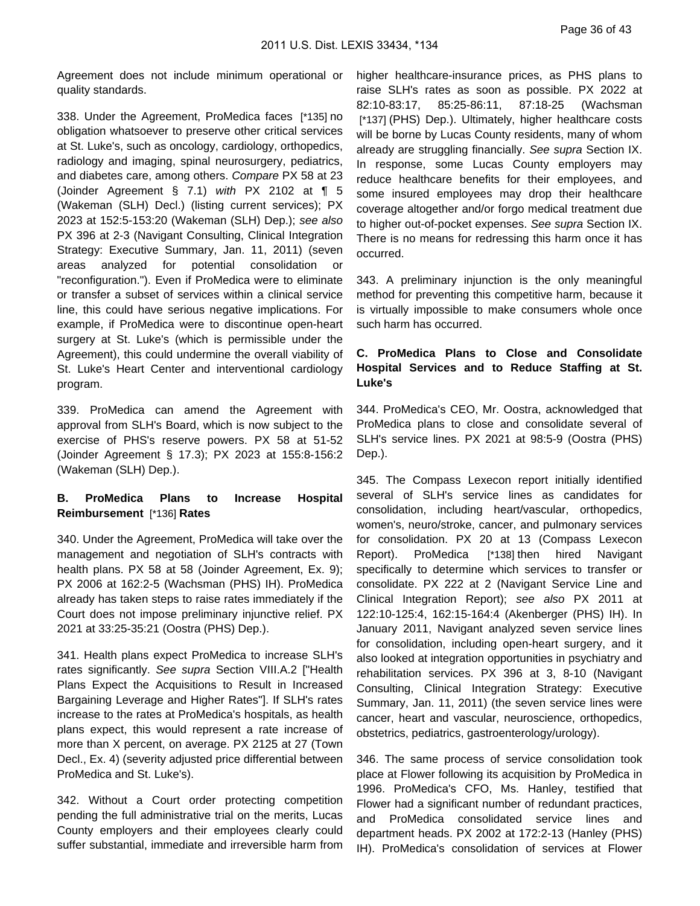Agreement does not include minimum operational or quality standards.

338. Under the Agreement, ProMedica faces [*135] no obligation whatsoever to preserve other critical services at St. Luke's, such as oncology, cardiology, orthopedics, radiology and imaging, spinal neurosurgery, pediatrics, and diabetes care, among others. *Compare* PX 58 at 23 (Joinder Agreement § 7.1) *with* PX 2102 at ¶ 5 (Wakeman (SLH) Decl.) (listing current services); PX 2023 at 152:5-153:20 (Wakeman (SLH) Dep.); *see also* PX 396 at 2-3 (Navigant Consulting, Clinical Integration Strategy: Executive Summary, Jan. 11, 2011) (seven areas analyzed for potential consolidation or "reconfiguration."). Even if ProMedica were to eliminate or transfer a subset of services within a clinical service line, this could have serious negative implications. For example, if ProMedica were to discontinue open-heart surgery at St. Luke's (which is permissible under the Agreement), this could undermine the overall viability of St. Luke's Heart Center and interventional cardiology program.

339. ProMedica can amend the Agreement with approval from SLH's Board, which is now subject to the exercise of PHS's reserve powers. PX 58 at 51-52 (Joinder Agreement § 17.3); PX 2023 at 155:8-156:2 (Wakeman (SLH) Dep.).

**B. ProMedica Plans to Increase Hospital Reimbursement** [*136] **Rates**

340. Under the Agreement, ProMedica will take over the management and negotiation of SLH's contracts with health plans. PX 58 at 58 (Joinder Agreement, Ex. 9); PX 2006 at 162:2-5 (Wachsman (PHS) IH). ProMedica already has taken steps to raise rates immediately if the Court does not impose preliminary injunctive relief. PX 2021 at 33:25-35:21 (Oostra (PHS) Dep.).

341. Health plans expect ProMedica to increase SLH's rates significantly. *See supra* Section VIII.A.2 ["Health Plans Expect the Acquisitions to Result in Increased Bargaining Leverage and Higher Rates"]. If SLH's rates increase to the rates at ProMedica's hospitals, as health plans expect, this would represent a rate increase of more than X percent, on average. PX 2125 at 27 (Town Decl., Ex. 4) (severity adjusted price differential between ProMedica and St. Luke's).

342. Without a Court order protecting competition pending the full administrative trial on the merits, Lucas County employers and their employees clearly could suffer substantial, immediate and irreversible harm from higher healthcare-insurance prices, as PHS plans to raise SLH's rates as soon as possible. PX 2022 at 82:10-83:17, 85:25-86:11, 87:18-25 (Wachsman [*137] (PHS) Dep.). Ultimately, higher healthcare costs will be borne by Lucas County residents, many of whom already are struggling financially. *See supra* Section IX. In response, some Lucas County employers may reduce healthcare benefits for their employees, and some insured employees may drop their healthcare coverage altogether and/or forgo medical treatment due to higher out-of-pocket expenses. *See supra* Section IX. There is no means for redressing this harm once it has occurred.

343. A preliminary injunction is the only meaningful method for preventing this competitive harm, because it is virtually impossible to make consumers whole once such harm has occurred.

**C. ProMedica Plans to Close and Consolidate Hospital Services and to Reduce Staffing at St. Luke's**

344. ProMedica's CEO, Mr. Oostra, acknowledged that ProMedica plans to close and consolidate several of SLH's service lines. PX 2021 at 98:5-9 (Oostra (PHS) Dep.).

345. The Compass Lexecon report initially identified several of SLH's service lines as candidates for consolidation, including heart/vascular, orthopedics, women's, neuro/stroke, cancer, and pulmonary services for consolidation. PX 20 at 13 (Compass Lexecon Report). ProMedica [*138] then hired Navigant specifically to determine which services to transfer or consolidate. PX 222 at 2 (Navigant Service Line and Clinical Integration Report); *see also* PX 2011 at 122:10-125:4, 162:15-164:4 (Akenberger (PHS) IH). In January 2011, Navigant analyzed seven service lines for consolidation, including open-heart surgery, and it also looked at integration opportunities in psychiatry and rehabilitation services. PX 396 at 3, 8-10 (Navigant Consulting, Clinical Integration Strategy: Executive Summary, Jan. 11, 2011) (the seven service lines were cancer, heart and vascular, neuroscience, orthopedics, obstetrics, pediatrics, gastroenterology/urology).

346. The same process of service consolidation took place at Flower following its acquisition by ProMedica in 1996. ProMedica's CFO, Ms. Hanley, testified that Flower had a significant number of redundant practices, and ProMedica consolidated service lines and department heads. PX 2002 at 172:2-13 (Hanley (PHS) IH). ProMedica's consolidation of services at Flower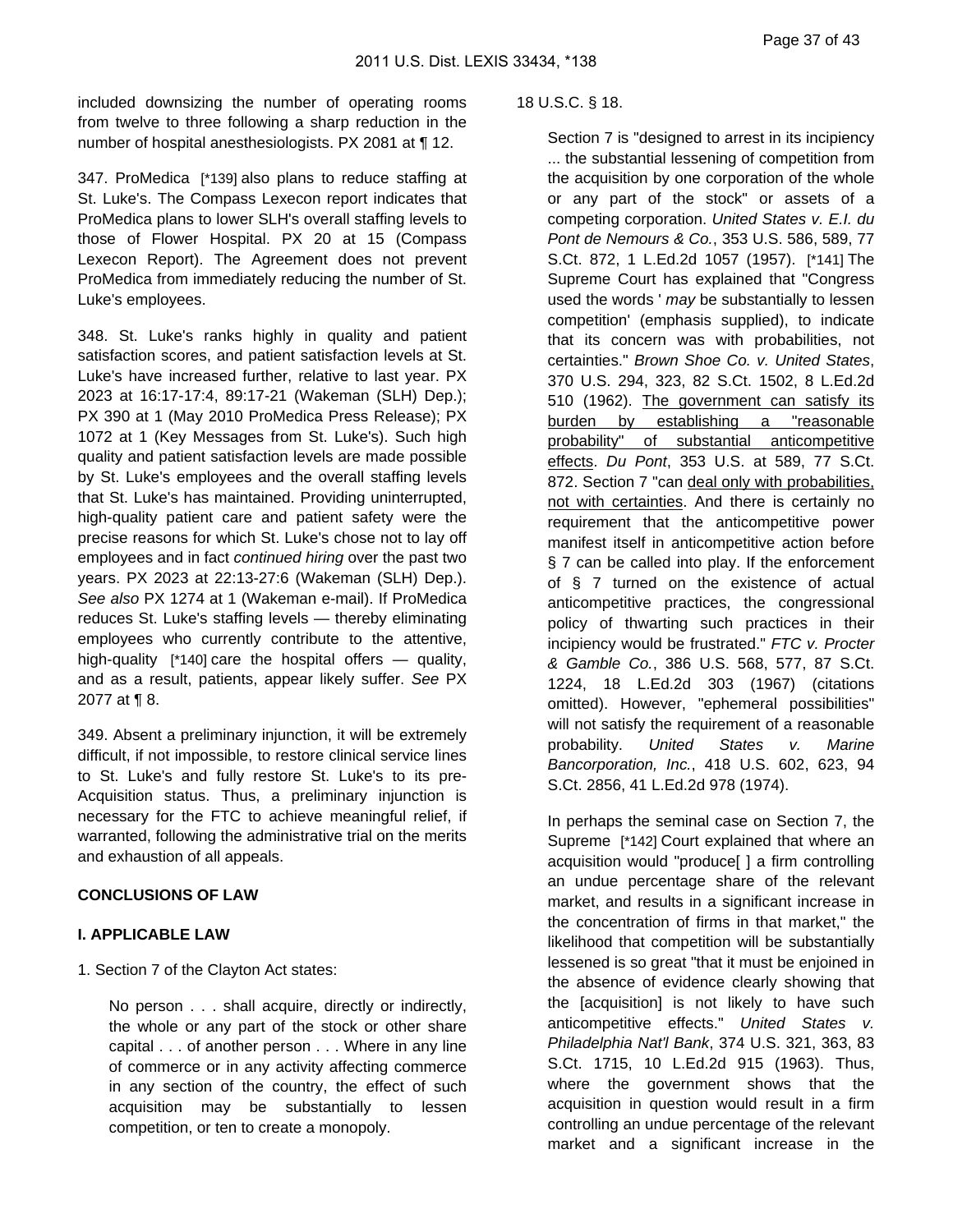included downsizing the number of operating rooms from twelve to three following a sharp reduction in the number of hospital anesthesiologists. PX 2081 at ¶ 12.

347. ProMedica [*139] also plans to reduce staffing at St. Luke's. The Compass Lexecon report indicates that ProMedica plans to lower SLH's overall staffing levels to those of Flower Hospital. PX 20 at 15 (Compass Lexecon Report). The Agreement does not prevent ProMedica from immediately reducing the number of St. Luke's employees.

348. St. Luke's ranks highly in quality and patient satisfaction scores, and patient satisfaction levels at St. Luke's have increased further, relative to last year. PX 2023 at 16:17-17:4, 89:17-21 (Wakeman (SLH) Dep.); PX 390 at 1 (May 2010 ProMedica Press Release); PX 1072 at 1 (Key Messages from St. Luke's). Such high quality and patient satisfaction levels are made possible by St. Luke's employees and the overall staffing levels that St. Luke's has maintained. Providing uninterrupted, high-quality patient care and patient safety were the precise reasons for which St. Luke's chose not to lay off employees and in fact *continued hiring* over the past two years. PX 2023 at 22:13-27:6 (Wakeman (SLH) Dep.). *See also* PX 1274 at 1 (Wakeman e-mail). If ProMedica reduces St. Luke's staffing levels — thereby eliminating employees who currently contribute to the attentive, high-quality [*140] care the hospital offers — quality, and as a result, patients, appear likely suffer. *See* PX 2077 at ¶ 8.

349. Absent a preliminary injunction, it will be extremely difficult, if not impossible, to restore clinical service lines to St. Luke's and fully restore St. Luke's to its pre-Acquisition status. Thus, a preliminary injunction is necessary for the FTC to achieve meaningful relief, if warranted, following the administrative trial on the merits and exhaustion of all appeals.

## CONCLUSIONS OF LAW

### I. APPLICABLE LAW

1. Section 7 of the Clayton Act states:

> No person . . . shall acquire, directly or indirectly, the whole or any part of the stock or other share capital . . . of another person . . . Where in any line of commerce or in any activity affecting commerce in any section of the country, the effect of such acquisition may be substantially to lessen competition, or ten to create a monopoly.

18 U.S.C. § 18.

> Section 7 is "designed to arrest in its incipiency ... the substantial lessening of competition from the acquisition by one corporation of the whole or any part of the stock" or assets of a competing corporation. *United States v. E.I. du Pont de Nemours & Co.*, 353 U.S. 586, 589, 77 S.Ct. 872, 1 L.Ed.2d 1057 (1957). [*141] The Supreme Court has explained that "Congress used the words ' *may* be substantially to lessen competition' (emphasis supplied), to indicate that its concern was with probabilities, not certainties." *Brown Shoe Co. v. United States*, 370 U.S. 294, 323, 82 S.Ct. 1502, 8 L.Ed.2d 510 (1962). <u>The government can satisfy its burden by establishing a "reasonable probability" of substantial anticompetitive effects</u>. *Du Pont*, 353 U.S. at 589, 77 S.Ct. 872. Section 7 "can <u>deal only with probabilities, not with certainties</u>. And there is certainly no requirement that the anticompetitive power manifest itself in anticompetitive action before § 7 can be called into play. If the enforcement of § 7 turned on the existence of actual anticompetitive practices, the congressional policy of thwarting such practices in their incipiency would be frustrated." *FTC v. Procter & Gamble Co.*, 386 U.S. 568, 577, 87 S.Ct. 1224, 18 L.Ed.2d 303 (1967) (citations omitted). However, "ephemeral possibilities" will not satisfy the requirement of a reasonable probability. *United States v. Marine Bancorporation, Inc.*, 418 U.S. 602, 623, 94 S.Ct. 2856, 41 L.Ed.2d 978 (1974).
>
> In perhaps the seminal case on Section 7, the Supreme [*142] Court explained that where an acquisition would "produce[ ] a firm controlling an undue percentage share of the relevant market, and results in a significant increase in the concentration of firms in that market," the likelihood that competition will be substantially lessened is so great "that it must be enjoined in the absence of evidence clearly showing that the [acquisition] is not likely to have such anticompetitive effects." *United States v. Philadelphia Nat'l Bank*, 374 U.S. 321, 363, 83 S.Ct. 1715, 10 L.Ed.2d 915 (1963). Thus, where the government shows that the acquisition in question would result in a firm controlling an undue percentage of the relevant market and a significant increase in the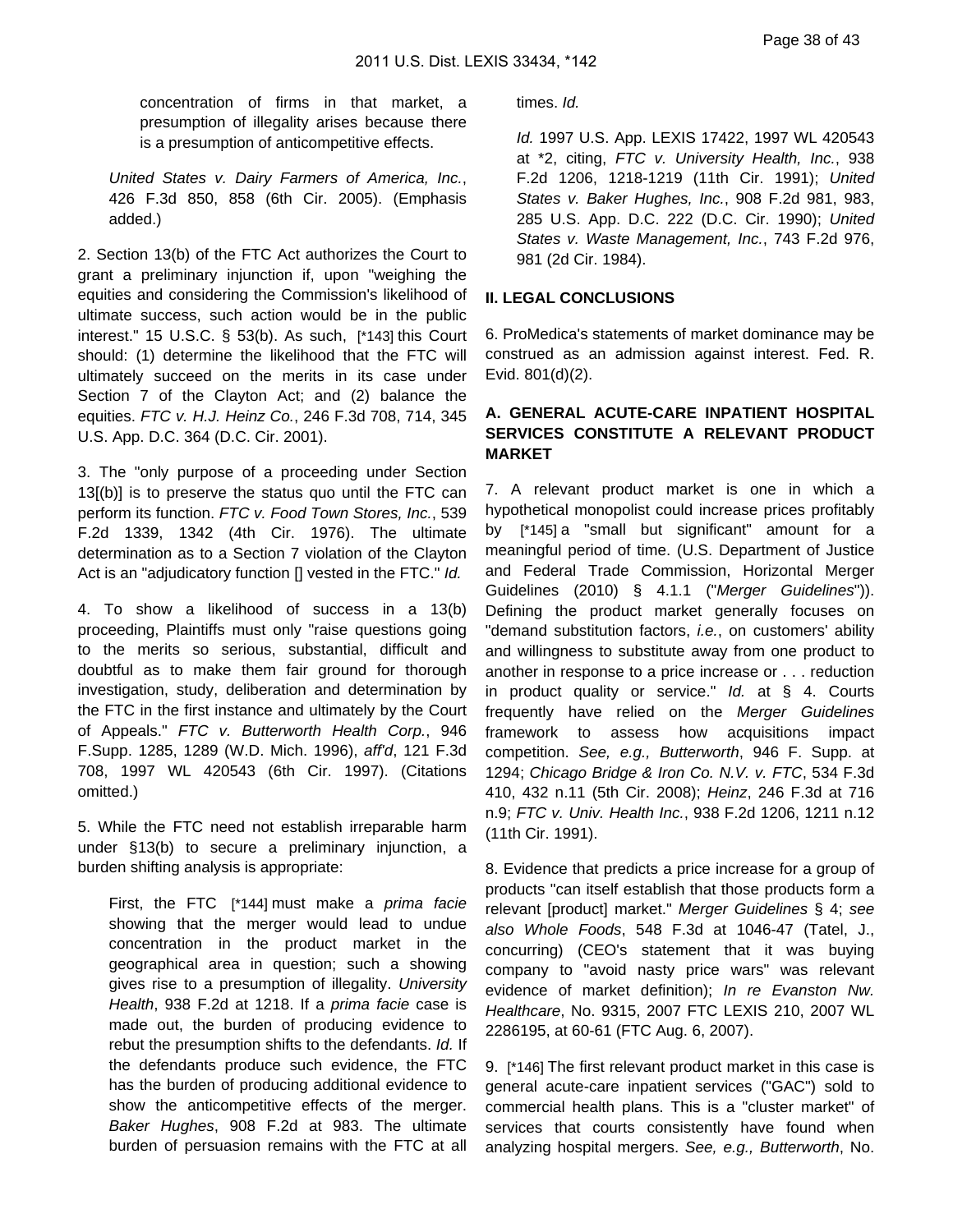concentration of firms in that market, a presumption of illegality arises because there is a presumption of anticompetitive effects.

*United States v. Dairy Farmers of America, Inc.*, 426 F.3d 850, 858 (6th Cir. 2005). (Emphasis added.)

2. Section 13(b) of the FTC Act authorizes the Court to grant a preliminary injunction if, upon "weighing the equities and considering the Commission's likelihood of ultimate success, such action would be in the public interest." 15 U.S.C. § 53(b). As such, [*143] this Court should: (1) determine the likelihood that the FTC will ultimately succeed on the merits in its case under Section 7 of the Clayton Act; and (2) balance the equities. *FTC v. H.J. Heinz Co.*, 246 F.3d 708, 714, 345 U.S. App. D.C. 364 (D.C. Cir. 2001).

3. The "only purpose of a proceeding under Section 13[(b)] is to preserve the status quo until the FTC can perform its function. *FTC v. Food Town Stores, Inc.*, 539 F.2d 1339, 1342 (4th Cir. 1976). The ultimate determination as to a Section 7 violation of the Clayton Act is an "adjudicatory function [] vested in the FTC." *Id.*

4. To show a likelihood of success in a 13(b) proceeding, Plaintiffs must only "raise questions going to the merits so serious, substantial, difficult and doubtful as to make them fair ground for thorough investigation, study, deliberation and determination by the FTC in the first instance and ultimately by the Court of Appeals." *FTC v. Butterworth Health Corp.*, 946 F.Supp. 1285, 1289 (W.D. Mich. 1996), *aff'd*, 121 F.3d 708, 1997 WL 420543 (6th Cir. 1997). (Citations omitted.)

5. While the FTC need not establish irreparable harm under §13(b) to secure a preliminary injunction, a burden shifting analysis is appropriate:

> First, the FTC [*144] must make a *prima facie* showing that the merger would lead to undue concentration in the product market in the geographical area in question; such a showing gives rise to a presumption of illegality. *University Health*, 938 F.2d at 1218. If a *prima facie* case is made out, the burden of producing evidence to rebut the presumption shifts to the defendants. *Id.* If the defendants produce such evidence, the FTC has the burden of producing additional evidence to show the anticompetitive effects of the merger. *Baker Hughes*, 908 F.2d at 983. The ultimate burden of persuasion remains with the FTC at all times. *Id.*
>
> *Id.* 1997 U.S. App. LEXIS 17422, 1997 WL 420543 at *2, citing, *FTC v. University Health, Inc.*, 938 F.2d 1206, 1218-1219 (11th Cir. 1991); *United States v. Baker Hughes, Inc.*, 908 F.2d 981, 983, 285 U.S. App. D.C. 222 (D.C. Cir. 1990); *United States v. Waste Management, Inc.*, 743 F.2d 976, 981 (2d Cir. 1984).

## II. LEGAL CONCLUSIONS

6. ProMedica's statements of market dominance may be construed as an admission against interest. Fed. R. Evid. 801(d)(2).

### A. GENERAL ACUTE-CARE INPATIENT HOSPITAL SERVICES CONSTITUTE A RELEVANT PRODUCT MARKET

7. A relevant product market is one in which a hypothetical monopolist could increase prices profitably by [*145] a "small but significant" amount for a meaningful period of time. (U.S. Department of Justice and Federal Trade Commission, Horizontal Merger Guidelines (2010) § 4.1.1 ("*Merger Guidelines*")). Defining the product market generally focuses on "demand substitution factors, *i.e.*, on customers' ability and willingness to substitute away from one product to another in response to a price increase or . . . reduction in product quality or service." *Id.* at § 4. Courts frequently have relied on the *Merger Guidelines* framework to assess how acquisitions impact competition. *See, e.g., Butterworth*, 946 F. Supp. at 1294; *Chicago Bridge & Iron Co. N.V. v. FTC*, 534 F.3d 410, 432 n.11 (5th Cir. 2008); *Heinz*, 246 F.3d at 716 n.9; *FTC v. Univ. Health Inc.*, 938 F.2d 1206, 1211 n.12 (11th Cir. 1991).

8. Evidence that predicts a price increase for a group of products "can itself establish that those products form a relevant [product] market." *Merger Guidelines* § 4; *see also Whole Foods*, 548 F.3d at 1046-47 (Tatel, J., concurring) (CEO's statement that it was buying company to "avoid nasty price wars" was relevant evidence of market definition); *In re Evanston Nw. Healthcare*, No. 9315, 2007 FTC LEXIS 210, 2007 WL 2286195, at 60-61 (FTC Aug. 6, 2007).

9. [*146] The first relevant product market in this case is general acute-care inpatient services ("GAC") sold to commercial health plans. This is a "cluster market" of services that courts consistently have found when analyzing hospital mergers. *See, e.g., Butterworth*, No.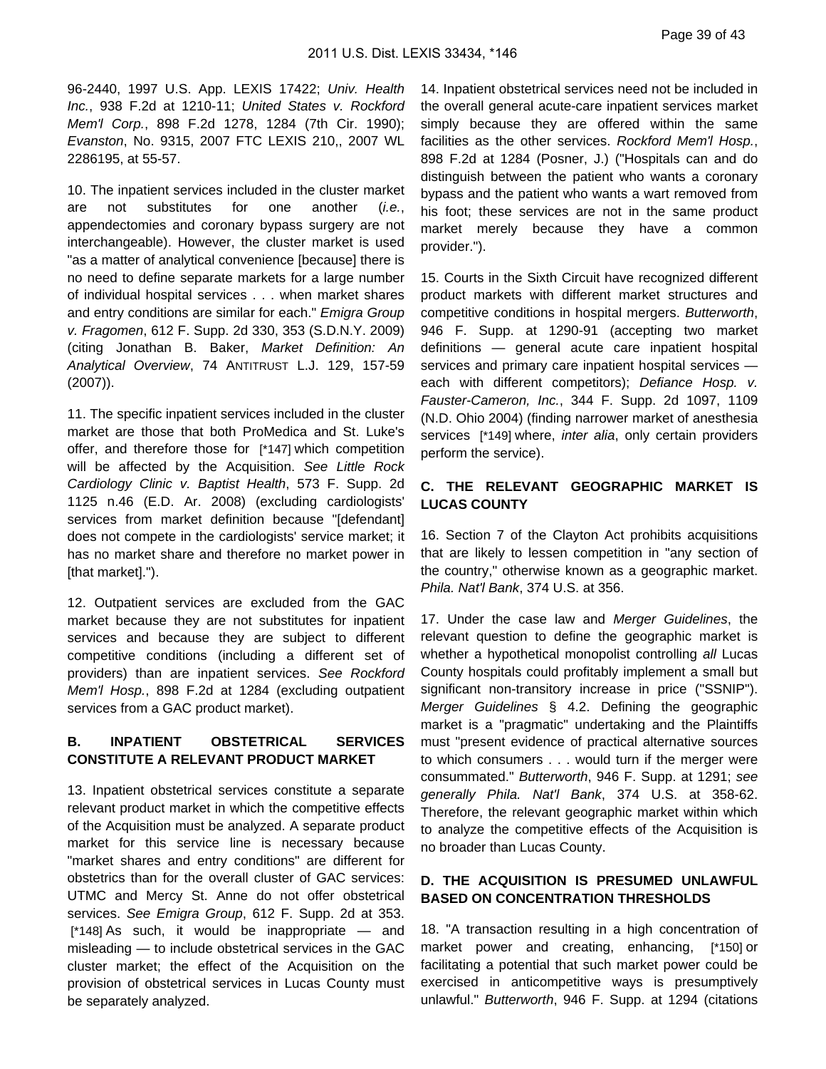96-2440, 1997 U.S. App. LEXIS 17422; *Univ. Health Inc.*, 938 F.2d at 1210-11; *United States v. Rockford Mem'l Corp.*, 898 F.2d 1278, 1284 (7th Cir. 1990); *Evanston*, No. 9315, 2007 FTC LEXIS 210,, 2007 WL 2286195, at 55-57.

10. The inpatient services included in the cluster market are not substitutes for one another (*i.e.*, appendectomies and coronary bypass surgery are not interchangeable). However, the cluster market is used "as a matter of analytical convenience [because] there is no need to define separate markets for a large number of individual hospital services . . . when market shares and entry conditions are similar for each." *Emigra Group v. Fragomen*, 612 F. Supp. 2d 330, 353 (S.D.N.Y. 2009) (citing Jonathan B. Baker, *Market Definition: An Analytical Overview*, 74 ANTITRUST L.J. 129, 157-59 (2007)).

11. The specific inpatient services included in the cluster market are those that both ProMedica and St. Luke's offer, and therefore those for [*147] which competition will be affected by the Acquisition. *See Little Rock Cardiology Clinic v. Baptist Health*, 573 F. Supp. 2d 1125 n.46 (E.D. Ar. 2008) (excluding cardiologists' services from market definition because "[defendant] does not compete in the cardiologists' service market; it has no market share and therefore no market power in [that market].").

12. Outpatient services are excluded from the GAC market because they are not substitutes for inpatient services and because they are subject to different competitive conditions (including a different set of providers) than are inpatient services. *See Rockford Mem'l Hosp.*, 898 F.2d at 1284 (excluding outpatient services from a GAC product market).

**B. INPATIENT OBSTETRICAL SERVICES CONSTITUTE A RELEVANT PRODUCT MARKET**

13. Inpatient obstetrical services constitute a separate relevant product market in which the competitive effects of the Acquisition must be analyzed. A separate product market for this service line is necessary because "market shares and entry conditions" are different for obstetrics than for the overall cluster of GAC services: UTMC and Mercy St. Anne do not offer obstetrical services. *See Emigra Group*, 612 F. Supp. 2d at 353. [*148] As such, it would be inappropriate — and misleading — to include obstetrical services in the GAC cluster market; the effect of the Acquisition on the provision of obstetrical services in Lucas County must be separately analyzed.

14. Inpatient obstetrical services need not be included in the overall general acute-care inpatient services market simply because they are offered within the same facilities as the other services. *Rockford Mem'l Hosp.*, 898 F.2d at 1284 (Posner, J.) ("Hospitals can and do distinguish between the patient who wants a coronary bypass and the patient who wants a wart removed from his foot; these services are not in the same product market merely because they have a common provider.").

15. Courts in the Sixth Circuit have recognized different product markets with different market structures and competitive conditions in hospital mergers. *Butterworth*, 946 F. Supp. at 1290-91 (accepting two market definitions — general acute care inpatient hospital services and primary care inpatient hospital services — each with different competitors); *Defiance Hosp. v. Fauster-Cameron, Inc.*, 344 F. Supp. 2d 1097, 1109 (N.D. Ohio 2004) (finding narrower market of anesthesia services [*149] where, *inter alia*, only certain providers perform the service).

**C. THE RELEVANT GEOGRAPHIC MARKET IS LUCAS COUNTY**

16. Section 7 of the Clayton Act prohibits acquisitions that are likely to lessen competition in "any section of the country," otherwise known as a geographic market. *Phila. Nat'l Bank*, 374 U.S. at 356.

17. Under the case law and *Merger Guidelines*, the relevant question to define the geographic market is whether a hypothetical monopolist controlling *all* Lucas County hospitals could profitably implement a small but significant non-transitory increase in price ("SSNIP"). *Merger Guidelines* § 4.2. Defining the geographic market is a "pragmatic" undertaking and the Plaintiffs must "present evidence of practical alternative sources to which consumers . . . would turn if the merger were consummated." *Butterworth*, 946 F. Supp. at 1291; *see generally Phila. Nat'l Bank*, 374 U.S. at 358-62. Therefore, the relevant geographic market within which to analyze the competitive effects of the Acquisition is no broader than Lucas County.

**D. THE ACQUISITION IS PRESUMED UNLAWFUL BASED ON CONCENTRATION THRESHOLDS**

18. "A transaction resulting in a high concentration of market power and creating, enhancing, [*150] or facilitating a potential that such market power could be exercised in anticompetitive ways is presumptively unlawful." *Butterworth*, 946 F. Supp. at 1294 (citations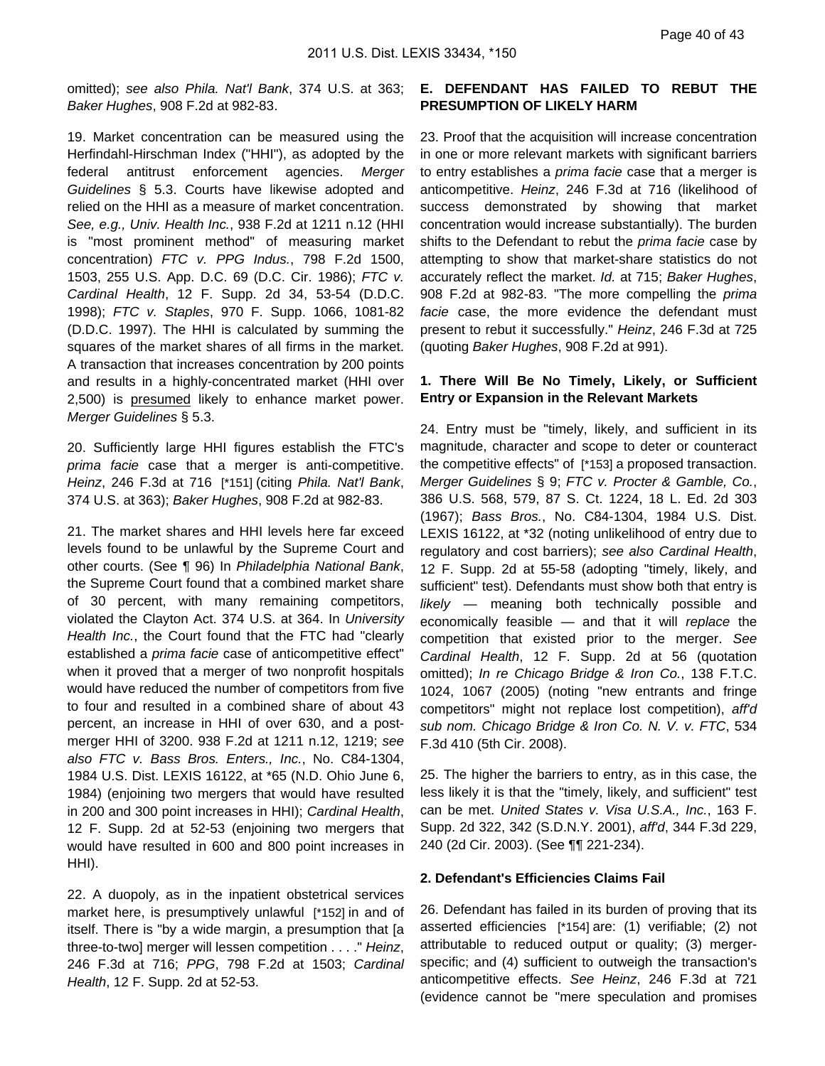omitted); *see also Phila. Nat'l Bank*, 374 U.S. at 363; *Baker Hughes*, 908 F.2d at 982-83.

19. Market concentration can be measured using the Herfindahl-Hirschman Index ("HHI"), as adopted by the federal antitrust enforcement agencies. *Merger Guidelines* § 5.3. Courts have likewise adopted and relied on the HHI as a measure of market concentration. *See, e.g., Univ. Health Inc.*, 938 F.2d at 1211 n.12 (HHI is "most prominent method" of measuring market concentration) *FTC v. PPG Indus.*, 798 F.2d 1500, 1503, 255 U.S. App. D.C. 69 (D.C. Cir. 1986); *FTC v. Cardinal Health*, 12 F. Supp. 2d 34, 53-54 (D.D.C. 1998); *FTC v. Staples*, 970 F. Supp. 1066, 1081-82 (D.D.C. 1997). The HHI is calculated by summing the squares of the market shares of all firms in the market. A transaction that increases concentration by 200 points and results in a highly-concentrated market (HHI over 2,500) is presumed likely to enhance market power. *Merger Guidelines* § 5.3.

20. Sufficiently large HHI figures establish the FTC's *prima facie* case that a merger is anti-competitive. *Heinz*, 246 F.3d at 716 [*151] (citing *Phila. Nat'l Bank*, 374 U.S. at 363); *Baker Hughes*, 908 F.2d at 982-83.

21. The market shares and HHI levels here far exceed levels found to be unlawful by the Supreme Court and other courts. (See ¶ 96) In *Philadelphia National Bank*, the Supreme Court found that a combined market share of 30 percent, with many remaining competitors, violated the Clayton Act. 374 U.S. at 364. In *University Health Inc.*, the Court found that the FTC had "clearly established a *prima facie* case of anticompetitive effect" when it proved that a merger of two nonprofit hospitals would have reduced the number of competitors from five to four and resulted in a combined share of about 43 percent, an increase in HHI of over 630, and a post-merger HHI of 3200. 938 F.2d at 1211 n.12, 1219; *see also FTC v. Bass Bros. Enters., Inc.*, No. C84-1304, 1984 U.S. Dist. LEXIS 16122, at *65 (N.D. Ohio June 6, 1984) (enjoining two mergers that would have resulted in 200 and 300 point increases in HHI); *Cardinal Health*, 12 F. Supp. 2d at 52-53 (enjoining two mergers that would have resulted in 600 and 800 point increases in HHI).

22. A duopoly, as in the inpatient obstetrical services market here, is presumptively unlawful [*152] in and of itself. There is "by a wide margin, a presumption that [a three-to-two] merger will lessen competition . . . ." *Heinz*, 246 F.3d at 716; *PPG*, 798 F.2d at 1503; *Cardinal Health*, 12 F. Supp. 2d at 52-53.

**E. DEFENDANT HAS FAILED TO REBUT THE PRESUMPTION OF LIKELY HARM**

23. Proof that the acquisition will increase concentration in one or more relevant markets with significant barriers to entry establishes a *prima facie* case that a merger is anticompetitive. *Heinz*, 246 F.3d at 716 (likelihood of success demonstrated by showing that market concentration would increase substantially). The burden shifts to the Defendant to rebut the *prima facie* case by attempting to show that market-share statistics do not accurately reflect the market. *Id.* at 715; *Baker Hughes*, 908 F.2d at 982-83. "The more compelling the *prima facie* case, the more evidence the defendant must present to rebut it successfully." *Heinz*, 246 F.3d at 725 (quoting *Baker Hughes*, 908 F.2d at 991).

**1. There Will Be No Timely, Likely, or Sufficient Entry or Expansion in the Relevant Markets**

24. Entry must be "timely, likely, and sufficient in its magnitude, character and scope to deter or counteract the competitive effects" of [*153] a proposed transaction. *Merger Guidelines* § 9; *FTC v. Procter & Gamble, Co.*, 386 U.S. 568, 579, 87 S. Ct. 1224, 18 L. Ed. 2d 303 (1967); *Bass Bros.*, No. C84-1304, 1984 U.S. Dist. LEXIS 16122, at *32 (noting unlikelihood of entry due to regulatory and cost barriers); *see also Cardinal Health*, 12 F. Supp. 2d at 55-58 (adopting "timely, likely, and sufficient" test). Defendants must show both that entry is *likely* — meaning both technically possible and economically feasible — and that it will *replace* the competition that existed prior to the merger. *See Cardinal Health*, 12 F. Supp. 2d at 56 (quotation omitted); *In re Chicago Bridge & Iron Co.*, 138 F.T.C. 1024, 1067 (2005) (noting "new entrants and fringe competitors" might not replace lost competition), *aff'd sub nom. Chicago Bridge & Iron Co. N. V. v. FTC*, 534 F.3d 410 (5th Cir. 2008).

25. The higher the barriers to entry, as in this case, the less likely it is that the "timely, likely, and sufficient" test can be met. *United States v. Visa U.S.A., Inc.*, 163 F. Supp. 2d 322, 342 (S.D.N.Y. 2001), *aff'd*, 344 F.3d 229, 240 (2d Cir. 2003). (See ¶¶ 221-234).

**2. Defendant's Efficiencies Claims Fail**

26. Defendant has failed in its burden of proving that its asserted efficiencies [*154] are: (1) verifiable; (2) not attributable to reduced output or quality; (3) merger-specific; and (4) sufficient to outweigh the transaction's anticompetitive effects. *See Heinz*, 246 F.3d at 721 (evidence cannot be "mere speculation and promises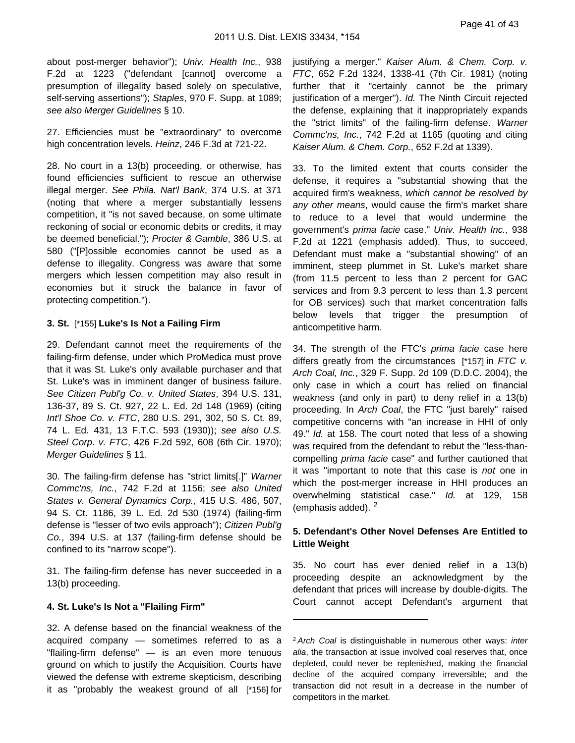about post-merger behavior"); *Univ. Health Inc.*, 938 F.2d at 1223 ("defendant [cannot] overcome a presumption of illegality based solely on speculative, self-serving assertions"); *Staples*, 970 F. Supp. at 1089; *see also Merger Guidelines* § 10.

27. Efficiencies must be "extraordinary" to overcome high concentration levels. *Heinz*, 246 F.3d at 721-22.

28. No court in a 13(b) proceeding, or otherwise, has found efficiencies sufficient to rescue an otherwise illegal merger. *See Phila. Nat'l Bank*, 374 U.S. at 371 (noting that where a merger substantially lessens competition, it "is not saved because, on some ultimate reckoning of social or economic debits or credits, it may be deemed beneficial."); *Procter & Gamble*, 386 U.S. at 580 ("[P]ossible economies cannot be used as a defense to illegality. Congress was aware that some mergers which lessen competition may also result in economies but it struck the balance in favor of protecting competition.").

**3. St.** [*155] **Luke's Is Not a Failing Firm**

29. Defendant cannot meet the requirements of the failing-firm defense, under which ProMedica must prove that it was St. Luke's only available purchaser and that St. Luke's was in imminent danger of business failure. *See Citizen Publ'g Co. v. United States*, 394 U.S. 131, 136-37, 89 S. Ct. 927, 22 L. Ed. 2d 148 (1969) (citing *Int'l Shoe Co. v. FTC*, 280 U.S. 291, 302, 50 S. Ct. 89, 74 L. Ed. 431, 13 F.T.C. 593 (1930)); *see also U.S. Steel Corp. v. FTC*, 426 F.2d 592, 608 (6th Cir. 1970); *Merger Guidelines* § 11.

30. The failing-firm defense has "strict limits[.]" *Warner Commc'ns, Inc.*, 742 F.2d at 1156; *see also United States v. General Dynamics Corp.*, 415 U.S. 486, 507, 94 S. Ct. 1186, 39 L. Ed. 2d 530 (1974) (failing-firm defense is "lesser of two evils approach"); *Citizen Publ'g Co.*, 394 U.S. at 137 (failing-firm defense should be confined to its "narrow scope").

31. The failing-firm defense has never succeeded in a 13(b) proceeding.

**4. St. Luke's Is Not a "Flailing Firm"**

32. A defense based on the financial weakness of the acquired company — sometimes referred to as a "flailing-firm defense" — is an even more tenuous ground on which to justify the Acquisition. Courts have viewed the defense with extreme skepticism, describing it as "probably the weakest ground of all [*156] for justifying a merger." *Kaiser Alum. & Chem. Corp. v. FTC*, 652 F.2d 1324, 1338-41 (7th Cir. 1981) (noting further that it "certainly cannot be the primary justification of a merger"). *Id.* The Ninth Circuit rejected the defense, explaining that it inappropriately expands the "strict limits" of the failing-firm defense. *Warner Commc'ns, Inc.*, 742 F.2d at 1165 (quoting and citing *Kaiser Alum. & Chem. Corp.*, 652 F.2d at 1339).

33. To the limited extent that courts consider the defense, it requires a "substantial showing that the acquired firm's weakness, *which cannot be resolved by any other means*, would cause the firm's market share to reduce to a level that would undermine the government's *prima facie* case." *Univ. Health Inc.*, 938 F.2d at 1221 (emphasis added). Thus, to succeed, Defendant must make a "substantial showing" of an imminent, steep plummet in St. Luke's market share (from 11.5 percent to less than 2 percent for GAC services and from 9.3 percent to less than 1.3 percent for OB services) such that market concentration falls below levels that trigger the presumption of anticompetitive harm.

34. The strength of the FTC's *prima facie* case here differs greatly from the circumstances [*157] in *FTC v. Arch Coal, Inc.*, 329 F. Supp. 2d 109 (D.D.C. 2004), the only case in which a court has relied on financial weakness (and only in part) to deny relief in a 13(b) proceeding. In *Arch Coal*, the FTC "just barely" raised competitive concerns with "an increase in HHI of only 49." *Id.* at 158. The court noted that less of a showing was required from the defendant to rebut the "less-than-compelling *prima facie* case" and further cautioned that it was "important to note that this case is *not* one in which the post-merger increase in HHI produces an overwhelming statistical case." *Id.* at 129, 158 (emphasis added). [2]

**5. Defendant's Other Novel Defenses Are Entitled to Little Weight**

35. No court has ever denied relief in a 13(b) proceeding despite an acknowledgment by the defendant that prices will increase by double-digits. The Court cannot accept Defendant's argument that

---

[2] *Arch Coal* is distinguishable in numerous other ways: *inter alia*, the transaction at issue involved coal reserves that, once depleted, could never be replenished, making the financial decline of the acquired company irreversible; and the transaction did not result in a decrease in the number of competitors in the market.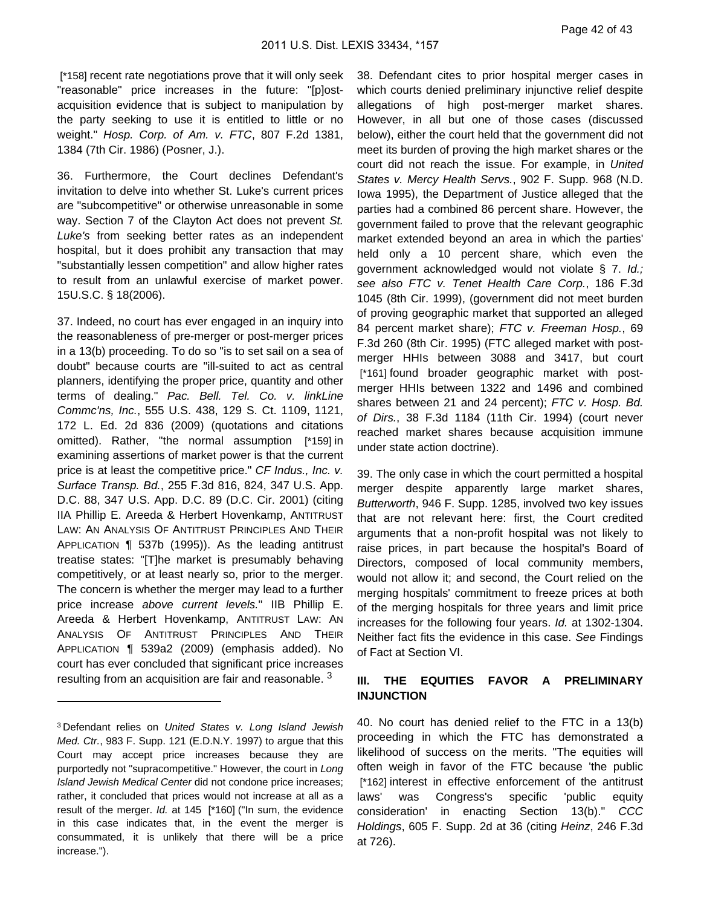[*158] recent rate negotiations prove that it will only seek "reasonable" price increases in the future: "[p]ost-acquisition evidence that is subject to manipulation by the party seeking to use it is entitled to little or no weight." *Hosp. Corp. of Am. v. FTC*, 807 F.2d 1381, 1384 (7th Cir. 1986) (Posner, J.).

36. Furthermore, the Court declines Defendant's invitation to delve into whether St. Luke's current prices are "subcompetitive" or otherwise unreasonable in some way. Section 7 of the Clayton Act does not prevent *St. Luke's* from seeking better rates as an independent hospital, but it does prohibit any transaction that may "substantially lessen competition" and allow higher rates to result from an unlawful exercise of market power. 15U.S.C. § 18(2006).

37. Indeed, no court has ever engaged in an inquiry into the reasonableness of pre-merger or post-merger prices in a 13(b) proceeding. To do so "is to set sail on a sea of doubt" because courts are "ill-suited to act as central planners, identifying the proper price, quantity and other terms of dealing." *Pac. Bell. Tel. Co. v. linkLine Commc'ns, Inc.*, 555 U.S. 438, 129 S. Ct. 1109, 1121, 172 L. Ed. 2d 836 (2009) (quotations and citations omitted). Rather, "the normal assumption [*159] in examining assertions of market power is that the current price is at least the competitive price." *CF Indus., Inc. v. Surface Transp. Bd.*, 255 F.3d 816, 824, 347 U.S. App. D.C. 88, 347 U.S. App. D.C. 89 (D.C. Cir. 2001) (citing IIA Phillip E. Areeda & Herbert Hovenkamp, ANTITRUST LAW: AN ANALYSIS OF ANTITRUST PRINCIPLES AND THEIR APPLICATION ¶ 537b (1995)). As the leading antitrust treatise states: "[T]he market is presumably behaving competitively, or at least nearly so, prior to the merger. The concern is whether the merger may lead to a further price increase *above current levels.*" IIB Phillip E. Areeda & Herbert Hovenkamp, ANTITRUST LAW: AN ANALYSIS OF ANTITRUST PRINCIPLES AND THEIR APPLICATION ¶ 539a2 (2009) (emphasis added). No court has ever concluded that significant price increases resulting from an acquisition are fair and reasonable. [3]

38. Defendant cites to prior hospital merger cases in which courts denied preliminary injunctive relief despite allegations of high post-merger market shares. However, in all but one of those cases (discussed below), either the court held that the government did not meet its burden of proving the high market shares or the court did not reach the issue. For example, in *United States v. Mercy Health Servs.*, 902 F. Supp. 968 (N.D. Iowa 1995), the Department of Justice alleged that the parties had a combined 86 percent share. However, the government failed to prove that the relevant geographic market extended beyond an area in which the parties' held only a 10 percent share, which even the government acknowledged would not violate § 7. *Id.; see also FTC v. Tenet Health Care Corp.*, 186 F.3d 1045 (8th Cir. 1999), (government did not meet burden of proving geographic market that supported an alleged 84 percent market share); *FTC v. Freeman Hosp.*, 69 F.3d 260 (8th Cir. 1995) (FTC alleged market with post-merger HHIs between 3088 and 3417, but court [*161] found broader geographic market with post-merger HHIs between 1322 and 1496 and combined shares between 21 and 24 percent); *FTC v. Hosp. Bd. of Dirs.*, 38 F.3d 1184 (11th Cir. 1994) (court never reached market shares because acquisition immune under state action doctrine).

39. The only case in which the court permitted a hospital merger despite apparently large market shares, *Butterworth*, 946 F. Supp. 1285, involved two key issues that are not relevant here: first, the Court credited arguments that a non-profit hospital was not likely to raise prices, in part because the hospital's Board of Directors, composed of local community members, would not allow it; and second, the Court relied on the merging hospitals' commitment to freeze prices at both of the merging hospitals for three years and limit price increases for the following four years. *Id.* at 1302-1304. Neither fact fits the evidence in this case. *See* Findings of Fact at Section VI.

## III. THE EQUITIES FAVOR A PRELIMINARY INJUNCTION

40. No court has denied relief to the FTC in a 13(b) proceeding in which the FTC has demonstrated a likelihood of success on the merits. "The equities will often weigh in favor of the FTC because 'the public [*162] interest in effective enforcement of the antitrust laws' was Congress's specific 'public equity consideration' in enacting Section 13(b)." *CCC Holdings*, 605 F. Supp. 2d at 36 (citing *Heinz*, 246 F.3d at 726).

---

[3] Defendant relies on *United States v. Long Island Jewish Med. Ctr.*, 983 F. Supp. 121 (E.D.N.Y. 1997) to argue that this Court may accept price increases because they are purportedly not "supracompetitive." However, the court in *Long Island Jewish Medical Center* did not condone price increases; rather, it concluded that prices would not increase at all as a result of the merger. *Id.* at 145 [*160] ("In sum, the evidence in this case indicates that, in the event the merger is consummated, it is unlikely that there will be a price increase.").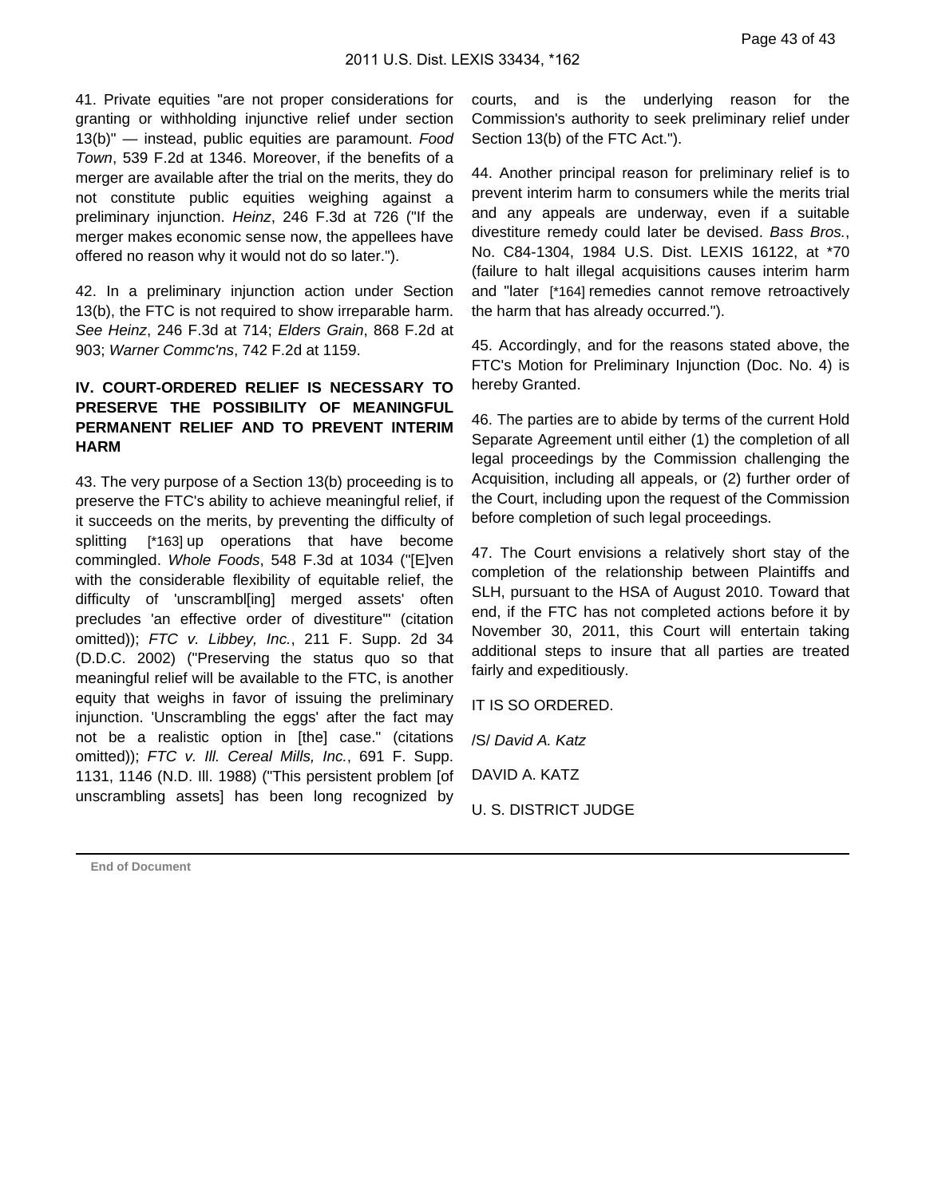41. Private equities "are not proper considerations for granting or withholding injunctive relief under section 13(b)" — instead, public equities are paramount. *Food Town*, 539 F.2d at 1346. Moreover, if the benefits of a merger are available after the trial on the merits, they do not constitute public equities weighing against a preliminary injunction. *Heinz*, 246 F.3d at 726 ("If the merger makes economic sense now, the appellees have offered no reason why it would not do so later.").

42. In a preliminary injunction action under Section 13(b), the FTC is not required to show irreparable harm. *See Heinz*, 246 F.3d at 714; *Elders Grain*, 868 F.2d at 903; *Warner Commc'ns*, 742 F.2d at 1159.

**IV. COURT-ORDERED RELIEF IS NECESSARY TO PRESERVE THE POSSIBILITY OF MEANINGFUL PERMANENT RELIEF AND TO PREVENT INTERIM HARM**

43. The very purpose of a Section 13(b) proceeding is to preserve the FTC's ability to achieve meaningful relief, if it succeeds on the merits, by preventing the difficulty of splitting [*163] up operations that have become commingled. *Whole Foods*, 548 F.3d at 1034 ("[E]ven with the considerable flexibility of equitable relief, the difficulty of 'unscrambl[ing] merged assets' often precludes 'an effective order of divestiture'" (citation omitted)); *FTC v. Libbey, Inc.*, 211 F. Supp. 2d 34 (D.D.C. 2002) ("Preserving the status quo so that meaningful relief will be available to the FTC, is another equity that weighs in favor of issuing the preliminary injunction. 'Unscrambling the eggs' after the fact may not be a realistic option in [the] case." (citations omitted)); *FTC v. Ill. Cereal Mills, Inc.*, 691 F. Supp. 1131, 1146 (N.D. Ill. 1988) ("This persistent problem [of unscrambling assets] has been long recognized by courts, and is the underlying reason for the Commission's authority to seek preliminary relief under Section 13(b) of the FTC Act.").

44. Another principal reason for preliminary relief is to prevent interim harm to consumers while the merits trial and any appeals are underway, even if a suitable divestiture remedy could later be devised. *Bass Bros.*, No. C84-1304, 1984 U.S. Dist. LEXIS 16122, at *70 (failure to halt illegal acquisitions causes interim harm and "later [*164] remedies cannot remove retroactively the harm that has already occurred.").

45. Accordingly, and for the reasons stated above, the FTC's Motion for Preliminary Injunction (Doc. No. 4) is hereby Granted.

46. The parties are to abide by terms of the current Hold Separate Agreement until either (1) the completion of all legal proceedings by the Commission challenging the Acquisition, including all appeals, or (2) further order of the Court, including upon the request of the Commission before completion of such legal proceedings.

47. The Court envisions a relatively short stay of the completion of the relationship between Plaintiffs and SLH, pursuant to the HSA of August 2010. Toward that end, if the FTC has not completed actions before it by November 30, 2011, this Court will entertain taking additional steps to insure that all parties are treated fairly and expeditiously.

IT IS SO ORDERED.

/S/ *David A. Katz*

DAVID A. KATZ

U. S. DISTRICT JUDGE

End of Document